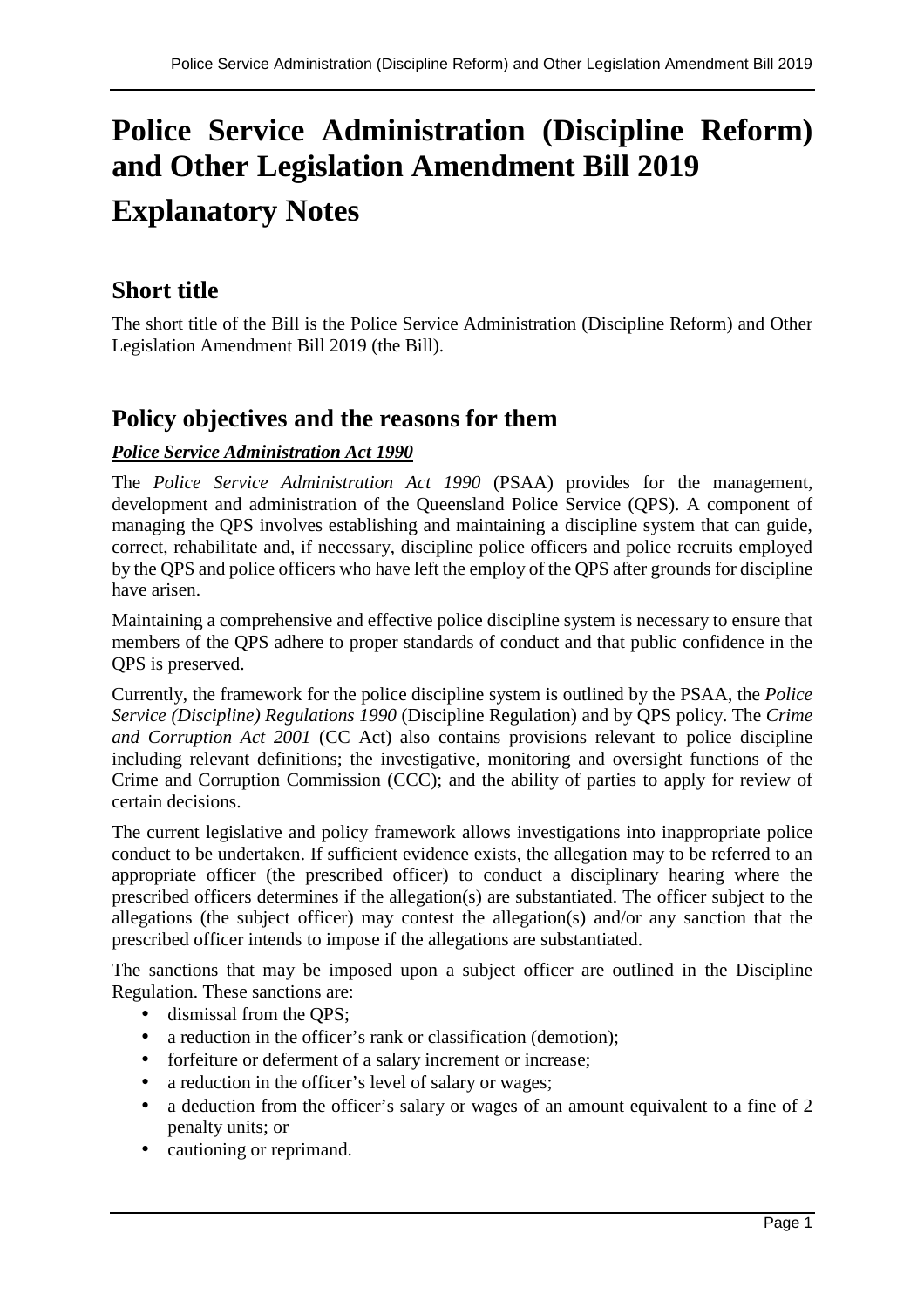# Police Service Administration (Discipline Reform) and Other Legislation Amendment Bill 2019

# Explanatory Notes

## Short title

The short title of the Bill is the Police Service Administration (Discipline Reform) and Other Legislation Amendment Bill 2019 (the Bill).

## Policy objectives and the reasons for them

***Police Service Administration Act 1990***

The *Police Service Administration Act 1990* (PSAA) provides for the management, development and administration of the Queensland Police Service (QPS). A component of managing the QPS involves establishing and maintaining a discipline system that can guide, correct, rehabilitate and, if necessary, discipline police officers and police recruits employed by the QPS and police officers who have left the employ of the QPS after grounds for discipline have arisen.

Maintaining a comprehensive and effective police discipline system is necessary to ensure that members of the QPS adhere to proper standards of conduct and that public confidence in the QPS is preserved.

Currently, the framework for the police discipline system is outlined by the PSAA, the *Police Service (Discipline) Regulations 1990* (Discipline Regulation) and by QPS policy. The *Crime and Corruption Act 2001* (CC Act) also contains provisions relevant to police discipline including relevant definitions; the investigative, monitoring and oversight functions of the Crime and Corruption Commission (CCC); and the ability of parties to apply for review of certain decisions.

The current legislative and policy framework allows investigations into inappropriate police conduct to be undertaken. If sufficient evidence exists, the allegation may to be referred to an appropriate officer (the prescribed officer) to conduct a disciplinary hearing where the prescribed officers determines if the allegation(s) are substantiated. The officer subject to the allegations (the subject officer) may contest the allegation(s) and/or any sanction that the prescribed officer intends to impose if the allegations are substantiated.

The sanctions that may be imposed upon a subject officer are outlined in the Discipline Regulation. These sanctions are:

- dismissal from the QPS;
- a reduction in the officer's rank or classification (demotion);
- forfeiture or deferment of a salary increment or increase;
- a reduction in the officer's level of salary or wages;
- a deduction from the officer's salary or wages of an amount equivalent to a fine of 2 penalty units; or
- cautioning or reprimand.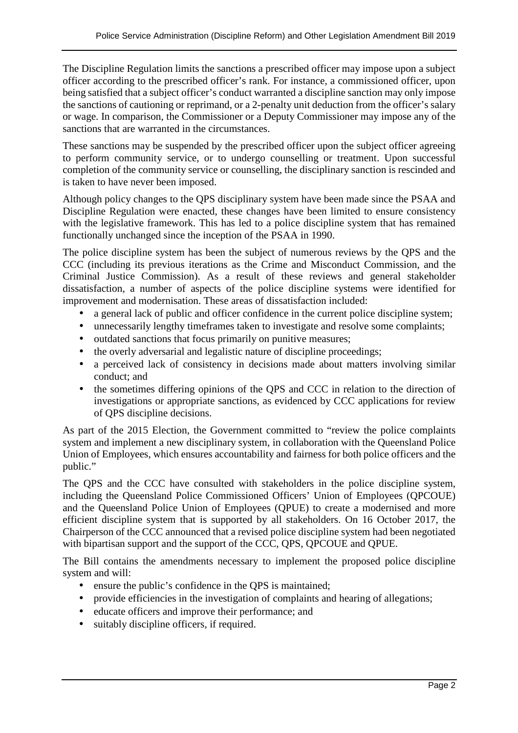The Discipline Regulation limits the sanctions a prescribed officer may impose upon a subject officer according to the prescribed officer's rank. For instance, a commissioned officer, upon being satisfied that a subject officer's conduct warranted a discipline sanction may only impose the sanctions of cautioning or reprimand, or a 2-penalty unit deduction from the officer's salary or wage. In comparison, the Commissioner or a Deputy Commissioner may impose any of the sanctions that are warranted in the circumstances.

These sanctions may be suspended by the prescribed officer upon the subject officer agreeing to perform community service, or to undergo counselling or treatment. Upon successful completion of the community service or counselling, the disciplinary sanction is rescinded and is taken to have never been imposed.

Although policy changes to the QPS disciplinary system have been made since the PSAA and Discipline Regulation were enacted, these changes have been limited to ensure consistency with the legislative framework. This has led to a police discipline system that has remained functionally unchanged since the inception of the PSAA in 1990.

The police discipline system has been the subject of numerous reviews by the QPS and the CCC (including its previous iterations as the Crime and Misconduct Commission, and the Criminal Justice Commission). As a result of these reviews and general stakeholder dissatisfaction, a number of aspects of the police discipline systems were identified for improvement and modernisation. These areas of dissatisfaction included:

- a general lack of public and officer confidence in the current police discipline system;
- unnecessarily lengthy timeframes taken to investigate and resolve some complaints;
- outdated sanctions that focus primarily on punitive measures;
- the overly adversarial and legalistic nature of discipline proceedings;
- a perceived lack of consistency in decisions made about matters involving similar conduct; and
- the sometimes differing opinions of the QPS and CCC in relation to the direction of investigations or appropriate sanctions, as evidenced by CCC applications for review of QPS discipline decisions.

As part of the 2015 Election, the Government committed to "review the police complaints system and implement a new disciplinary system, in collaboration with the Queensland Police Union of Employees, which ensures accountability and fairness for both police officers and the public."

The QPS and the CCC have consulted with stakeholders in the police discipline system, including the Queensland Police Commissioned Officers' Union of Employees (QPCOUE) and the Queensland Police Union of Employees (QPUE) to create a modernised and more efficient discipline system that is supported by all stakeholders. On 16 October 2017, the Chairperson of the CCC announced that a revised police discipline system had been negotiated with bipartisan support and the support of the CCC, QPS, QPCOUE and QPUE.

The Bill contains the amendments necessary to implement the proposed police discipline system and will:

- ensure the public's confidence in the QPS is maintained;
- provide efficiencies in the investigation of complaints and hearing of allegations;
- educate officers and improve their performance; and
- suitably discipline officers, if required.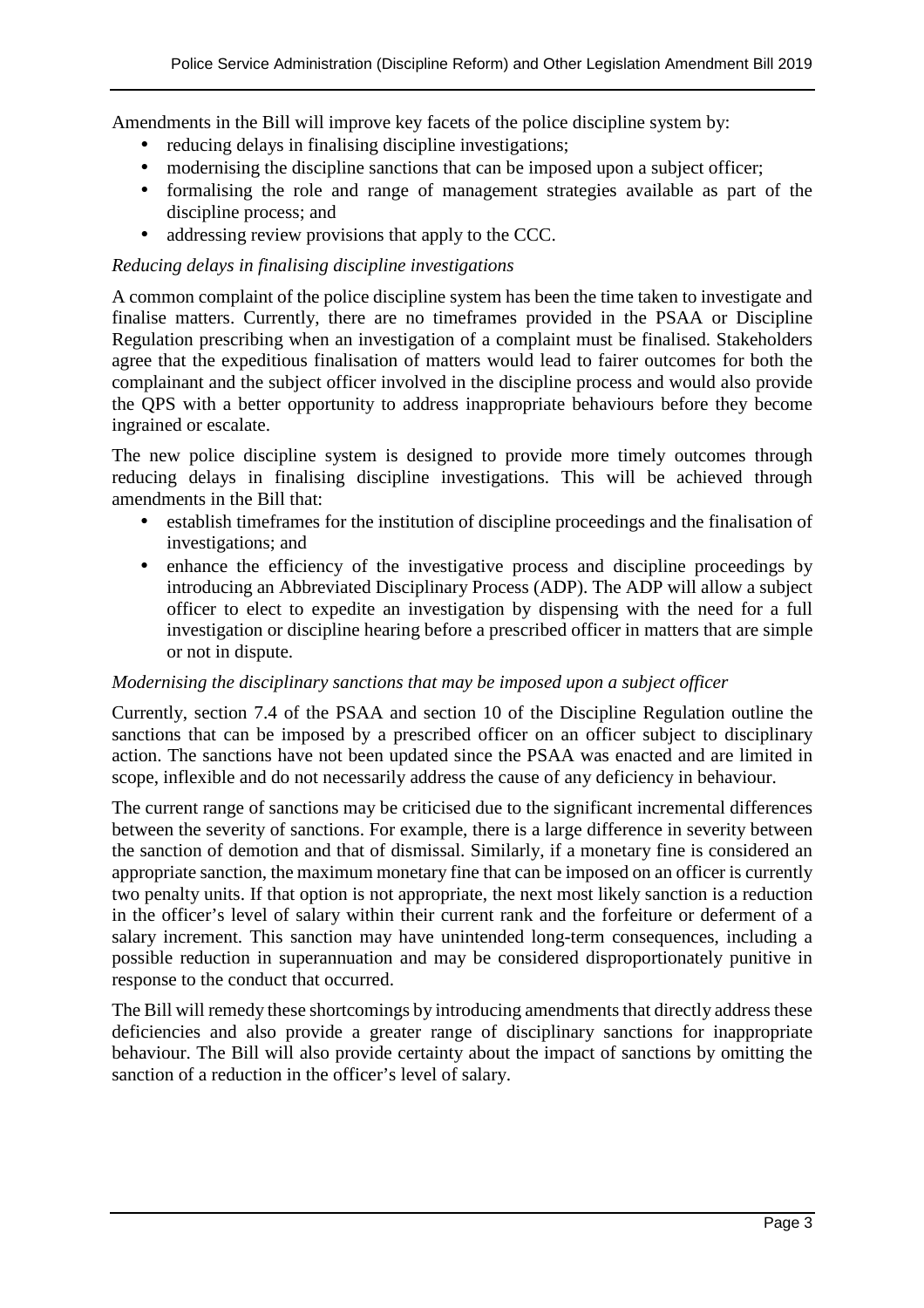Amendments in the Bill will improve key facets of the police discipline system by:

- reducing delays in finalising discipline investigations;
- modernising the discipline sanctions that can be imposed upon a subject officer;
- formalising the role and range of management strategies available as part of the discipline process; and
- addressing review provisions that apply to the CCC.

*Reducing delays in finalising discipline investigations*

A common complaint of the police discipline system has been the time taken to investigate and finalise matters. Currently, there are no timeframes provided in the PSAA or Discipline Regulation prescribing when an investigation of a complaint must be finalised. Stakeholders agree that the expeditious finalisation of matters would lead to fairer outcomes for both the complainant and the subject officer involved in the discipline process and would also provide the QPS with a better opportunity to address inappropriate behaviours before they become ingrained or escalate.

The new police discipline system is designed to provide more timely outcomes through reducing delays in finalising discipline investigations. This will be achieved through amendments in the Bill that:

- establish timeframes for the institution of discipline proceedings and the finalisation of investigations; and
- enhance the efficiency of the investigative process and discipline proceedings by introducing an Abbreviated Disciplinary Process (ADP). The ADP will allow a subject officer to elect to expedite an investigation by dispensing with the need for a full investigation or discipline hearing before a prescribed officer in matters that are simple or not in dispute.

*Modernising the disciplinary sanctions that may be imposed upon a subject officer*

Currently, section 7.4 of the PSAA and section 10 of the Discipline Regulation outline the sanctions that can be imposed by a prescribed officer on an officer subject to disciplinary action. The sanctions have not been updated since the PSAA was enacted and are limited in scope, inflexible and do not necessarily address the cause of any deficiency in behaviour.

The current range of sanctions may be criticised due to the significant incremental differences between the severity of sanctions. For example, there is a large difference in severity between the sanction of demotion and that of dismissal. Similarly, if a monetary fine is considered an appropriate sanction, the maximum monetary fine that can be imposed on an officer is currently two penalty units. If that option is not appropriate, the next most likely sanction is a reduction in the officer's level of salary within their current rank and the forfeiture or deferment of a salary increment. This sanction may have unintended long-term consequences, including a possible reduction in superannuation and may be considered disproportionately punitive in response to the conduct that occurred.

The Bill will remedy these shortcomings by introducing amendments that directly address these deficiencies and also provide a greater range of disciplinary sanctions for inappropriate behaviour. The Bill will also provide certainty about the impact of sanctions by omitting the sanction of a reduction in the officer's level of salary.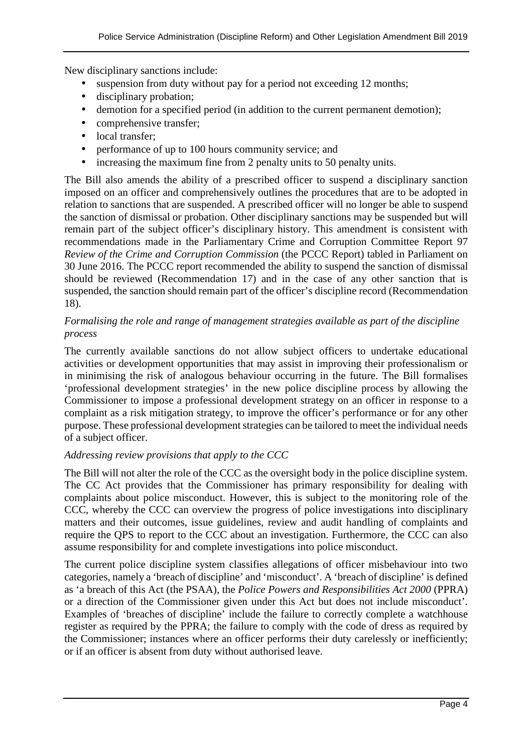New disciplinary sanctions include:

- suspension from duty without pay for a period not exceeding 12 months;
- disciplinary probation;
- demotion for a specified period (in addition to the current permanent demotion);
- comprehensive transfer;
- local transfer;
- performance of up to 100 hours community service; and
- increasing the maximum fine from 2 penalty units to 50 penalty units.

The Bill also amends the ability of a prescribed officer to suspend a disciplinary sanction imposed on an officer and comprehensively outlines the procedures that are to be adopted in relation to sanctions that are suspended. A prescribed officer will no longer be able to suspend the sanction of dismissal or probation. Other disciplinary sanctions may be suspended but will remain part of the subject officer's disciplinary history. This amendment is consistent with recommendations made in the Parliamentary Crime and Corruption Committee Report 97 *Review of the Crime and Corruption Commission* (the PCCC Report) tabled in Parliament on 30 June 2016. The PCCC report recommended the ability to suspend the sanction of dismissal should be reviewed (Recommendation 17) and in the case of any other sanction that is suspended, the sanction should remain part of the officer's discipline record (Recommendation 18).

*Formalising the role and range of management strategies available as part of the discipline process*

The currently available sanctions do not allow subject officers to undertake educational activities or development opportunities that may assist in improving their professionalism or in minimising the risk of analogous behaviour occurring in the future. The Bill formalises 'professional development strategies' in the new police discipline process by allowing the Commissioner to impose a professional development strategy on an officer in response to a complaint as a risk mitigation strategy, to improve the officer's performance or for any other purpose. These professional development strategies can be tailored to meet the individual needs of a subject officer.

*Addressing review provisions that apply to the CCC*

The Bill will not alter the role of the CCC as the oversight body in the police discipline system. The CC Act provides that the Commissioner has primary responsibility for dealing with complaints about police misconduct. However, this is subject to the monitoring role of the CCC, whereby the CCC can overview the progress of police investigations into disciplinary matters and their outcomes, issue guidelines, review and audit handling of complaints and require the QPS to report to the CCC about an investigation. Furthermore, the CCC can also assume responsibility for and complete investigations into police misconduct.

The current police discipline system classifies allegations of officer misbehaviour into two categories, namely a 'breach of discipline' and 'misconduct'. A 'breach of discipline' is defined as 'a breach of this Act (the PSAA), the *Police Powers and Responsibilities Act 2000* (PPRA) or a direction of the Commissioner given under this Act but does not include misconduct'. Examples of 'breaches of discipline' include the failure to correctly complete a watchhouse register as required by the PPRA; the failure to comply with the code of dress as required by the Commissioner; instances where an officer performs their duty carelessly or inefficiently; or if an officer is absent from duty without authorised leave.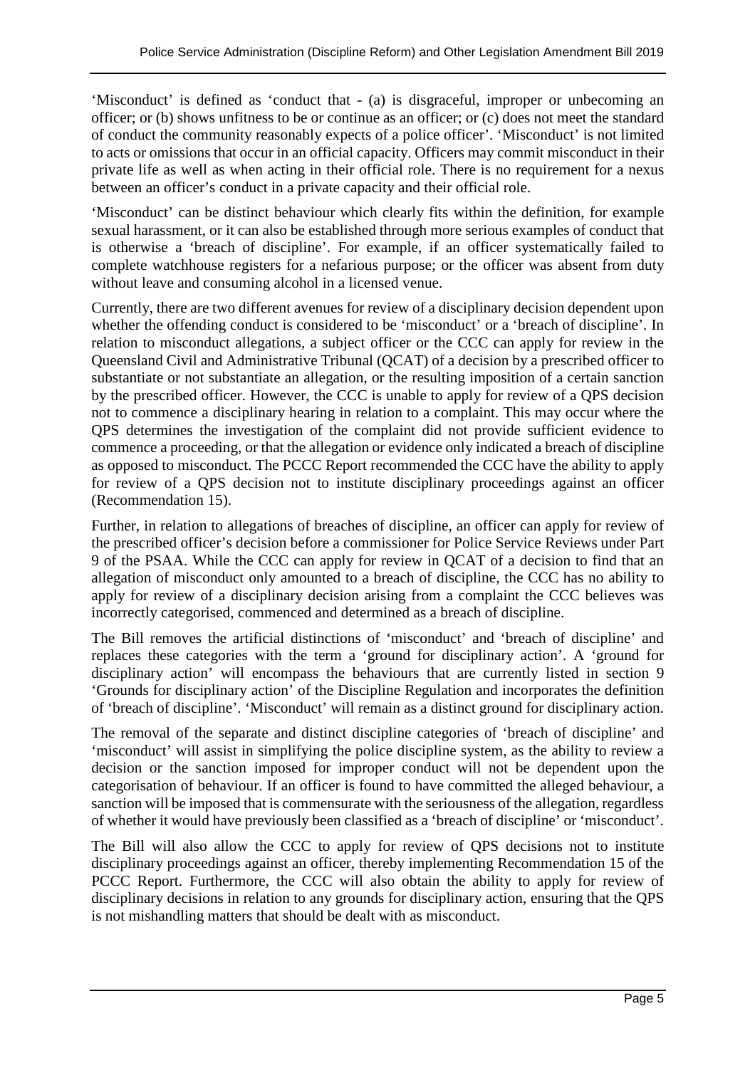'Misconduct' is defined as 'conduct that - (a) is disgraceful, improper or unbecoming an officer; or (b) shows unfitness to be or continue as an officer; or (c) does not meet the standard of conduct the community reasonably expects of a police officer'. 'Misconduct' is not limited to acts or omissions that occur in an official capacity. Officers may commit misconduct in their private life as well as when acting in their official role. There is no requirement for a nexus between an officer's conduct in a private capacity and their official role.

'Misconduct' can be distinct behaviour which clearly fits within the definition, for example sexual harassment, or it can also be established through more serious examples of conduct that is otherwise a 'breach of discipline'. For example, if an officer systematically failed to complete watchhouse registers for a nefarious purpose; or the officer was absent from duty without leave and consuming alcohol in a licensed venue.

Currently, there are two different avenues for review of a disciplinary decision dependent upon whether the offending conduct is considered to be 'misconduct' or a 'breach of discipline'. In relation to misconduct allegations, a subject officer or the CCC can apply for review in the Queensland Civil and Administrative Tribunal (QCAT) of a decision by a prescribed officer to substantiate or not substantiate an allegation, or the resulting imposition of a certain sanction by the prescribed officer. However, the CCC is unable to apply for review of a QPS decision not to commence a disciplinary hearing in relation to a complaint. This may occur where the QPS determines the investigation of the complaint did not provide sufficient evidence to commence a proceeding, or that the allegation or evidence only indicated a breach of discipline as opposed to misconduct. The PCCC Report recommended the CCC have the ability to apply for review of a QPS decision not to institute disciplinary proceedings against an officer (Recommendation 15).

Further, in relation to allegations of breaches of discipline, an officer can apply for review of the prescribed officer's decision before a commissioner for Police Service Reviews under Part 9 of the PSAA. While the CCC can apply for review in QCAT of a decision to find that an allegation of misconduct only amounted to a breach of discipline, the CCC has no ability to apply for review of a disciplinary decision arising from a complaint the CCC believes was incorrectly categorised, commenced and determined as a breach of discipline.

The Bill removes the artificial distinctions of 'misconduct' and 'breach of discipline' and replaces these categories with the term a 'ground for disciplinary action'. A 'ground for disciplinary action' will encompass the behaviours that are currently listed in section 9 'Grounds for disciplinary action' of the Discipline Regulation and incorporates the definition of 'breach of discipline'. 'Misconduct' will remain as a distinct ground for disciplinary action.

The removal of the separate and distinct discipline categories of 'breach of discipline' and 'misconduct' will assist in simplifying the police discipline system, as the ability to review a decision or the sanction imposed for improper conduct will not be dependent upon the categorisation of behaviour. If an officer is found to have committed the alleged behaviour, a sanction will be imposed that is commensurate with the seriousness of the allegation, regardless of whether it would have previously been classified as a 'breach of discipline' or 'misconduct'.

The Bill will also allow the CCC to apply for review of QPS decisions not to institute disciplinary proceedings against an officer, thereby implementing Recommendation 15 of the PCCC Report. Furthermore, the CCC will also obtain the ability to apply for review of disciplinary decisions in relation to any grounds for disciplinary action, ensuring that the QPS is not mishandling matters that should be dealt with as misconduct.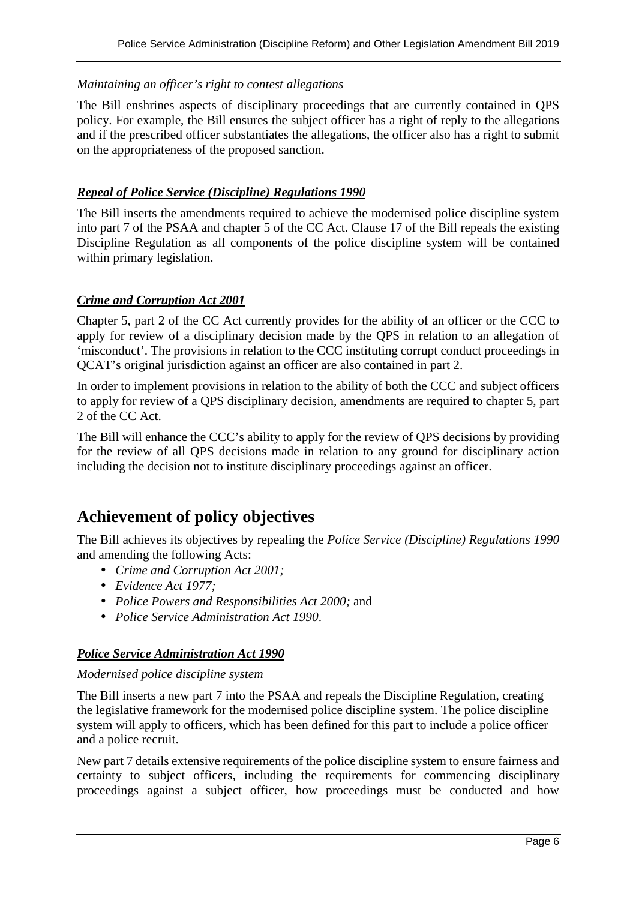*Maintaining an officer's right to contest allegations*

The Bill enshrines aspects of disciplinary proceedings that are currently contained in QPS policy. For example, the Bill ensures the subject officer has a right of reply to the allegations and if the prescribed officer substantiates the allegations, the officer also has a right to submit on the appropriateness of the proposed sanction.

***Repeal of Police Service (Discipline) Regulations 1990***

The Bill inserts the amendments required to achieve the modernised police discipline system into part 7 of the PSAA and chapter 5 of the CC Act. Clause 17 of the Bill repeals the existing Discipline Regulation as all components of the police discipline system will be contained within primary legislation.

***Crime and Corruption Act 2001***

Chapter 5, part 2 of the CC Act currently provides for the ability of an officer or the CCC to apply for review of a disciplinary decision made by the QPS in relation to an allegation of 'misconduct'. The provisions in relation to the CCC instituting corrupt conduct proceedings in QCAT's original jurisdiction against an officer are also contained in part 2.

In order to implement provisions in relation to the ability of both the CCC and subject officers to apply for review of a QPS disciplinary decision, amendments are required to chapter 5, part 2 of the CC Act.

The Bill will enhance the CCC's ability to apply for the review of QPS decisions by providing for the review of all QPS decisions made in relation to any ground for disciplinary action including the decision not to institute disciplinary proceedings against an officer.

## Achievement of policy objectives

The Bill achieves its objectives by repealing the *Police Service (Discipline) Regulations 1990* and amending the following Acts:

- *Crime and Corruption Act 2001;*
- *Evidence Act 1977;*
- *Police Powers and Responsibilities Act 2000;* and
- *Police Service Administration Act 1990*.

***Police Service Administration Act 1990***

*Modernised police discipline system*

The Bill inserts a new part 7 into the PSAA and repeals the Discipline Regulation, creating the legislative framework for the modernised police discipline system. The police discipline system will apply to officers, which has been defined for this part to include a police officer and a police recruit.

New part 7 details extensive requirements of the police discipline system to ensure fairness and certainty to subject officers, including the requirements for commencing disciplinary proceedings against a subject officer, how proceedings must be conducted and how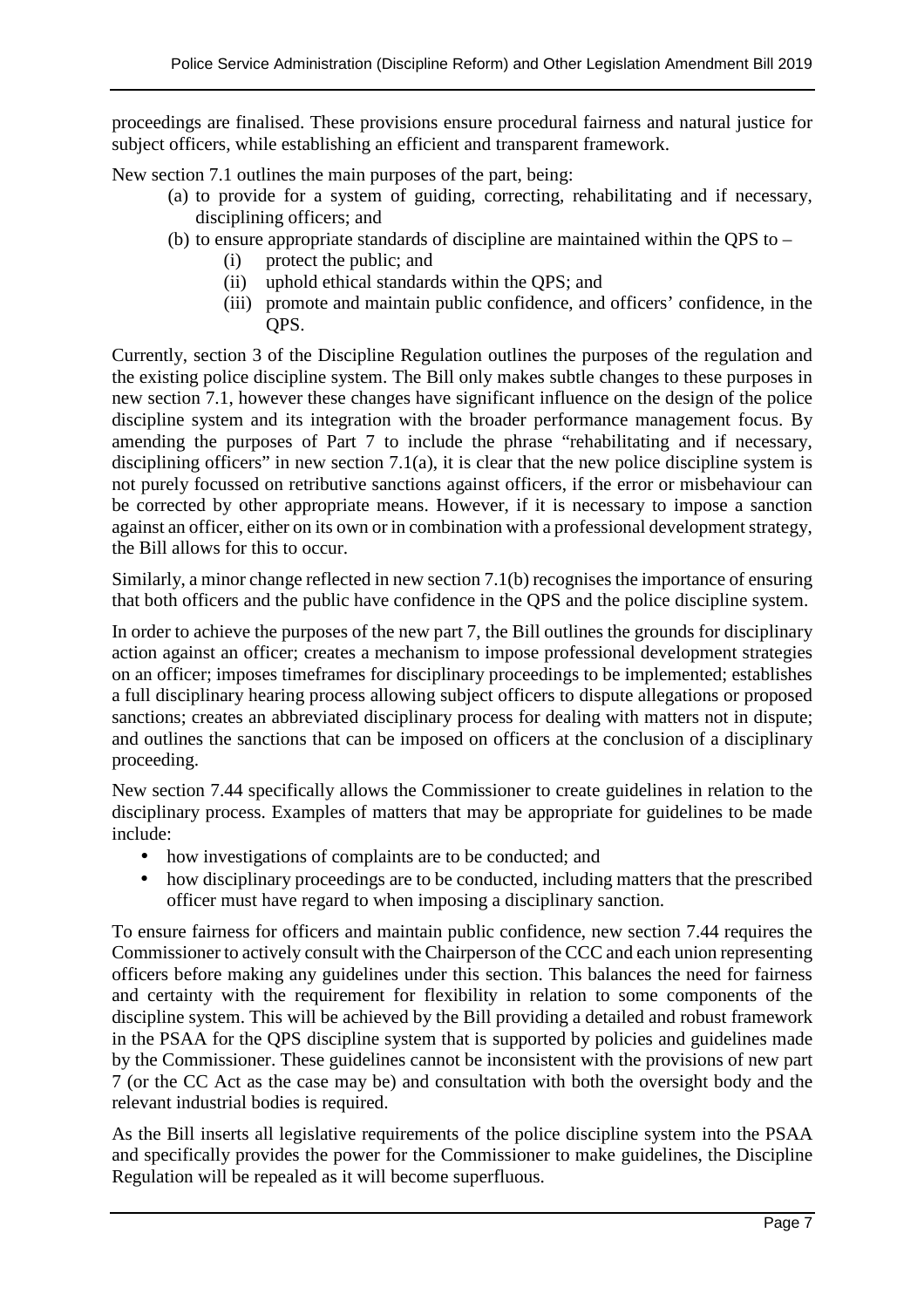proceedings are finalised. These provisions ensure procedural fairness and natural justice for subject officers, while establishing an efficient and transparent framework.

New section 7.1 outlines the main purposes of the part, being:

(a) to provide for a system of guiding, correcting, rehabilitating and if necessary, disciplining officers; and

(b) to ensure appropriate standards of discipline are maintained within the QPS to –

  (i) protect the public; and

  (ii) uphold ethical standards within the QPS; and

  (iii) promote and maintain public confidence, and officers' confidence, in the QPS.

Currently, section 3 of the Discipline Regulation outlines the purposes of the regulation and the existing police discipline system. The Bill only makes subtle changes to these purposes in new section 7.1, however these changes have significant influence on the design of the police discipline system and its integration with the broader performance management focus. By amending the purposes of Part 7 to include the phrase "rehabilitating and if necessary, disciplining officers" in new section 7.1(a), it is clear that the new police discipline system is not purely focussed on retributive sanctions against officers, if the error or misbehaviour can be corrected by other appropriate means. However, if it is necessary to impose a sanction against an officer, either on its own or in combination with a professional development strategy, the Bill allows for this to occur.

Similarly, a minor change reflected in new section 7.1(b) recognises the importance of ensuring that both officers and the public have confidence in the QPS and the police discipline system.

In order to achieve the purposes of the new part 7, the Bill outlines the grounds for disciplinary action against an officer; creates a mechanism to impose professional development strategies on an officer; imposes timeframes for disciplinary proceedings to be implemented; establishes a full disciplinary hearing process allowing subject officers to dispute allegations or proposed sanctions; creates an abbreviated disciplinary process for dealing with matters not in dispute; and outlines the sanctions that can be imposed on officers at the conclusion of a disciplinary proceeding.

New section 7.44 specifically allows the Commissioner to create guidelines in relation to the disciplinary process. Examples of matters that may be appropriate for guidelines to be made include:

- how investigations of complaints are to be conducted; and
- how disciplinary proceedings are to be conducted, including matters that the prescribed officer must have regard to when imposing a disciplinary sanction.

To ensure fairness for officers and maintain public confidence, new section 7.44 requires the Commissioner to actively consult with the Chairperson of the CCC and each union representing officers before making any guidelines under this section. This balances the need for fairness and certainty with the requirement for flexibility in relation to some components of the discipline system. This will be achieved by the Bill providing a detailed and robust framework in the PSAA for the QPS discipline system that is supported by policies and guidelines made by the Commissioner. These guidelines cannot be inconsistent with the provisions of new part 7 (or the CC Act as the case may be) and consultation with both the oversight body and the relevant industrial bodies is required.

As the Bill inserts all legislative requirements of the police discipline system into the PSAA and specifically provides the power for the Commissioner to make guidelines, the Discipline Regulation will be repealed as it will become superfluous.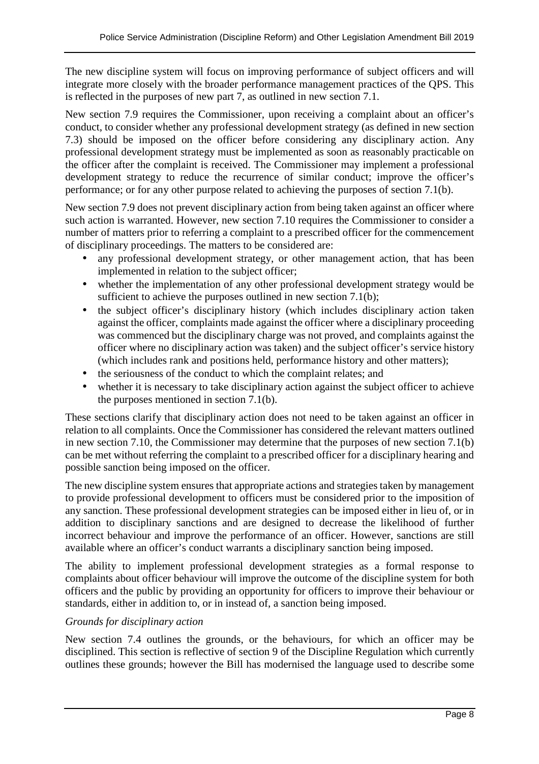The new discipline system will focus on improving performance of subject officers and will integrate more closely with the broader performance management practices of the QPS. This is reflected in the purposes of new part 7, as outlined in new section 7.1.

New section 7.9 requires the Commissioner, upon receiving a complaint about an officer's conduct, to consider whether any professional development strategy (as defined in new section 7.3) should be imposed on the officer before considering any disciplinary action. Any professional development strategy must be implemented as soon as reasonably practicable on the officer after the complaint is received. The Commissioner may implement a professional development strategy to reduce the recurrence of similar conduct; improve the officer's performance; or for any other purpose related to achieving the purposes of section 7.1(b).

New section 7.9 does not prevent disciplinary action from being taken against an officer where such action is warranted. However, new section 7.10 requires the Commissioner to consider a number of matters prior to referring a complaint to a prescribed officer for the commencement of disciplinary proceedings. The matters to be considered are:

- any professional development strategy, or other management action, that has been implemented in relation to the subject officer;
- whether the implementation of any other professional development strategy would be sufficient to achieve the purposes outlined in new section 7.1(b);
- the subject officer's disciplinary history (which includes disciplinary action taken against the officer, complaints made against the officer where a disciplinary proceeding was commenced but the disciplinary charge was not proved, and complaints against the officer where no disciplinary action was taken) and the subject officer's service history (which includes rank and positions held, performance history and other matters);
- the seriousness of the conduct to which the complaint relates; and
- whether it is necessary to take disciplinary action against the subject officer to achieve the purposes mentioned in section 7.1(b).

These sections clarify that disciplinary action does not need to be taken against an officer in relation to all complaints. Once the Commissioner has considered the relevant matters outlined in new section 7.10, the Commissioner may determine that the purposes of new section 7.1(b) can be met without referring the complaint to a prescribed officer for a disciplinary hearing and possible sanction being imposed on the officer.

The new discipline system ensures that appropriate actions and strategies taken by management to provide professional development to officers must be considered prior to the imposition of any sanction. These professional development strategies can be imposed either in lieu of, or in addition to disciplinary sanctions and are designed to decrease the likelihood of further incorrect behaviour and improve the performance of an officer. However, sanctions are still available where an officer's conduct warrants a disciplinary sanction being imposed.

The ability to implement professional development strategies as a formal response to complaints about officer behaviour will improve the outcome of the discipline system for both officers and the public by providing an opportunity for officers to improve their behaviour or standards, either in addition to, or in instead of, a sanction being imposed.

*Grounds for disciplinary action*

New section 7.4 outlines the grounds, or the behaviours, for which an officer may be disciplined. This section is reflective of section 9 of the Discipline Regulation which currently outlines these grounds; however the Bill has modernised the language used to describe some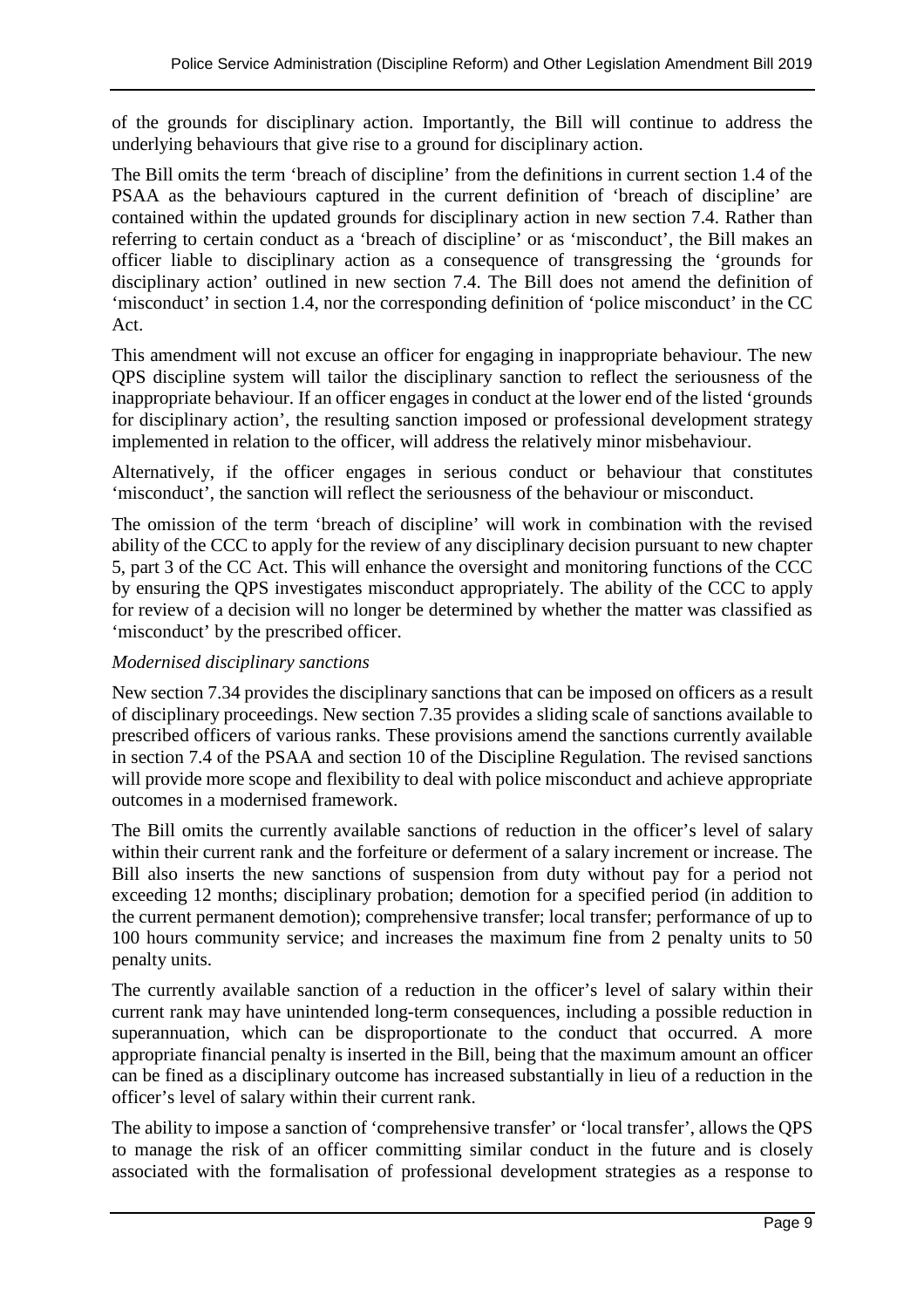of the grounds for disciplinary action. Importantly, the Bill will continue to address the underlying behaviours that give rise to a ground for disciplinary action.

The Bill omits the term 'breach of discipline' from the definitions in current section 1.4 of the PSAA as the behaviours captured in the current definition of 'breach of discipline' are contained within the updated grounds for disciplinary action in new section 7.4. Rather than referring to certain conduct as a 'breach of discipline' or as 'misconduct', the Bill makes an officer liable to disciplinary action as a consequence of transgressing the 'grounds for disciplinary action' outlined in new section 7.4. The Bill does not amend the definition of 'misconduct' in section 1.4, nor the corresponding definition of 'police misconduct' in the CC Act.

This amendment will not excuse an officer for engaging in inappropriate behaviour. The new QPS discipline system will tailor the disciplinary sanction to reflect the seriousness of the inappropriate behaviour. If an officer engages in conduct at the lower end of the listed 'grounds for disciplinary action', the resulting sanction imposed or professional development strategy implemented in relation to the officer, will address the relatively minor misbehaviour.

Alternatively, if the officer engages in serious conduct or behaviour that constitutes 'misconduct', the sanction will reflect the seriousness of the behaviour or misconduct.

The omission of the term 'breach of discipline' will work in combination with the revised ability of the CCC to apply for the review of any disciplinary decision pursuant to new chapter 5, part 3 of the CC Act. This will enhance the oversight and monitoring functions of the CCC by ensuring the QPS investigates misconduct appropriately. The ability of the CCC to apply for review of a decision will no longer be determined by whether the matter was classified as 'misconduct' by the prescribed officer.

*Modernised disciplinary sanctions*

New section 7.34 provides the disciplinary sanctions that can be imposed on officers as a result of disciplinary proceedings. New section 7.35 provides a sliding scale of sanctions available to prescribed officers of various ranks. These provisions amend the sanctions currently available in section 7.4 of the PSAA and section 10 of the Discipline Regulation. The revised sanctions will provide more scope and flexibility to deal with police misconduct and achieve appropriate outcomes in a modernised framework.

The Bill omits the currently available sanctions of reduction in the officer's level of salary within their current rank and the forfeiture or deferment of a salary increment or increase. The Bill also inserts the new sanctions of suspension from duty without pay for a period not exceeding 12 months; disciplinary probation; demotion for a specified period (in addition to the current permanent demotion); comprehensive transfer; local transfer; performance of up to 100 hours community service; and increases the maximum fine from 2 penalty units to 50 penalty units.

The currently available sanction of a reduction in the officer's level of salary within their current rank may have unintended long-term consequences, including a possible reduction in superannuation, which can be disproportionate to the conduct that occurred. A more appropriate financial penalty is inserted in the Bill, being that the maximum amount an officer can be fined as a disciplinary outcome has increased substantially in lieu of a reduction in the officer's level of salary within their current rank.

The ability to impose a sanction of 'comprehensive transfer' or 'local transfer', allows the QPS to manage the risk of an officer committing similar conduct in the future and is closely associated with the formalisation of professional development strategies as a response to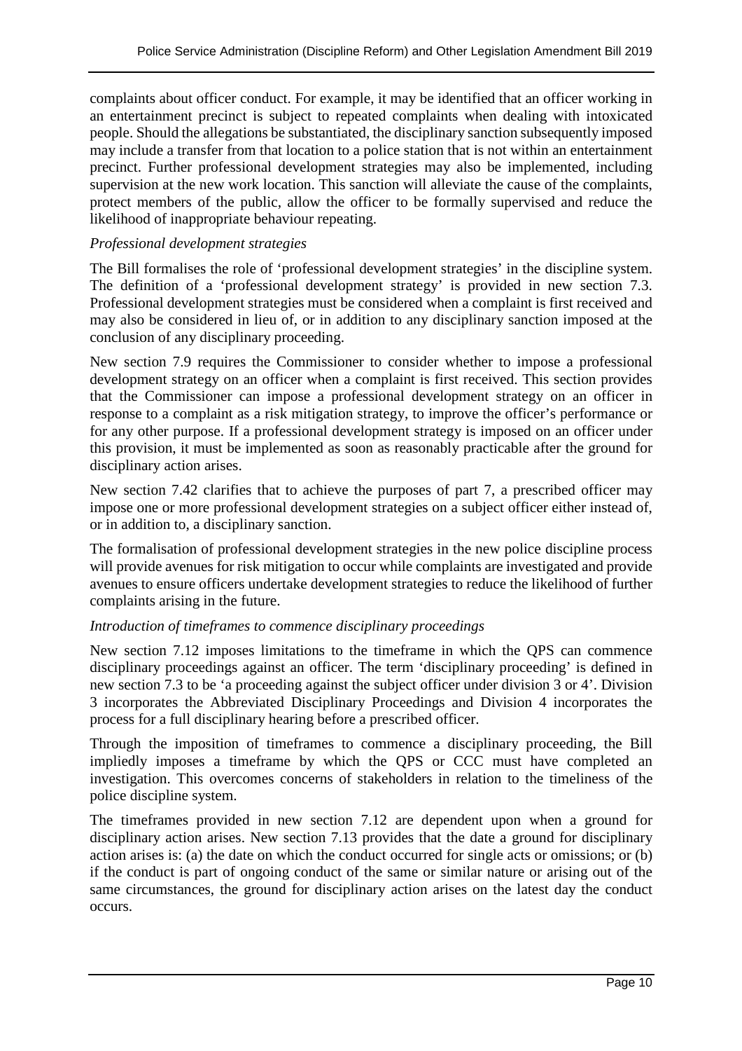complaints about officer conduct. For example, it may be identified that an officer working in an entertainment precinct is subject to repeated complaints when dealing with intoxicated people. Should the allegations be substantiated, the disciplinary sanction subsequently imposed may include a transfer from that location to a police station that is not within an entertainment precinct. Further professional development strategies may also be implemented, including supervision at the new work location. This sanction will alleviate the cause of the complaints, protect members of the public, allow the officer to be formally supervised and reduce the likelihood of inappropriate behaviour repeating.

*Professional development strategies*

The Bill formalises the role of 'professional development strategies' in the discipline system. The definition of a 'professional development strategy' is provided in new section 7.3. Professional development strategies must be considered when a complaint is first received and may also be considered in lieu of, or in addition to any disciplinary sanction imposed at the conclusion of any disciplinary proceeding.

New section 7.9 requires the Commissioner to consider whether to impose a professional development strategy on an officer when a complaint is first received. This section provides that the Commissioner can impose a professional development strategy on an officer in response to a complaint as a risk mitigation strategy, to improve the officer's performance or for any other purpose. If a professional development strategy is imposed on an officer under this provision, it must be implemented as soon as reasonably practicable after the ground for disciplinary action arises.

New section 7.42 clarifies that to achieve the purposes of part 7, a prescribed officer may impose one or more professional development strategies on a subject officer either instead of, or in addition to, a disciplinary sanction.

The formalisation of professional development strategies in the new police discipline process will provide avenues for risk mitigation to occur while complaints are investigated and provide avenues to ensure officers undertake development strategies to reduce the likelihood of further complaints arising in the future.

*Introduction of timeframes to commence disciplinary proceedings*

New section 7.12 imposes limitations to the timeframe in which the QPS can commence disciplinary proceedings against an officer. The term 'disciplinary proceeding' is defined in new section 7.3 to be 'a proceeding against the subject officer under division 3 or 4'. Division 3 incorporates the Abbreviated Disciplinary Proceedings and Division 4 incorporates the process for a full disciplinary hearing before a prescribed officer.

Through the imposition of timeframes to commence a disciplinary proceeding, the Bill impliedly imposes a timeframe by which the QPS or CCC must have completed an investigation. This overcomes concerns of stakeholders in relation to the timeliness of the police discipline system.

The timeframes provided in new section 7.12 are dependent upon when a ground for disciplinary action arises. New section 7.13 provides that the date a ground for disciplinary action arises is: (a) the date on which the conduct occurred for single acts or omissions; or (b) if the conduct is part of ongoing conduct of the same or similar nature or arising out of the same circumstances, the ground for disciplinary action arises on the latest day the conduct occurs.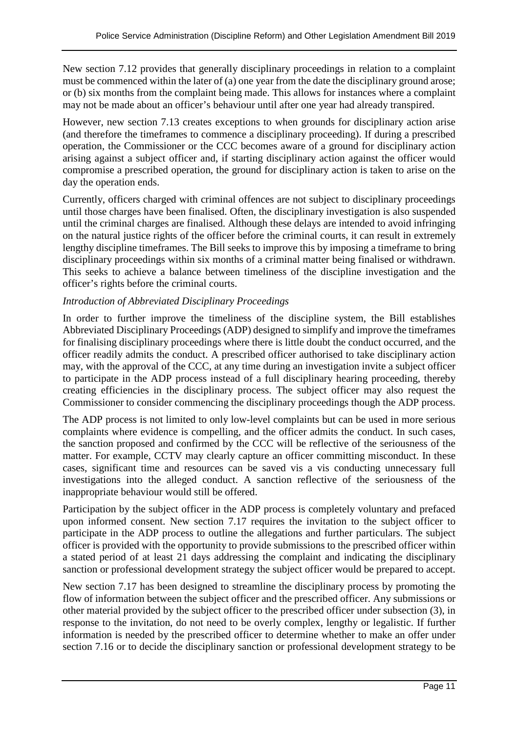New section 7.12 provides that generally disciplinary proceedings in relation to a complaint must be commenced within the later of (a) one year from the date the disciplinary ground arose; or (b) six months from the complaint being made. This allows for instances where a complaint may not be made about an officer's behaviour until after one year had already transpired.

However, new section 7.13 creates exceptions to when grounds for disciplinary action arise (and therefore the timeframes to commence a disciplinary proceeding). If during a prescribed operation, the Commissioner or the CCC becomes aware of a ground for disciplinary action arising against a subject officer and, if starting disciplinary action against the officer would compromise a prescribed operation, the ground for disciplinary action is taken to arise on the day the operation ends.

Currently, officers charged with criminal offences are not subject to disciplinary proceedings until those charges have been finalised. Often, the disciplinary investigation is also suspended until the criminal charges are finalised. Although these delays are intended to avoid infringing on the natural justice rights of the officer before the criminal courts, it can result in extremely lengthy discipline timeframes. The Bill seeks to improve this by imposing a timeframe to bring disciplinary proceedings within six months of a criminal matter being finalised or withdrawn. This seeks to achieve a balance between timeliness of the discipline investigation and the officer's rights before the criminal courts.

*Introduction of Abbreviated Disciplinary Proceedings*

In order to further improve the timeliness of the discipline system, the Bill establishes Abbreviated Disciplinary Proceedings (ADP) designed to simplify and improve the timeframes for finalising disciplinary proceedings where there is little doubt the conduct occurred, and the officer readily admits the conduct. A prescribed officer authorised to take disciplinary action may, with the approval of the CCC, at any time during an investigation invite a subject officer to participate in the ADP process instead of a full disciplinary hearing proceeding, thereby creating efficiencies in the disciplinary process. The subject officer may also request the Commissioner to consider commencing the disciplinary proceedings though the ADP process.

The ADP process is not limited to only low-level complaints but can be used in more serious complaints where evidence is compelling, and the officer admits the conduct. In such cases, the sanction proposed and confirmed by the CCC will be reflective of the seriousness of the matter. For example, CCTV may clearly capture an officer committing misconduct. In these cases, significant time and resources can be saved vis a vis conducting unnecessary full investigations into the alleged conduct. A sanction reflective of the seriousness of the inappropriate behaviour would still be offered.

Participation by the subject officer in the ADP process is completely voluntary and prefaced upon informed consent. New section 7.17 requires the invitation to the subject officer to participate in the ADP process to outline the allegations and further particulars. The subject officer is provided with the opportunity to provide submissions to the prescribed officer within a stated period of at least 21 days addressing the complaint and indicating the disciplinary sanction or professional development strategy the subject officer would be prepared to accept.

New section 7.17 has been designed to streamline the disciplinary process by promoting the flow of information between the subject officer and the prescribed officer. Any submissions or other material provided by the subject officer to the prescribed officer under subsection (3), in response to the invitation, do not need to be overly complex, lengthy or legalistic. If further information is needed by the prescribed officer to determine whether to make an offer under section 7.16 or to decide the disciplinary sanction or professional development strategy to be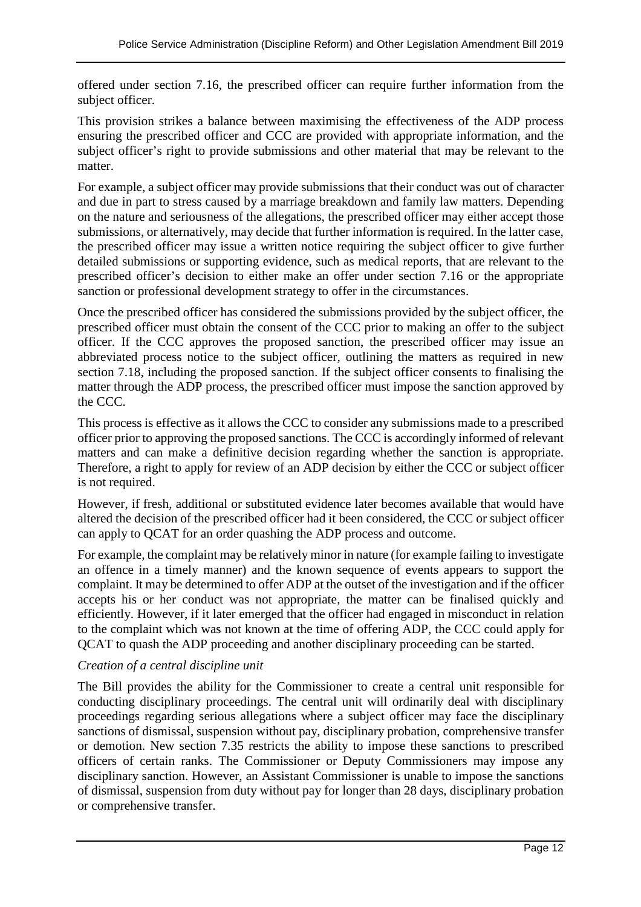offered under section 7.16, the prescribed officer can require further information from the subject officer.

This provision strikes a balance between maximising the effectiveness of the ADP process ensuring the prescribed officer and CCC are provided with appropriate information, and the subject officer's right to provide submissions and other material that may be relevant to the matter.

For example, a subject officer may provide submissions that their conduct was out of character and due in part to stress caused by a marriage breakdown and family law matters. Depending on the nature and seriousness of the allegations, the prescribed officer may either accept those submissions, or alternatively, may decide that further information is required. In the latter case, the prescribed officer may issue a written notice requiring the subject officer to give further detailed submissions or supporting evidence, such as medical reports, that are relevant to the prescribed officer's decision to either make an offer under section 7.16 or the appropriate sanction or professional development strategy to offer in the circumstances.

Once the prescribed officer has considered the submissions provided by the subject officer, the prescribed officer must obtain the consent of the CCC prior to making an offer to the subject officer. If the CCC approves the proposed sanction, the prescribed officer may issue an abbreviated process notice to the subject officer, outlining the matters as required in new section 7.18, including the proposed sanction. If the subject officer consents to finalising the matter through the ADP process, the prescribed officer must impose the sanction approved by the CCC.

This process is effective as it allows the CCC to consider any submissions made to a prescribed officer prior to approving the proposed sanctions. The CCC is accordingly informed of relevant matters and can make a definitive decision regarding whether the sanction is appropriate. Therefore, a right to apply for review of an ADP decision by either the CCC or subject officer is not required.

However, if fresh, additional or substituted evidence later becomes available that would have altered the decision of the prescribed officer had it been considered, the CCC or subject officer can apply to QCAT for an order quashing the ADP process and outcome.

For example, the complaint may be relatively minor in nature (for example failing to investigate an offence in a timely manner) and the known sequence of events appears to support the complaint. It may be determined to offer ADP at the outset of the investigation and if the officer accepts his or her conduct was not appropriate, the matter can be finalised quickly and efficiently. However, if it later emerged that the officer had engaged in misconduct in relation to the complaint which was not known at the time of offering ADP, the CCC could apply for QCAT to quash the ADP proceeding and another disciplinary proceeding can be started.

*Creation of a central discipline unit*

The Bill provides the ability for the Commissioner to create a central unit responsible for conducting disciplinary proceedings. The central unit will ordinarily deal with disciplinary proceedings regarding serious allegations where a subject officer may face the disciplinary sanctions of dismissal, suspension without pay, disciplinary probation, comprehensive transfer or demotion. New section 7.35 restricts the ability to impose these sanctions to prescribed officers of certain ranks. The Commissioner or Deputy Commissioners may impose any disciplinary sanction. However, an Assistant Commissioner is unable to impose the sanctions of dismissal, suspension from duty without pay for longer than 28 days, disciplinary probation or comprehensive transfer.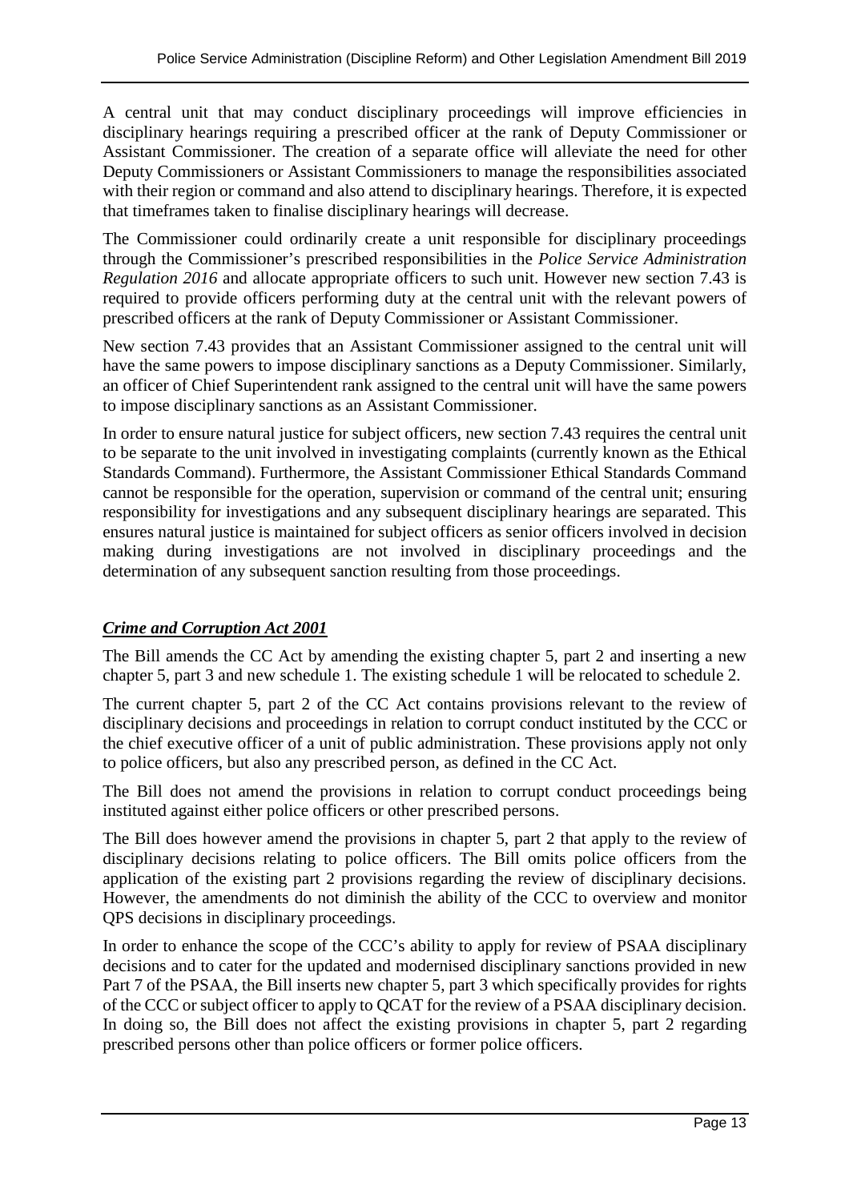A central unit that may conduct disciplinary proceedings will improve efficiencies in disciplinary hearings requiring a prescribed officer at the rank of Deputy Commissioner or Assistant Commissioner. The creation of a separate office will alleviate the need for other Deputy Commissioners or Assistant Commissioners to manage the responsibilities associated with their region or command and also attend to disciplinary hearings. Therefore, it is expected that timeframes taken to finalise disciplinary hearings will decrease.

The Commissioner could ordinarily create a unit responsible for disciplinary proceedings through the Commissioner's prescribed responsibilities in the *Police Service Administration Regulation 2016* and allocate appropriate officers to such unit. However new section 7.43 is required to provide officers performing duty at the central unit with the relevant powers of prescribed officers at the rank of Deputy Commissioner or Assistant Commissioner.

New section 7.43 provides that an Assistant Commissioner assigned to the central unit will have the same powers to impose disciplinary sanctions as a Deputy Commissioner. Similarly, an officer of Chief Superintendent rank assigned to the central unit will have the same powers to impose disciplinary sanctions as an Assistant Commissioner.

In order to ensure natural justice for subject officers, new section 7.43 requires the central unit to be separate to the unit involved in investigating complaints (currently known as the Ethical Standards Command). Furthermore, the Assistant Commissioner Ethical Standards Command cannot be responsible for the operation, supervision or command of the central unit; ensuring responsibility for investigations and any subsequent disciplinary hearings are separated. This ensures natural justice is maintained for subject officers as senior officers involved in decision making during investigations are not involved in disciplinary proceedings and the determination of any subsequent sanction resulting from those proceedings.

### ***Crime and Corruption Act 2001***

The Bill amends the CC Act by amending the existing chapter 5, part 2 and inserting a new chapter 5, part 3 and new schedule 1. The existing schedule 1 will be relocated to schedule 2.

The current chapter 5, part 2 of the CC Act contains provisions relevant to the review of disciplinary decisions and proceedings in relation to corrupt conduct instituted by the CCC or the chief executive officer of a unit of public administration. These provisions apply not only to police officers, but also any prescribed person, as defined in the CC Act.

The Bill does not amend the provisions in relation to corrupt conduct proceedings being instituted against either police officers or other prescribed persons.

The Bill does however amend the provisions in chapter 5, part 2 that apply to the review of disciplinary decisions relating to police officers. The Bill omits police officers from the application of the existing part 2 provisions regarding the review of disciplinary decisions. However, the amendments do not diminish the ability of the CCC to overview and monitor QPS decisions in disciplinary proceedings.

In order to enhance the scope of the CCC's ability to apply for review of PSAA disciplinary decisions and to cater for the updated and modernised disciplinary sanctions provided in new Part 7 of the PSAA, the Bill inserts new chapter 5, part 3 which specifically provides for rights of the CCC or subject officer to apply to QCAT for the review of a PSAA disciplinary decision. In doing so, the Bill does not affect the existing provisions in chapter 5, part 2 regarding prescribed persons other than police officers or former police officers.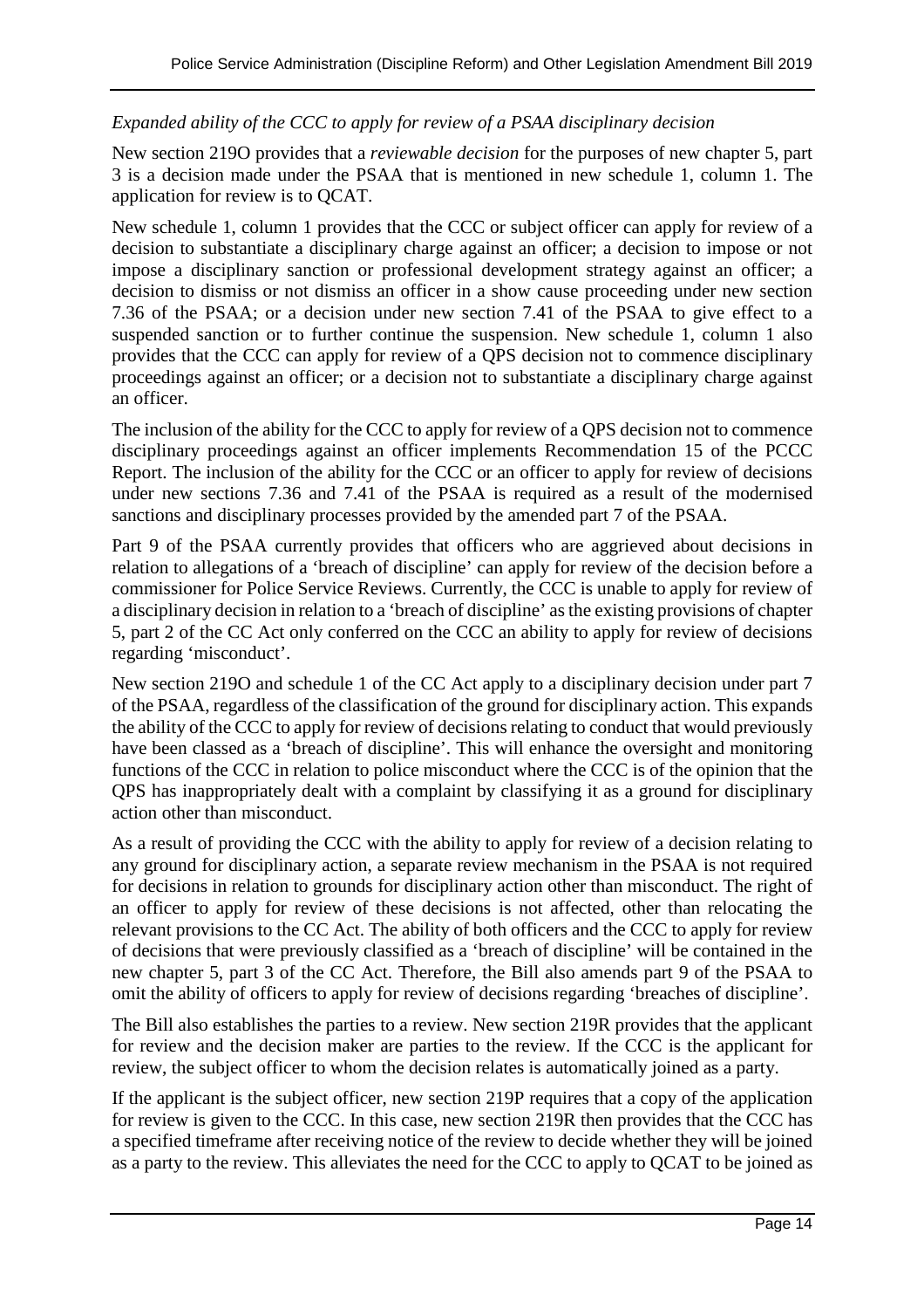*Expanded ability of the CCC to apply for review of a PSAA disciplinary decision*

New section 219O provides that a *reviewable decision* for the purposes of new chapter 5, part 3 is a decision made under the PSAA that is mentioned in new schedule 1, column 1. The application for review is to QCAT.

New schedule 1, column 1 provides that the CCC or subject officer can apply for review of a decision to substantiate a disciplinary charge against an officer; a decision to impose or not impose a disciplinary sanction or professional development strategy against an officer; a decision to dismiss or not dismiss an officer in a show cause proceeding under new section 7.36 of the PSAA; or a decision under new section 7.41 of the PSAA to give effect to a suspended sanction or to further continue the suspension. New schedule 1, column 1 also provides that the CCC can apply for review of a QPS decision not to commence disciplinary proceedings against an officer; or a decision not to substantiate a disciplinary charge against an officer.

The inclusion of the ability for the CCC to apply for review of a QPS decision not to commence disciplinary proceedings against an officer implements Recommendation 15 of the PCCC Report. The inclusion of the ability for the CCC or an officer to apply for review of decisions under new sections 7.36 and 7.41 of the PSAA is required as a result of the modernised sanctions and disciplinary processes provided by the amended part 7 of the PSAA.

Part 9 of the PSAA currently provides that officers who are aggrieved about decisions in relation to allegations of a 'breach of discipline' can apply for review of the decision before a commissioner for Police Service Reviews. Currently, the CCC is unable to apply for review of a disciplinary decision in relation to a 'breach of discipline' as the existing provisions of chapter 5, part 2 of the CC Act only conferred on the CCC an ability to apply for review of decisions regarding 'misconduct'.

New section 219O and schedule 1 of the CC Act apply to a disciplinary decision under part 7 of the PSAA, regardless of the classification of the ground for disciplinary action. This expands the ability of the CCC to apply for review of decisions relating to conduct that would previously have been classed as a 'breach of discipline'. This will enhance the oversight and monitoring functions of the CCC in relation to police misconduct where the CCC is of the opinion that the QPS has inappropriately dealt with a complaint by classifying it as a ground for disciplinary action other than misconduct.

As a result of providing the CCC with the ability to apply for review of a decision relating to any ground for disciplinary action, a separate review mechanism in the PSAA is not required for decisions in relation to grounds for disciplinary action other than misconduct. The right of an officer to apply for review of these decisions is not affected, other than relocating the relevant provisions to the CC Act. The ability of both officers and the CCC to apply for review of decisions that were previously classified as a 'breach of discipline' will be contained in the new chapter 5, part 3 of the CC Act. Therefore, the Bill also amends part 9 of the PSAA to omit the ability of officers to apply for review of decisions regarding 'breaches of discipline'.

The Bill also establishes the parties to a review. New section 219R provides that the applicant for review and the decision maker are parties to the review. If the CCC is the applicant for review, the subject officer to whom the decision relates is automatically joined as a party.

If the applicant is the subject officer, new section 219P requires that a copy of the application for review is given to the CCC. In this case, new section 219R then provides that the CCC has a specified timeframe after receiving notice of the review to decide whether they will be joined as a party to the review. This alleviates the need for the CCC to apply to QCAT to be joined as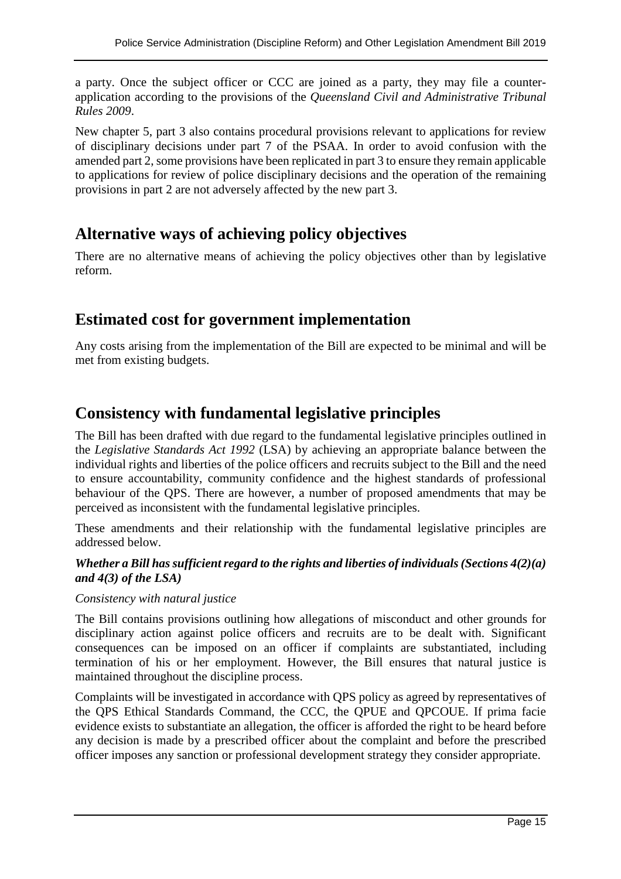a party. Once the subject officer or CCC are joined as a party, they may file a counter-application according to the provisions of the *Queensland Civil and Administrative Tribunal Rules 2009*.

New chapter 5, part 3 also contains procedural provisions relevant to applications for review of disciplinary decisions under part 7 of the PSAA. In order to avoid confusion with the amended part 2, some provisions have been replicated in part 3 to ensure they remain applicable to applications for review of police disciplinary decisions and the operation of the remaining provisions in part 2 are not adversely affected by the new part 3.

## Alternative ways of achieving policy objectives

There are no alternative means of achieving the policy objectives other than by legislative reform.

## Estimated cost for government implementation

Any costs arising from the implementation of the Bill are expected to be minimal and will be met from existing budgets.

## Consistency with fundamental legislative principles

The Bill has been drafted with due regard to the fundamental legislative principles outlined in the *Legislative Standards Act 1992* (LSA) by achieving an appropriate balance between the individual rights and liberties of the police officers and recruits subject to the Bill and the need to ensure accountability, community confidence and the highest standards of professional behaviour of the QPS. There are however, a number of proposed amendments that may be perceived as inconsistent with the fundamental legislative principles.

These amendments and their relationship with the fundamental legislative principles are addressed below.

***Whether a Bill has sufficient regard to the rights and liberties of individuals (Sections 4(2)(a) and 4(3) of the LSA)***

*Consistency with natural justice*

The Bill contains provisions outlining how allegations of misconduct and other grounds for disciplinary action against police officers and recruits are to be dealt with. Significant consequences can be imposed on an officer if complaints are substantiated, including termination of his or her employment. However, the Bill ensures that natural justice is maintained throughout the discipline process.

Complaints will be investigated in accordance with QPS policy as agreed by representatives of the QPS Ethical Standards Command, the CCC, the QPUE and QPCOUE. If prima facie evidence exists to substantiate an allegation, the officer is afforded the right to be heard before any decision is made by a prescribed officer about the complaint and before the prescribed officer imposes any sanction or professional development strategy they consider appropriate.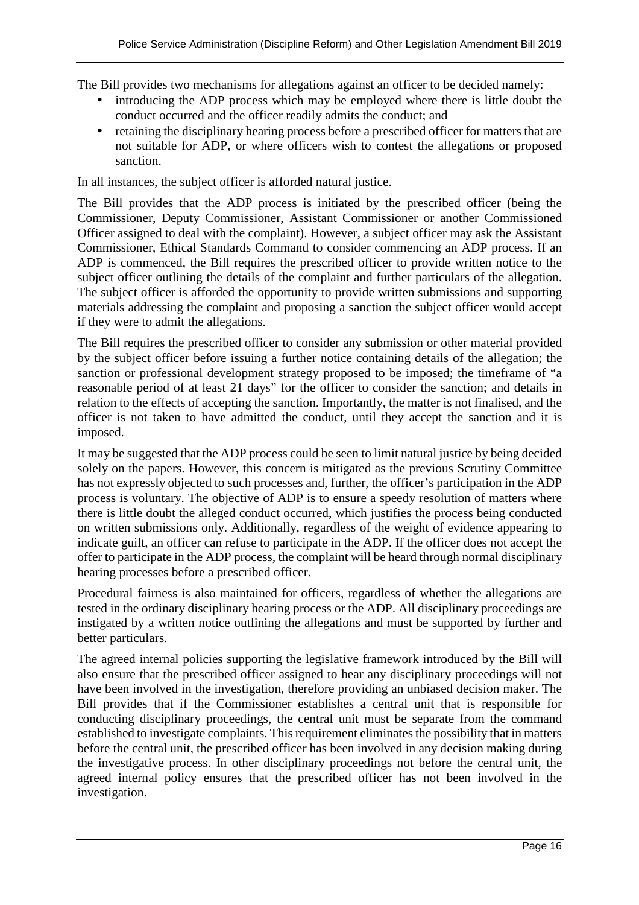The Bill provides two mechanisms for allegations against an officer to be decided namely:

- introducing the ADP process which may be employed where there is little doubt the conduct occurred and the officer readily admits the conduct; and
- retaining the disciplinary hearing process before a prescribed officer for matters that are not suitable for ADP, or where officers wish to contest the allegations or proposed sanction.

In all instances, the subject officer is afforded natural justice.

The Bill provides that the ADP process is initiated by the prescribed officer (being the Commissioner, Deputy Commissioner, Assistant Commissioner or another Commissioned Officer assigned to deal with the complaint). However, a subject officer may ask the Assistant Commissioner, Ethical Standards Command to consider commencing an ADP process. If an ADP is commenced, the Bill requires the prescribed officer to provide written notice to the subject officer outlining the details of the complaint and further particulars of the allegation. The subject officer is afforded the opportunity to provide written submissions and supporting materials addressing the complaint and proposing a sanction the subject officer would accept if they were to admit the allegations.

The Bill requires the prescribed officer to consider any submission or other material provided by the subject officer before issuing a further notice containing details of the allegation; the sanction or professional development strategy proposed to be imposed; the timeframe of "a reasonable period of at least 21 days" for the officer to consider the sanction; and details in relation to the effects of accepting the sanction. Importantly, the matter is not finalised, and the officer is not taken to have admitted the conduct, until they accept the sanction and it is imposed.

It may be suggested that the ADP process could be seen to limit natural justice by being decided solely on the papers. However, this concern is mitigated as the previous Scrutiny Committee has not expressly objected to such processes and, further, the officer's participation in the ADP process is voluntary. The objective of ADP is to ensure a speedy resolution of matters where there is little doubt the alleged conduct occurred, which justifies the process being conducted on written submissions only. Additionally, regardless of the weight of evidence appearing to indicate guilt, an officer can refuse to participate in the ADP. If the officer does not accept the offer to participate in the ADP process, the complaint will be heard through normal disciplinary hearing processes before a prescribed officer.

Procedural fairness is also maintained for officers, regardless of whether the allegations are tested in the ordinary disciplinary hearing process or the ADP. All disciplinary proceedings are instigated by a written notice outlining the allegations and must be supported by further and better particulars.

The agreed internal policies supporting the legislative framework introduced by the Bill will also ensure that the prescribed officer assigned to hear any disciplinary proceedings will not have been involved in the investigation, therefore providing an unbiased decision maker. The Bill provides that if the Commissioner establishes a central unit that is responsible for conducting disciplinary proceedings, the central unit must be separate from the command established to investigate complaints. This requirement eliminates the possibility that in matters before the central unit, the prescribed officer has been involved in any decision making during the investigative process. In other disciplinary proceedings not before the central unit, the agreed internal policy ensures that the prescribed officer has not been involved in the investigation.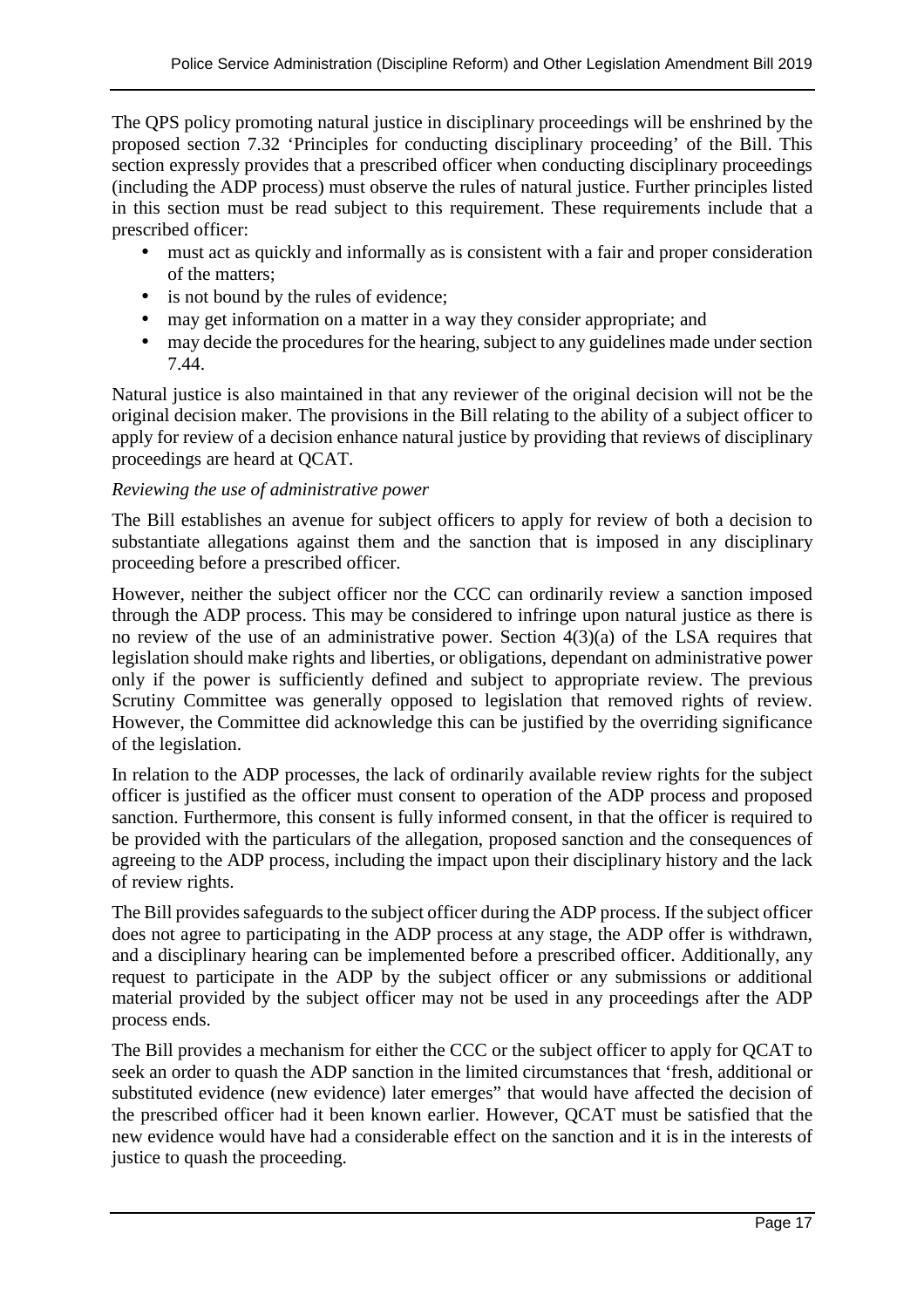The QPS policy promoting natural justice in disciplinary proceedings will be enshrined by the proposed section 7.32 'Principles for conducting disciplinary proceeding' of the Bill. This section expressly provides that a prescribed officer when conducting disciplinary proceedings (including the ADP process) must observe the rules of natural justice. Further principles listed in this section must be read subject to this requirement. These requirements include that a prescribed officer:

- must act as quickly and informally as is consistent with a fair and proper consideration of the matters;
- is not bound by the rules of evidence;
- may get information on a matter in a way they consider appropriate; and
- may decide the procedures for the hearing, subject to any guidelines made under section 7.44.

Natural justice is also maintained in that any reviewer of the original decision will not be the original decision maker. The provisions in the Bill relating to the ability of a subject officer to apply for review of a decision enhance natural justice by providing that reviews of disciplinary proceedings are heard at QCAT.

*Reviewing the use of administrative power*

The Bill establishes an avenue for subject officers to apply for review of both a decision to substantiate allegations against them and the sanction that is imposed in any disciplinary proceeding before a prescribed officer.

However, neither the subject officer nor the CCC can ordinarily review a sanction imposed through the ADP process. This may be considered to infringe upon natural justice as there is no review of the use of an administrative power. Section 4(3)(a) of the LSA requires that legislation should make rights and liberties, or obligations, dependant on administrative power only if the power is sufficiently defined and subject to appropriate review. The previous Scrutiny Committee was generally opposed to legislation that removed rights of review. However, the Committee did acknowledge this can be justified by the overriding significance of the legislation.

In relation to the ADP processes, the lack of ordinarily available review rights for the subject officer is justified as the officer must consent to operation of the ADP process and proposed sanction. Furthermore, this consent is fully informed consent, in that the officer is required to be provided with the particulars of the allegation, proposed sanction and the consequences of agreeing to the ADP process, including the impact upon their disciplinary history and the lack of review rights.

The Bill provides safeguards to the subject officer during the ADP process. If the subject officer does not agree to participating in the ADP process at any stage, the ADP offer is withdrawn, and a disciplinary hearing can be implemented before a prescribed officer. Additionally, any request to participate in the ADP by the subject officer or any submissions or additional material provided by the subject officer may not be used in any proceedings after the ADP process ends.

The Bill provides a mechanism for either the CCC or the subject officer to apply for QCAT to seek an order to quash the ADP sanction in the limited circumstances that 'fresh, additional or substituted evidence (new evidence) later emerges" that would have affected the decision of the prescribed officer had it been known earlier. However, QCAT must be satisfied that the new evidence would have had a considerable effect on the sanction and it is in the interests of justice to quash the proceeding.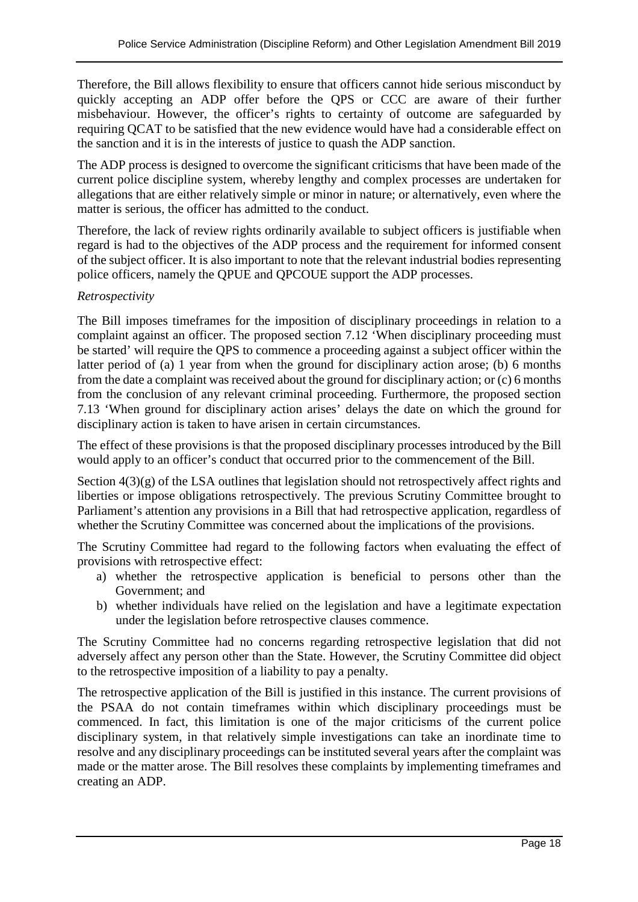Therefore, the Bill allows flexibility to ensure that officers cannot hide serious misconduct by quickly accepting an ADP offer before the QPS or CCC are aware of their further misbehaviour. However, the officer's rights to certainty of outcome are safeguarded by requiring QCAT to be satisfied that the new evidence would have had a considerable effect on the sanction and it is in the interests of justice to quash the ADP sanction.

The ADP process is designed to overcome the significant criticisms that have been made of the current police discipline system, whereby lengthy and complex processes are undertaken for allegations that are either relatively simple or minor in nature; or alternatively, even where the matter is serious, the officer has admitted to the conduct.

Therefore, the lack of review rights ordinarily available to subject officers is justifiable when regard is had to the objectives of the ADP process and the requirement for informed consent of the subject officer. It is also important to note that the relevant industrial bodies representing police officers, namely the QPUE and QPCOUE support the ADP processes.

*Retrospectivity*

The Bill imposes timeframes for the imposition of disciplinary proceedings in relation to a complaint against an officer. The proposed section 7.12 'When disciplinary proceeding must be started' will require the QPS to commence a proceeding against a subject officer within the latter period of (a) 1 year from when the ground for disciplinary action arose; (b) 6 months from the date a complaint was received about the ground for disciplinary action; or (c) 6 months from the conclusion of any relevant criminal proceeding. Furthermore, the proposed section 7.13 'When ground for disciplinary action arises' delays the date on which the ground for disciplinary action is taken to have arisen in certain circumstances.

The effect of these provisions is that the proposed disciplinary processes introduced by the Bill would apply to an officer's conduct that occurred prior to the commencement of the Bill.

Section 4(3)(g) of the LSA outlines that legislation should not retrospectively affect rights and liberties or impose obligations retrospectively. The previous Scrutiny Committee brought to Parliament's attention any provisions in a Bill that had retrospective application, regardless of whether the Scrutiny Committee was concerned about the implications of the provisions.

The Scrutiny Committee had regard to the following factors when evaluating the effect of provisions with retrospective effect:

a) whether the retrospective application is beneficial to persons other than the Government; and
b) whether individuals have relied on the legislation and have a legitimate expectation under the legislation before retrospective clauses commence.

The Scrutiny Committee had no concerns regarding retrospective legislation that did not adversely affect any person other than the State. However, the Scrutiny Committee did object to the retrospective imposition of a liability to pay a penalty.

The retrospective application of the Bill is justified in this instance. The current provisions of the PSAA do not contain timeframes within which disciplinary proceedings must be commenced. In fact, this limitation is one of the major criticisms of the current police disciplinary system, in that relatively simple investigations can take an inordinate time to resolve and any disciplinary proceedings can be instituted several years after the complaint was made or the matter arose. The Bill resolves these complaints by implementing timeframes and creating an ADP.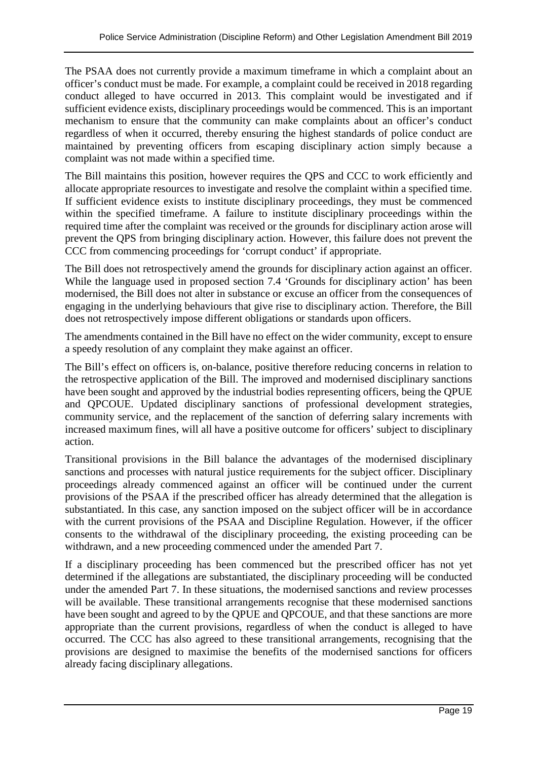The PSAA does not currently provide a maximum timeframe in which a complaint about an officer's conduct must be made. For example, a complaint could be received in 2018 regarding conduct alleged to have occurred in 2013. This complaint would be investigated and if sufficient evidence exists, disciplinary proceedings would be commenced. This is an important mechanism to ensure that the community can make complaints about an officer's conduct regardless of when it occurred, thereby ensuring the highest standards of police conduct are maintained by preventing officers from escaping disciplinary action simply because a complaint was not made within a specified time.

The Bill maintains this position, however requires the QPS and CCC to work efficiently and allocate appropriate resources to investigate and resolve the complaint within a specified time. If sufficient evidence exists to institute disciplinary proceedings, they must be commenced within the specified timeframe. A failure to institute disciplinary proceedings within the required time after the complaint was received or the grounds for disciplinary action arose will prevent the QPS from bringing disciplinary action. However, this failure does not prevent the CCC from commencing proceedings for 'corrupt conduct' if appropriate.

The Bill does not retrospectively amend the grounds for disciplinary action against an officer. While the language used in proposed section 7.4 'Grounds for disciplinary action' has been modernised, the Bill does not alter in substance or excuse an officer from the consequences of engaging in the underlying behaviours that give rise to disciplinary action. Therefore, the Bill does not retrospectively impose different obligations or standards upon officers.

The amendments contained in the Bill have no effect on the wider community, except to ensure a speedy resolution of any complaint they make against an officer.

The Bill's effect on officers is, on-balance, positive therefore reducing concerns in relation to the retrospective application of the Bill. The improved and modernised disciplinary sanctions have been sought and approved by the industrial bodies representing officers, being the QPUE and QPCOUE. Updated disciplinary sanctions of professional development strategies, community service, and the replacement of the sanction of deferring salary increments with increased maximum fines, will all have a positive outcome for officers' subject to disciplinary action.

Transitional provisions in the Bill balance the advantages of the modernised disciplinary sanctions and processes with natural justice requirements for the subject officer. Disciplinary proceedings already commenced against an officer will be continued under the current provisions of the PSAA if the prescribed officer has already determined that the allegation is substantiated. In this case, any sanction imposed on the subject officer will be in accordance with the current provisions of the PSAA and Discipline Regulation. However, if the officer consents to the withdrawal of the disciplinary proceeding, the existing proceeding can be withdrawn, and a new proceeding commenced under the amended Part 7.

If a disciplinary proceeding has been commenced but the prescribed officer has not yet determined if the allegations are substantiated, the disciplinary proceeding will be conducted under the amended Part 7. In these situations, the modernised sanctions and review processes will be available. These transitional arrangements recognise that these modernised sanctions have been sought and agreed to by the QPUE and QPCOUE, and that these sanctions are more appropriate than the current provisions, regardless of when the conduct is alleged to have occurred. The CCC has also agreed to these transitional arrangements, recognising that the provisions are designed to maximise the benefits of the modernised sanctions for officers already facing disciplinary allegations.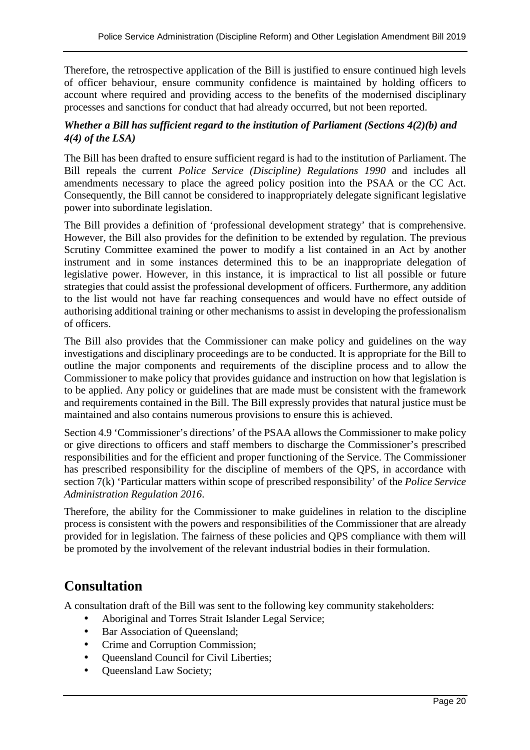Therefore, the retrospective application of the Bill is justified to ensure continued high levels of officer behaviour, ensure community confidence is maintained by holding officers to account where required and providing access to the benefits of the modernised disciplinary processes and sanctions for conduct that had already occurred, but not been reported.

***Whether a Bill has sufficient regard to the institution of Parliament (Sections 4(2)(b) and 4(4) of the LSA)***

The Bill has been drafted to ensure sufficient regard is had to the institution of Parliament. The Bill repeals the current *Police Service (Discipline) Regulations 1990* and includes all amendments necessary to place the agreed policy position into the PSAA or the CC Act. Consequently, the Bill cannot be considered to inappropriately delegate significant legislative power into subordinate legislation.

The Bill provides a definition of 'professional development strategy' that is comprehensive. However, the Bill also provides for the definition to be extended by regulation. The previous Scrutiny Committee examined the power to modify a list contained in an Act by another instrument and in some instances determined this to be an inappropriate delegation of legislative power. However, in this instance, it is impractical to list all possible or future strategies that could assist the professional development of officers. Furthermore, any addition to the list would not have far reaching consequences and would have no effect outside of authorising additional training or other mechanisms to assist in developing the professionalism of officers.

The Bill also provides that the Commissioner can make policy and guidelines on the way investigations and disciplinary proceedings are to be conducted. It is appropriate for the Bill to outline the major components and requirements of the discipline process and to allow the Commissioner to make policy that provides guidance and instruction on how that legislation is to be applied. Any policy or guidelines that are made must be consistent with the framework and requirements contained in the Bill. The Bill expressly provides that natural justice must be maintained and also contains numerous provisions to ensure this is achieved.

Section 4.9 'Commissioner's directions' of the PSAA allows the Commissioner to make policy or give directions to officers and staff members to discharge the Commissioner's prescribed responsibilities and for the efficient and proper functioning of the Service. The Commissioner has prescribed responsibility for the discipline of members of the QPS, in accordance with section 7(k) 'Particular matters within scope of prescribed responsibility' of the *Police Service Administration Regulation 2016*.

Therefore, the ability for the Commissioner to make guidelines in relation to the discipline process is consistent with the powers and responsibilities of the Commissioner that are already provided for in legislation. The fairness of these policies and QPS compliance with them will be promoted by the involvement of the relevant industrial bodies in their formulation.

## Consultation

A consultation draft of the Bill was sent to the following key community stakeholders:

- Aboriginal and Torres Strait Islander Legal Service;
- Bar Association of Queensland;
- Crime and Corruption Commission;
- Queensland Council for Civil Liberties;
- Queensland Law Society;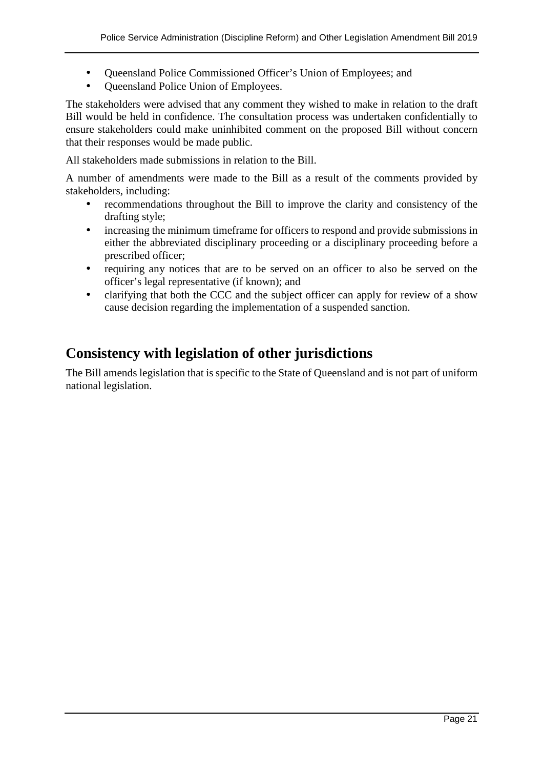- Queensland Police Commissioned Officer's Union of Employees; and
- Queensland Police Union of Employees.

The stakeholders were advised that any comment they wished to make in relation to the draft Bill would be held in confidence. The consultation process was undertaken confidentially to ensure stakeholders could make uninhibited comment on the proposed Bill without concern that their responses would be made public.

All stakeholders made submissions in relation to the Bill.

A number of amendments were made to the Bill as a result of the comments provided by stakeholders, including:

- recommendations throughout the Bill to improve the clarity and consistency of the drafting style;
- increasing the minimum timeframe for officers to respond and provide submissions in either the abbreviated disciplinary proceeding or a disciplinary proceeding before a prescribed officer;
- requiring any notices that are to be served on an officer to also be served on the officer's legal representative (if known); and
- clarifying that both the CCC and the subject officer can apply for review of a show cause decision regarding the implementation of a suspended sanction.

## Consistency with legislation of other jurisdictions

The Bill amends legislation that is specific to the State of Queensland and is not part of uniform national legislation.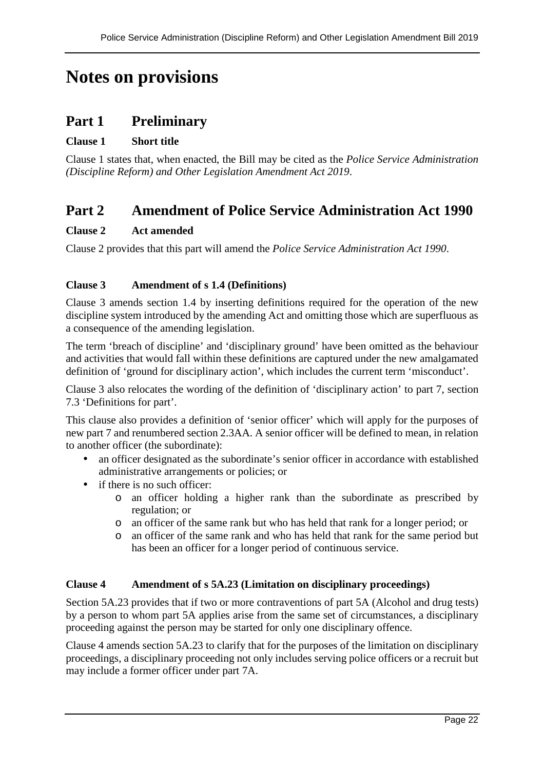# Notes on provisions

## Part 1 Preliminary

### Clause 1 Short title

Clause 1 states that, when enacted, the Bill may be cited as the *Police Service Administration (Discipline Reform) and Other Legislation Amendment Act 2019*.

## Part 2 Amendment of Police Service Administration Act 1990

### Clause 2 Act amended

Clause 2 provides that this part will amend the *Police Service Administration Act 1990*.

### Clause 3 Amendment of s 1.4 (Definitions)

Clause 3 amends section 1.4 by inserting definitions required for the operation of the new discipline system introduced by the amending Act and omitting those which are superfluous as a consequence of the amending legislation.

The term 'breach of discipline' and 'disciplinary ground' have been omitted as the behaviour and activities that would fall within these definitions are captured under the new amalgamated definition of 'ground for disciplinary action', which includes the current term 'misconduct'.

Clause 3 also relocates the wording of the definition of 'disciplinary action' to part 7, section 7.3 'Definitions for part'.

This clause also provides a definition of 'senior officer' which will apply for the purposes of new part 7 and renumbered section 2.3AA. A senior officer will be defined to mean, in relation to another officer (the subordinate):

- an officer designated as the subordinate's senior officer in accordance with established administrative arrangements or policies; or
- if there is no such officer:
  - an officer holding a higher rank than the subordinate as prescribed by regulation; or
  - an officer of the same rank but who has held that rank for a longer period; or
  - an officer of the same rank and who has held that rank for the same period but has been an officer for a longer period of continuous service.

### Clause 4 Amendment of s 5A.23 (Limitation on disciplinary proceedings)

Section 5A.23 provides that if two or more contraventions of part 5A (Alcohol and drug tests) by a person to whom part 5A applies arise from the same set of circumstances, a disciplinary proceeding against the person may be started for only one disciplinary offence.

Clause 4 amends section 5A.23 to clarify that for the purposes of the limitation on disciplinary proceedings, a disciplinary proceeding not only includes serving police officers or a recruit but may include a former officer under part 7A.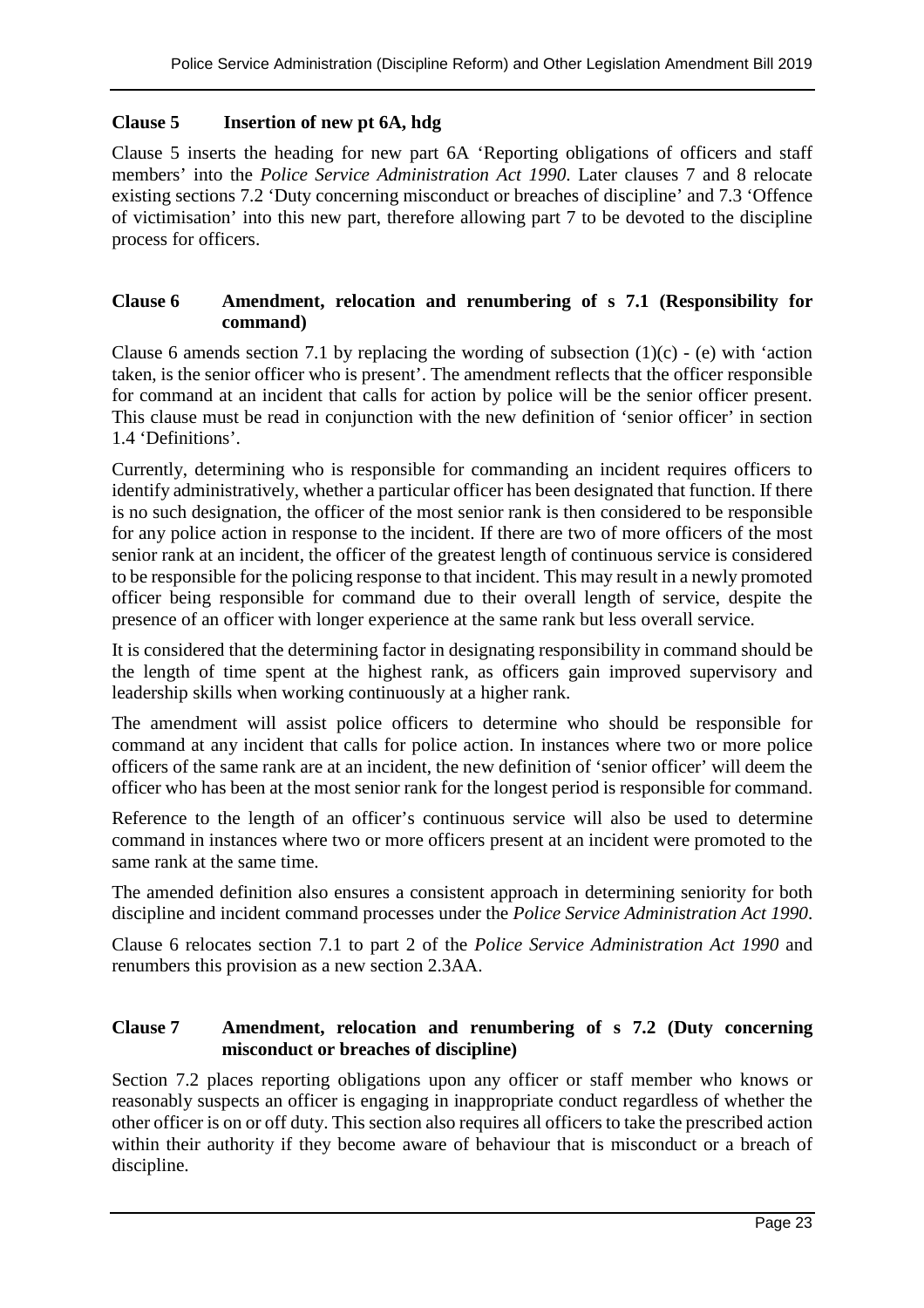### Clause 5 Insertion of new pt 6A, hdg

Clause 5 inserts the heading for new part 6A 'Reporting obligations of officers and staff members' into the *Police Service Administration Act 1990*. Later clauses 7 and 8 relocate existing sections 7.2 'Duty concerning misconduct or breaches of discipline' and 7.3 'Offence of victimisation' into this new part, therefore allowing part 7 to be devoted to the discipline process for officers.

### Clause 6 Amendment, relocation and renumbering of s 7.1 (Responsibility for command)

Clause 6 amends section 7.1 by replacing the wording of subsection (1)(c) - (e) with 'action taken, is the senior officer who is present'. The amendment reflects that the officer responsible for command at an incident that calls for action by police will be the senior officer present. This clause must be read in conjunction with the new definition of 'senior officer' in section 1.4 'Definitions'.

Currently, determining who is responsible for commanding an incident requires officers to identify administratively, whether a particular officer has been designated that function. If there is no such designation, the officer of the most senior rank is then considered to be responsible for any police action in response to the incident. If there are two of more officers of the most senior rank at an incident, the officer of the greatest length of continuous service is considered to be responsible for the policing response to that incident. This may result in a newly promoted officer being responsible for command due to their overall length of service, despite the presence of an officer with longer experience at the same rank but less overall service.

It is considered that the determining factor in designating responsibility in command should be the length of time spent at the highest rank, as officers gain improved supervisory and leadership skills when working continuously at a higher rank.

The amendment will assist police officers to determine who should be responsible for command at any incident that calls for police action. In instances where two or more police officers of the same rank are at an incident, the new definition of 'senior officer' will deem the officer who has been at the most senior rank for the longest period is responsible for command.

Reference to the length of an officer's continuous service will also be used to determine command in instances where two or more officers present at an incident were promoted to the same rank at the same time.

The amended definition also ensures a consistent approach in determining seniority for both discipline and incident command processes under the *Police Service Administration Act 1990*.

Clause 6 relocates section 7.1 to part 2 of the *Police Service Administration Act 1990* and renumbers this provision as a new section 2.3AA.

### Clause 7 Amendment, relocation and renumbering of s 7.2 (Duty concerning misconduct or breaches of discipline)

Section 7.2 places reporting obligations upon any officer or staff member who knows or reasonably suspects an officer is engaging in inappropriate conduct regardless of whether the other officer is on or off duty. This section also requires all officers to take the prescribed action within their authority if they become aware of behaviour that is misconduct or a breach of discipline.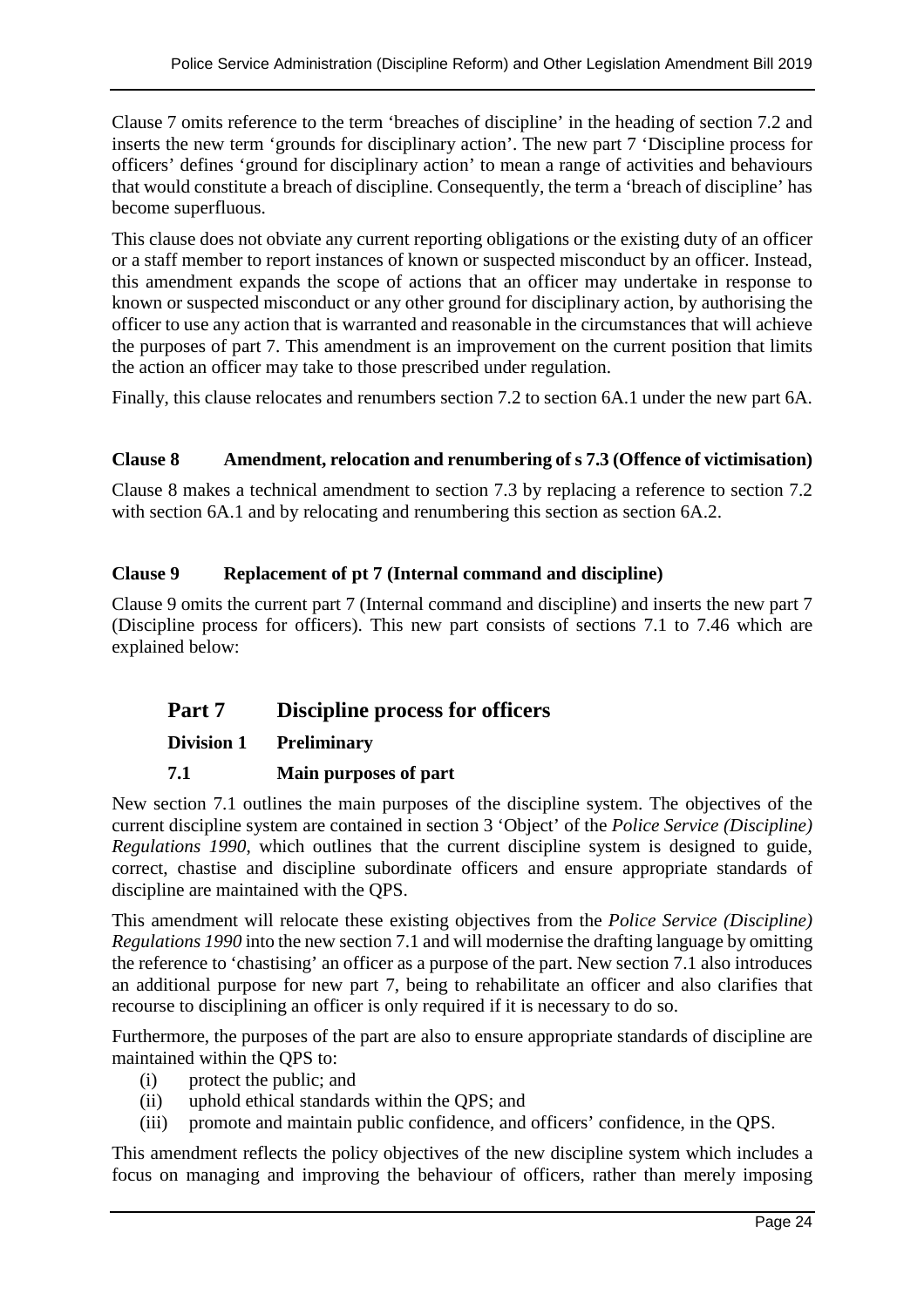Clause 7 omits reference to the term 'breaches of discipline' in the heading of section 7.2 and inserts the new term 'grounds for disciplinary action'. The new part 7 'Discipline process for officers' defines 'ground for disciplinary action' to mean a range of activities and behaviours that would constitute a breach of discipline. Consequently, the term a 'breach of discipline' has become superfluous.

This clause does not obviate any current reporting obligations or the existing duty of an officer or a staff member to report instances of known or suspected misconduct by an officer. Instead, this amendment expands the scope of actions that an officer may undertake in response to known or suspected misconduct or any other ground for disciplinary action, by authorising the officer to use any action that is warranted and reasonable in the circumstances that will achieve the purposes of part 7. This amendment is an improvement on the current position that limits the action an officer may take to those prescribed under regulation.

Finally, this clause relocates and renumbers section 7.2 to section 6A.1 under the new part 6A.

**Clause 8 Amendment, relocation and renumbering of s 7.3 (Offence of victimisation)**

Clause 8 makes a technical amendment to section 7.3 by replacing a reference to section 7.2 with section 6A.1 and by relocating and renumbering this section as section 6A.2.

**Clause 9 Replacement of pt 7 (Internal command and discipline)**

Clause 9 omits the current part 7 (Internal command and discipline) and inserts the new part 7 (Discipline process for officers). This new part consists of sections 7.1 to 7.46 which are explained below:

## Part 7 Discipline process for officers

### Division 1 Preliminary

### 7.1 Main purposes of part

New section 7.1 outlines the main purposes of the discipline system. The objectives of the current discipline system are contained in section 3 'Object' of the *Police Service (Discipline) Regulations 1990*, which outlines that the current discipline system is designed to guide, correct, chastise and discipline subordinate officers and ensure appropriate standards of discipline are maintained with the QPS.

This amendment will relocate these existing objectives from the *Police Service (Discipline) Regulations 1990* into the new section 7.1 and will modernise the drafting language by omitting the reference to 'chastising' an officer as a purpose of the part. New section 7.1 also introduces an additional purpose for new part 7, being to rehabilitate an officer and also clarifies that recourse to disciplining an officer is only required if it is necessary to do so.

Furthermore, the purposes of the part are also to ensure appropriate standards of discipline are maintained within the QPS to:

(i) protect the public; and
(ii) uphold ethical standards within the QPS; and
(iii) promote and maintain public confidence, and officers' confidence, in the QPS.

This amendment reflects the policy objectives of the new discipline system which includes a focus on managing and improving the behaviour of officers, rather than merely imposing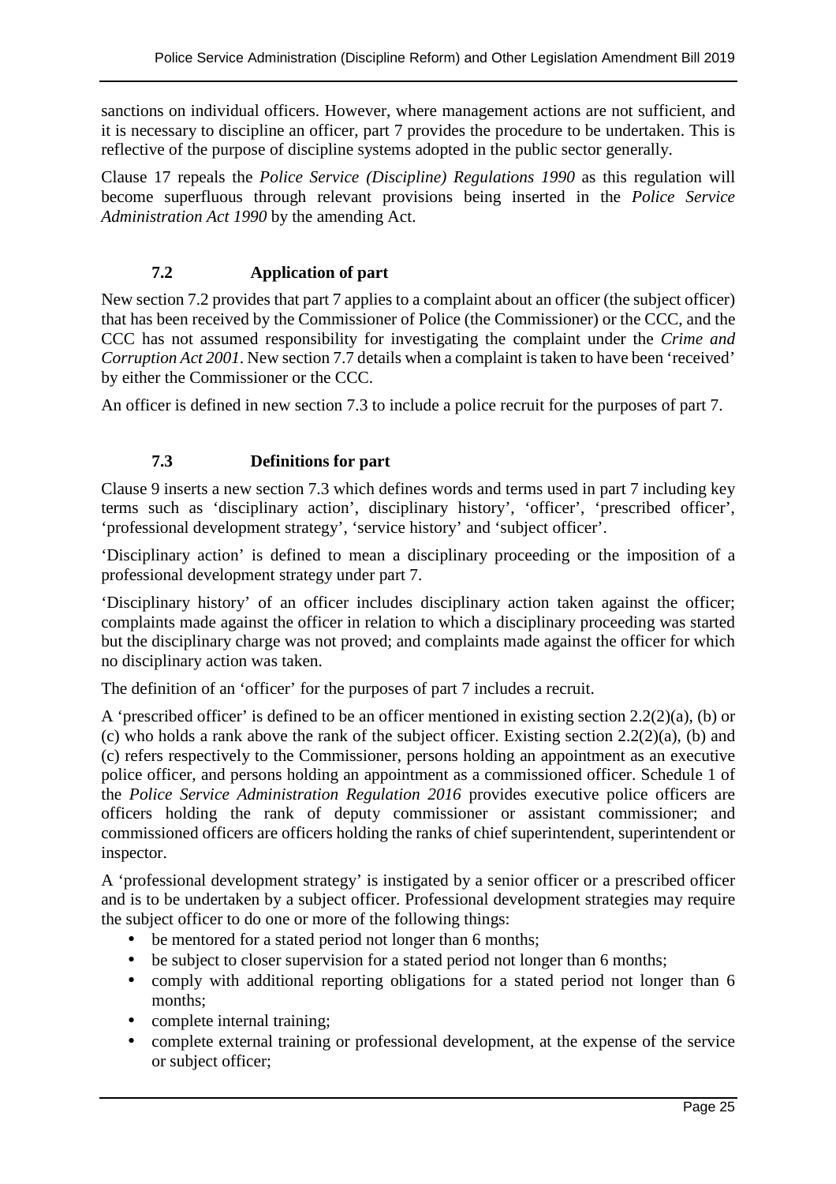sanctions on individual officers. However, where management actions are not sufficient, and it is necessary to discipline an officer, part 7 provides the procedure to be undertaken. This is reflective of the purpose of discipline systems adopted in the public sector generally.

Clause 17 repeals the *Police Service (Discipline) Regulations 1990* as this regulation will become superfluous through relevant provisions being inserted in the *Police Service Administration Act 1990* by the amending Act.

### 7.2 Application of part

New section 7.2 provides that part 7 applies to a complaint about an officer (the subject officer) that has been received by the Commissioner of Police (the Commissioner) or the CCC, and the CCC has not assumed responsibility for investigating the complaint under the *Crime and Corruption Act 2001*. New section 7.7 details when a complaint is taken to have been 'received' by either the Commissioner or the CCC.

An officer is defined in new section 7.3 to include a police recruit for the purposes of part 7.

### 7.3 Definitions for part

Clause 9 inserts a new section 7.3 which defines words and terms used in part 7 including key terms such as 'disciplinary action', disciplinary history', 'officer', 'prescribed officer', 'professional development strategy', 'service history' and 'subject officer'.

'Disciplinary action' is defined to mean a disciplinary proceeding or the imposition of a professional development strategy under part 7.

'Disciplinary history' of an officer includes disciplinary action taken against the officer; complaints made against the officer in relation to which a disciplinary proceeding was started but the disciplinary charge was not proved; and complaints made against the officer for which no disciplinary action was taken.

The definition of an 'officer' for the purposes of part 7 includes a recruit.

A 'prescribed officer' is defined to be an officer mentioned in existing section 2.2(2)(a), (b) or (c) who holds a rank above the rank of the subject officer. Existing section 2.2(2)(a), (b) and (c) refers respectively to the Commissioner, persons holding an appointment as an executive police officer, and persons holding an appointment as a commissioned officer. Schedule 1 of the *Police Service Administration Regulation 2016* provides executive police officers are officers holding the rank of deputy commissioner or assistant commissioner; and commissioned officers are officers holding the ranks of chief superintendent, superintendent or inspector.

A 'professional development strategy' is instigated by a senior officer or a prescribed officer and is to be undertaken by a subject officer. Professional development strategies may require the subject officer to do one or more of the following things:

- be mentored for a stated period not longer than 6 months;
- be subject to closer supervision for a stated period not longer than 6 months;
- comply with additional reporting obligations for a stated period not longer than 6 months;
- complete internal training;
- complete external training or professional development, at the expense of the service or subject officer;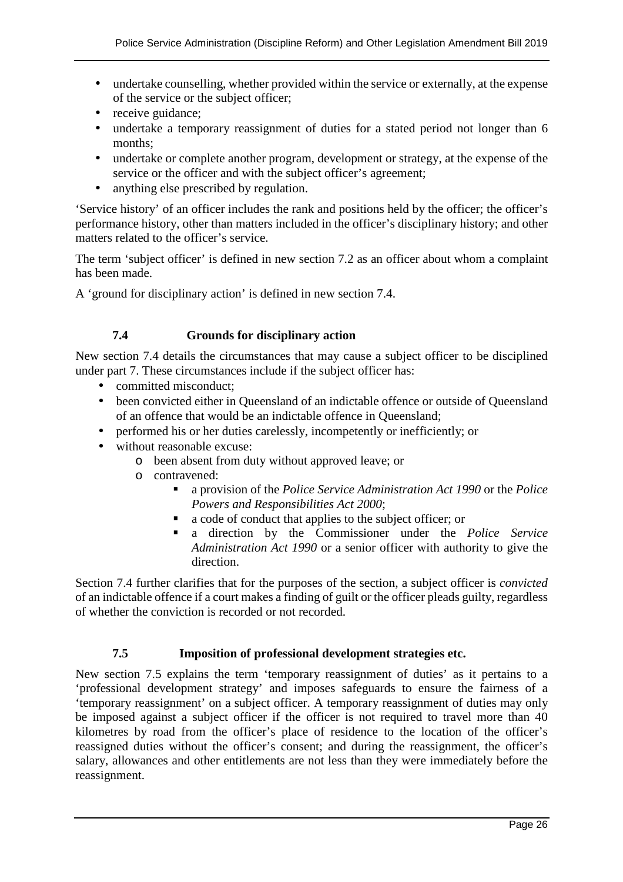- undertake counselling, whether provided within the service or externally, at the expense of the service or the subject officer;
- receive guidance;
- undertake a temporary reassignment of duties for a stated period not longer than 6 months;
- undertake or complete another program, development or strategy, at the expense of the service or the officer and with the subject officer's agreement;
- anything else prescribed by regulation.

'Service history' of an officer includes the rank and positions held by the officer; the officer's performance history, other than matters included in the officer's disciplinary history; and other matters related to the officer's service.

The term 'subject officer' is defined in new section 7.2 as an officer about whom a complaint has been made.

A 'ground for disciplinary action' is defined in new section 7.4.

### 7.4 Grounds for disciplinary action

New section 7.4 details the circumstances that may cause a subject officer to be disciplined under part 7. These circumstances include if the subject officer has:

- committed misconduct;
- been convicted either in Queensland of an indictable offence or outside of Queensland of an offence that would be an indictable offence in Queensland;
- performed his or her duties carelessly, incompetently or inefficiently; or
- without reasonable excuse:
  - been absent from duty without approved leave; or
  - contravened:
    - a provision of the *Police Service Administration Act 1990* or the *Police Powers and Responsibilities Act 2000*;
    - a code of conduct that applies to the subject officer; or
    - a direction by the Commissioner under the *Police Service Administration Act 1990* or a senior officer with authority to give the direction.

Section 7.4 further clarifies that for the purposes of the section, a subject officer is *convicted* of an indictable offence if a court makes a finding of guilt or the officer pleads guilty, regardless of whether the conviction is recorded or not recorded.

### 7.5 Imposition of professional development strategies etc.

New section 7.5 explains the term 'temporary reassignment of duties' as it pertains to a 'professional development strategy' and imposes safeguards to ensure the fairness of a 'temporary reassignment' on a subject officer. A temporary reassignment of duties may only be imposed against a subject officer if the officer is not required to travel more than 40 kilometres by road from the officer's place of residence to the location of the officer's reassigned duties without the officer's consent; and during the reassignment, the officer's salary, allowances and other entitlements are not less than they were immediately before the reassignment.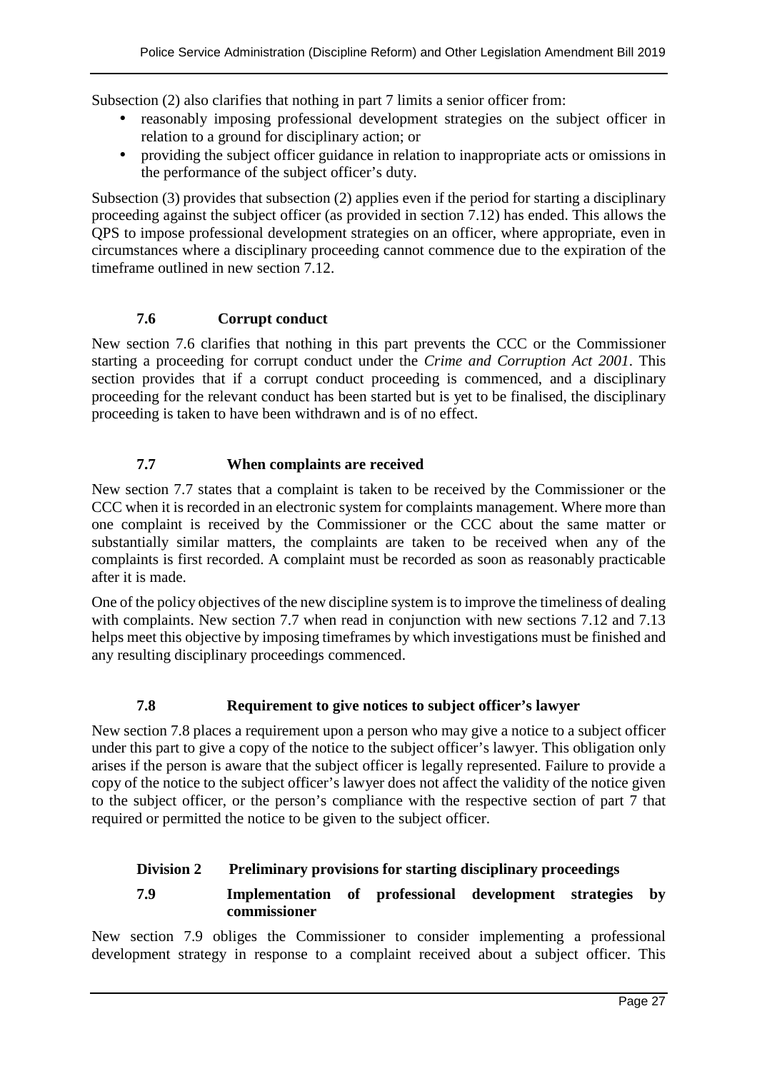Subsection (2) also clarifies that nothing in part 7 limits a senior officer from:

- reasonably imposing professional development strategies on the subject officer in relation to a ground for disciplinary action; or
- providing the subject officer guidance in relation to inappropriate acts or omissions in the performance of the subject officer's duty.

Subsection (3) provides that subsection (2) applies even if the period for starting a disciplinary proceeding against the subject officer (as provided in section 7.12) has ended. This allows the QPS to impose professional development strategies on an officer, where appropriate, even in circumstances where a disciplinary proceeding cannot commence due to the expiration of the timeframe outlined in new section 7.12.

### 7.6 Corrupt conduct

New section 7.6 clarifies that nothing in this part prevents the CCC or the Commissioner starting a proceeding for corrupt conduct under the *Crime and Corruption Act 2001*. This section provides that if a corrupt conduct proceeding is commenced, and a disciplinary proceeding for the relevant conduct has been started but is yet to be finalised, the disciplinary proceeding is taken to have been withdrawn and is of no effect.

### 7.7 When complaints are received

New section 7.7 states that a complaint is taken to be received by the Commissioner or the CCC when it is recorded in an electronic system for complaints management. Where more than one complaint is received by the Commissioner or the CCC about the same matter or substantially similar matters, the complaints are taken to be received when any of the complaints is first recorded. A complaint must be recorded as soon as reasonably practicable after it is made.

One of the policy objectives of the new discipline system is to improve the timeliness of dealing with complaints. New section 7.7 when read in conjunction with new sections 7.12 and 7.13 helps meet this objective by imposing timeframes by which investigations must be finished and any resulting disciplinary proceedings commenced.

### 7.8 Requirement to give notices to subject officer's lawyer

New section 7.8 places a requirement upon a person who may give a notice to a subject officer under this part to give a copy of the notice to the subject officer's lawyer. This obligation only arises if the person is aware that the subject officer is legally represented. Failure to provide a copy of the notice to the subject officer's lawyer does not affect the validity of the notice given to the subject officer, or the person's compliance with the respective section of part 7 that required or permitted the notice to be given to the subject officer.

## Division 2 Preliminary provisions for starting disciplinary proceedings

### 7.9 Implementation of professional development strategies by commissioner

New section 7.9 obliges the Commissioner to consider implementing a professional development strategy in response to a complaint received about a subject officer. This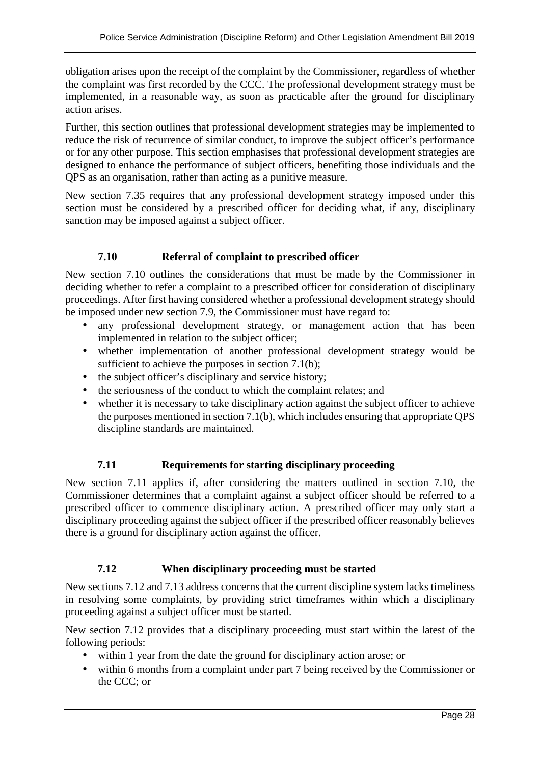obligation arises upon the receipt of the complaint by the Commissioner, regardless of whether the complaint was first recorded by the CCC. The professional development strategy must be implemented, in a reasonable way, as soon as practicable after the ground for disciplinary action arises.

Further, this section outlines that professional development strategies may be implemented to reduce the risk of recurrence of similar conduct, to improve the subject officer's performance or for any other purpose. This section emphasises that professional development strategies are designed to enhance the performance of subject officers, benefiting those individuals and the QPS as an organisation, rather than acting as a punitive measure.

New section 7.35 requires that any professional development strategy imposed under this section must be considered by a prescribed officer for deciding what, if any, disciplinary sanction may be imposed against a subject officer.

### 7.10 Referral of complaint to prescribed officer

New section 7.10 outlines the considerations that must be made by the Commissioner in deciding whether to refer a complaint to a prescribed officer for consideration of disciplinary proceedings. After first having considered whether a professional development strategy should be imposed under new section 7.9, the Commissioner must have regard to:

- any professional development strategy, or management action that has been implemented in relation to the subject officer;
- whether implementation of another professional development strategy would be sufficient to achieve the purposes in section 7.1(b);
- the subject officer's disciplinary and service history;
- the seriousness of the conduct to which the complaint relates; and
- whether it is necessary to take disciplinary action against the subject officer to achieve the purposes mentioned in section 7.1(b), which includes ensuring that appropriate QPS discipline standards are maintained.

### 7.11 Requirements for starting disciplinary proceeding

New section 7.11 applies if, after considering the matters outlined in section 7.10, the Commissioner determines that a complaint against a subject officer should be referred to a prescribed officer to commence disciplinary action. A prescribed officer may only start a disciplinary proceeding against the subject officer if the prescribed officer reasonably believes there is a ground for disciplinary action against the officer.

### 7.12 When disciplinary proceeding must be started

New sections 7.12 and 7.13 address concerns that the current discipline system lacks timeliness in resolving some complaints, by providing strict timeframes within which a disciplinary proceeding against a subject officer must be started.

New section 7.12 provides that a disciplinary proceeding must start within the latest of the following periods:

- within 1 year from the date the ground for disciplinary action arose; or
- within 6 months from a complaint under part 7 being received by the Commissioner or the CCC; or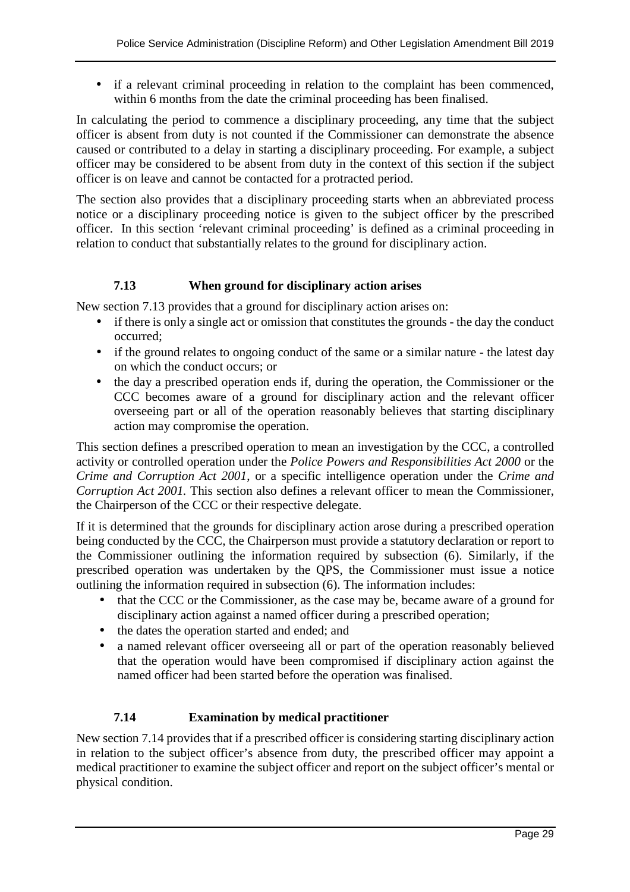- if a relevant criminal proceeding in relation to the complaint has been commenced, within 6 months from the date the criminal proceeding has been finalised.

In calculating the period to commence a disciplinary proceeding, any time that the subject officer is absent from duty is not counted if the Commissioner can demonstrate the absence caused or contributed to a delay in starting a disciplinary proceeding. For example, a subject officer may be considered to be absent from duty in the context of this section if the subject officer is on leave and cannot be contacted for a protracted period.

The section also provides that a disciplinary proceeding starts when an abbreviated process notice or a disciplinary proceeding notice is given to the subject officer by the prescribed officer. In this section 'relevant criminal proceeding' is defined as a criminal proceeding in relation to conduct that substantially relates to the ground for disciplinary action.

### 7.13 When ground for disciplinary action arises

New section 7.13 provides that a ground for disciplinary action arises on:

- if there is only a single act or omission that constitutes the grounds - the day the conduct occurred;
- if the ground relates to ongoing conduct of the same or a similar nature - the latest day on which the conduct occurs; or
- the day a prescribed operation ends if, during the operation, the Commissioner or the CCC becomes aware of a ground for disciplinary action and the relevant officer overseeing part or all of the operation reasonably believes that starting disciplinary action may compromise the operation.

This section defines a prescribed operation to mean an investigation by the CCC, a controlled activity or controlled operation under the *Police Powers and Responsibilities Act 2000* or the *Crime and Corruption Act 2001*, or a specific intelligence operation under the *Crime and Corruption Act 2001.* This section also defines a relevant officer to mean the Commissioner, the Chairperson of the CCC or their respective delegate.

If it is determined that the grounds for disciplinary action arose during a prescribed operation being conducted by the CCC, the Chairperson must provide a statutory declaration or report to the Commissioner outlining the information required by subsection (6). Similarly, if the prescribed operation was undertaken by the QPS, the Commissioner must issue a notice outlining the information required in subsection (6). The information includes:

- that the CCC or the Commissioner, as the case may be, became aware of a ground for disciplinary action against a named officer during a prescribed operation;
- the dates the operation started and ended; and
- a named relevant officer overseeing all or part of the operation reasonably believed that the operation would have been compromised if disciplinary action against the named officer had been started before the operation was finalised.

### 7.14 Examination by medical practitioner

New section 7.14 provides that if a prescribed officer is considering starting disciplinary action in relation to the subject officer's absence from duty, the prescribed officer may appoint a medical practitioner to examine the subject officer and report on the subject officer's mental or physical condition.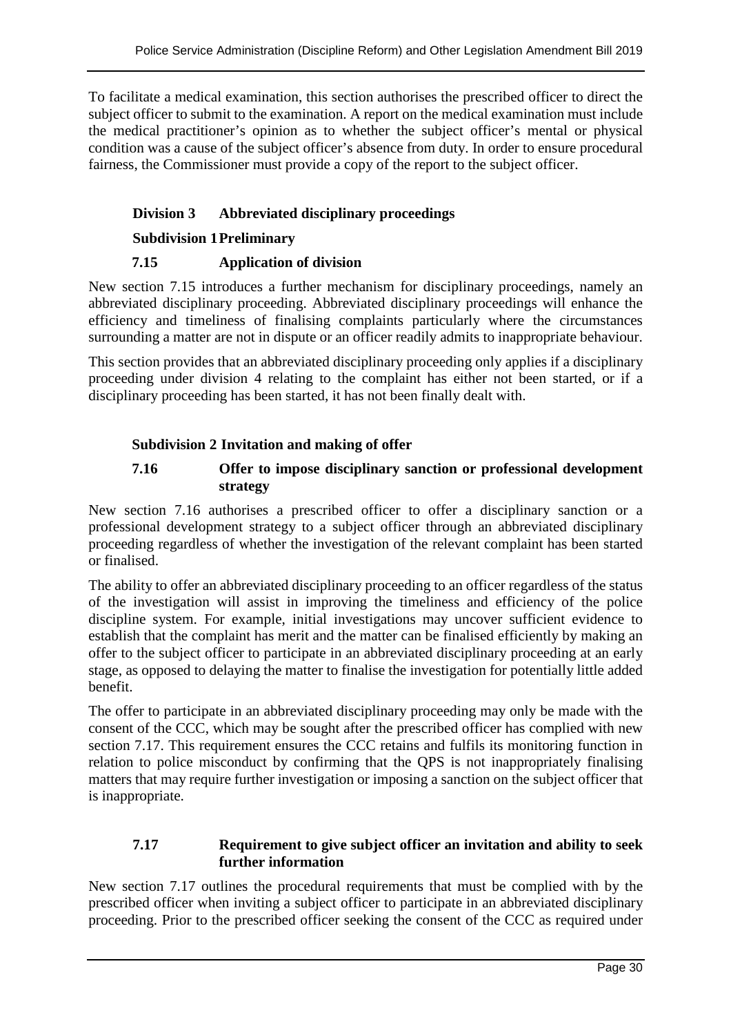To facilitate a medical examination, this section authorises the prescribed officer to direct the subject officer to submit to the examination. A report on the medical examination must include the medical practitioner's opinion as to whether the subject officer's mental or physical condition was a cause of the subject officer's absence from duty. In order to ensure procedural fairness, the Commissioner must provide a copy of the report to the subject officer.

## Division 3 Abbreviated disciplinary proceedings

### Subdivision 1 Preliminary

#### 7.15 Application of division

New section 7.15 introduces a further mechanism for disciplinary proceedings, namely an abbreviated disciplinary proceeding. Abbreviated disciplinary proceedings will enhance the efficiency and timeliness of finalising complaints particularly where the circumstances surrounding a matter are not in dispute or an officer readily admits to inappropriate behaviour.

This section provides that an abbreviated disciplinary proceeding only applies if a disciplinary proceeding under division 4 relating to the complaint has either not been started, or if a disciplinary proceeding has been started, it has not been finally dealt with.

### Subdivision 2 Invitation and making of offer

#### 7.16 Offer to impose disciplinary sanction or professional development strategy

New section 7.16 authorises a prescribed officer to offer a disciplinary sanction or a professional development strategy to a subject officer through an abbreviated disciplinary proceeding regardless of whether the investigation of the relevant complaint has been started or finalised.

The ability to offer an abbreviated disciplinary proceeding to an officer regardless of the status of the investigation will assist in improving the timeliness and efficiency of the police discipline system. For example, initial investigations may uncover sufficient evidence to establish that the complaint has merit and the matter can be finalised efficiently by making an offer to the subject officer to participate in an abbreviated disciplinary proceeding at an early stage, as opposed to delaying the matter to finalise the investigation for potentially little added benefit.

The offer to participate in an abbreviated disciplinary proceeding may only be made with the consent of the CCC, which may be sought after the prescribed officer has complied with new section 7.17. This requirement ensures the CCC retains and fulfils its monitoring function in relation to police misconduct by confirming that the QPS is not inappropriately finalising matters that may require further investigation or imposing a sanction on the subject officer that is inappropriate.

#### 7.17 Requirement to give subject officer an invitation and ability to seek further information

New section 7.17 outlines the procedural requirements that must be complied with by the prescribed officer when inviting a subject officer to participate in an abbreviated disciplinary proceeding. Prior to the prescribed officer seeking the consent of the CCC as required under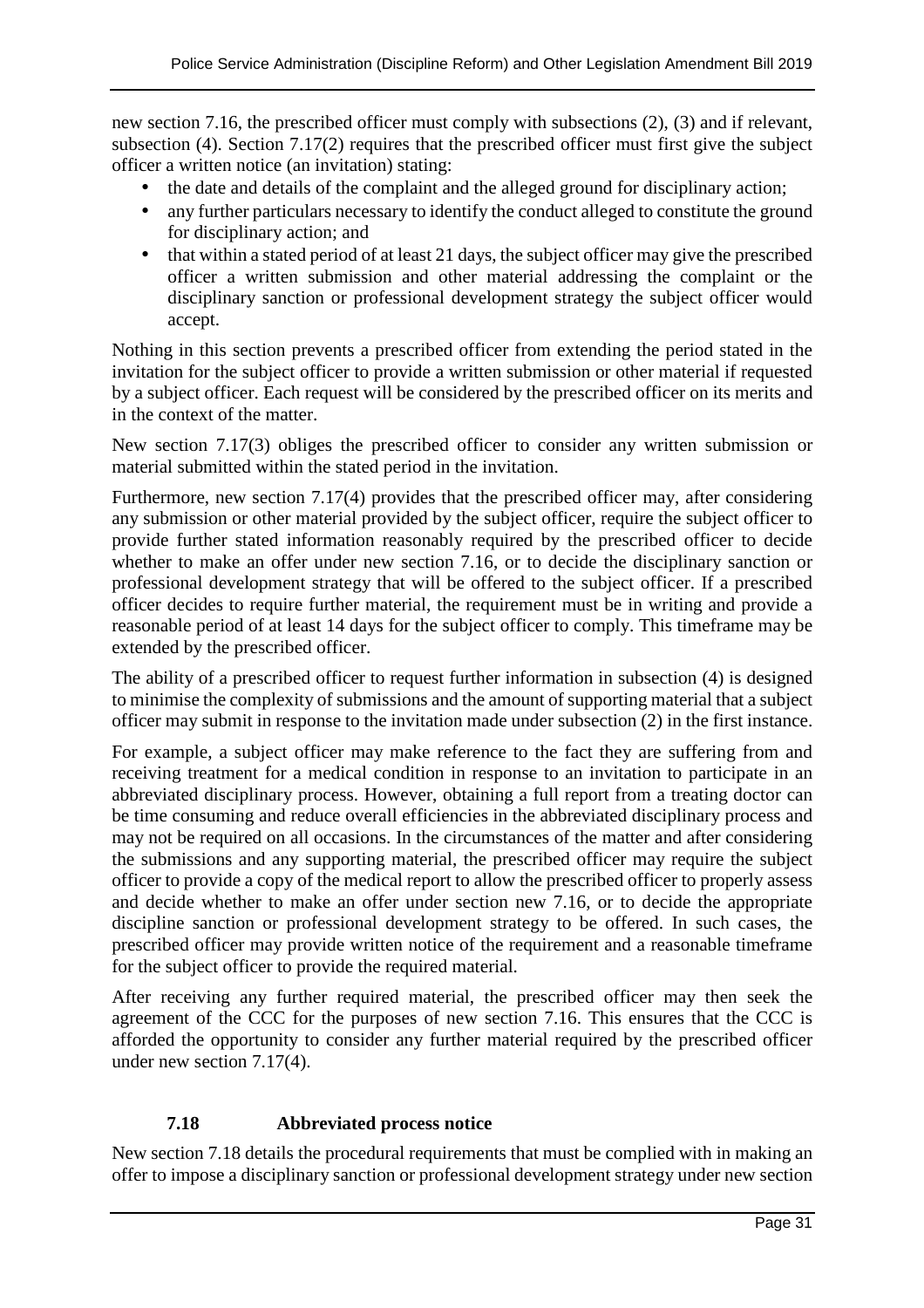new section 7.16, the prescribed officer must comply with subsections (2), (3) and if relevant, subsection (4). Section 7.17(2) requires that the prescribed officer must first give the subject officer a written notice (an invitation) stating:

- the date and details of the complaint and the alleged ground for disciplinary action;
- any further particulars necessary to identify the conduct alleged to constitute the ground for disciplinary action; and
- that within a stated period of at least 21 days, the subject officer may give the prescribed officer a written submission and other material addressing the complaint or the disciplinary sanction or professional development strategy the subject officer would accept.

Nothing in this section prevents a prescribed officer from extending the period stated in the invitation for the subject officer to provide a written submission or other material if requested by a subject officer. Each request will be considered by the prescribed officer on its merits and in the context of the matter.

New section 7.17(3) obliges the prescribed officer to consider any written submission or material submitted within the stated period in the invitation.

Furthermore, new section 7.17(4) provides that the prescribed officer may, after considering any submission or other material provided by the subject officer, require the subject officer to provide further stated information reasonably required by the prescribed officer to decide whether to make an offer under new section 7.16, or to decide the disciplinary sanction or professional development strategy that will be offered to the subject officer. If a prescribed officer decides to require further material, the requirement must be in writing and provide a reasonable period of at least 14 days for the subject officer to comply. This timeframe may be extended by the prescribed officer.

The ability of a prescribed officer to request further information in subsection (4) is designed to minimise the complexity of submissions and the amount of supporting material that a subject officer may submit in response to the invitation made under subsection (2) in the first instance.

For example, a subject officer may make reference to the fact they are suffering from and receiving treatment for a medical condition in response to an invitation to participate in an abbreviated disciplinary process. However, obtaining a full report from a treating doctor can be time consuming and reduce overall efficiencies in the abbreviated disciplinary process and may not be required on all occasions. In the circumstances of the matter and after considering the submissions and any supporting material, the prescribed officer may require the subject officer to provide a copy of the medical report to allow the prescribed officer to properly assess and decide whether to make an offer under section new 7.16, or to decide the appropriate discipline sanction or professional development strategy to be offered. In such cases, the prescribed officer may provide written notice of the requirement and a reasonable timeframe for the subject officer to provide the required material.

After receiving any further required material, the prescribed officer may then seek the agreement of the CCC for the purposes of new section 7.16. This ensures that the CCC is afforded the opportunity to consider any further material required by the prescribed officer under new section 7.17(4).

### 7.18 Abbreviated process notice

New section 7.18 details the procedural requirements that must be complied with in making an offer to impose a disciplinary sanction or professional development strategy under new section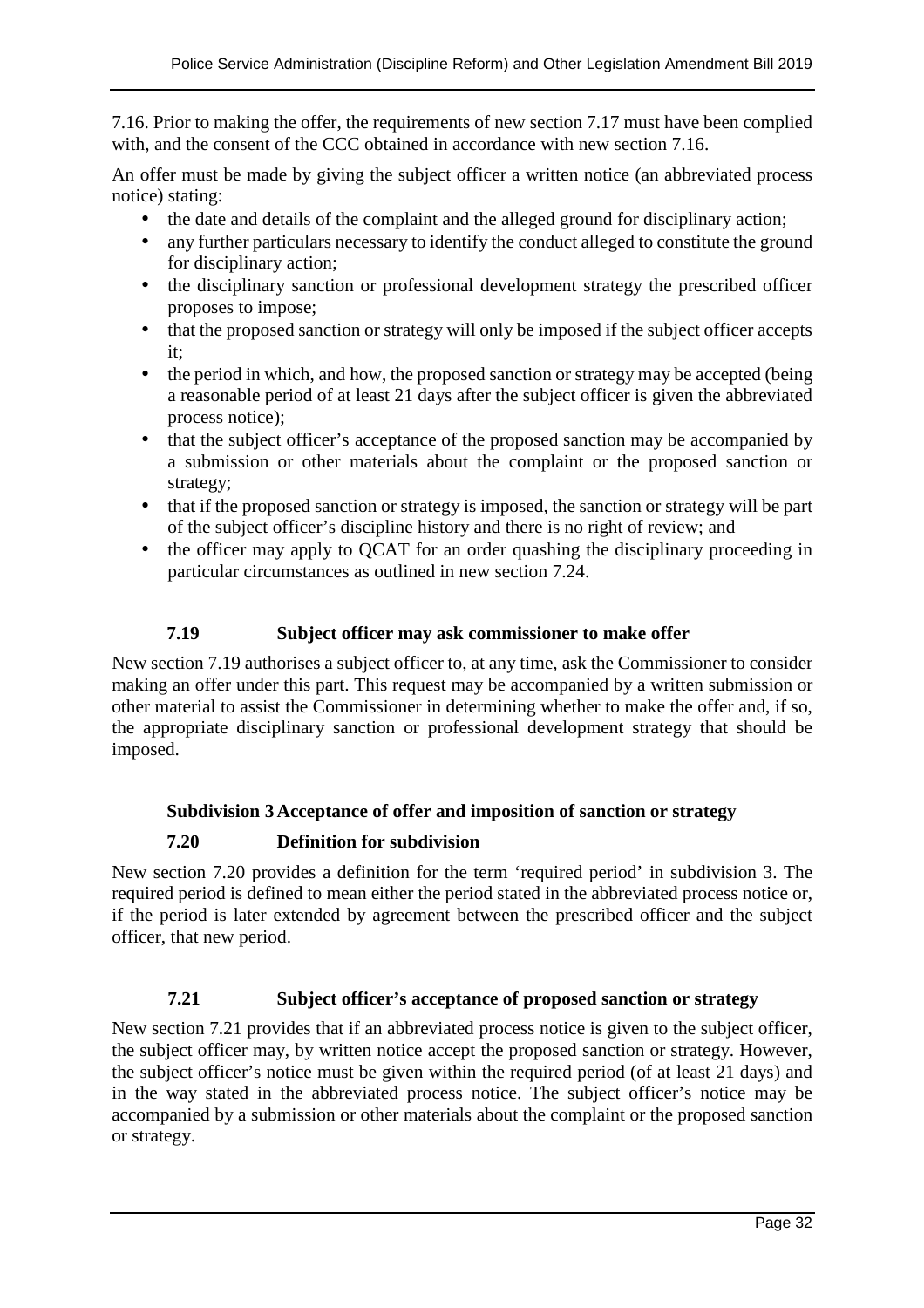7.16. Prior to making the offer, the requirements of new section 7.17 must have been complied with, and the consent of the CCC obtained in accordance with new section 7.16.

An offer must be made by giving the subject officer a written notice (an abbreviated process notice) stating:

- the date and details of the complaint and the alleged ground for disciplinary action;
- any further particulars necessary to identify the conduct alleged to constitute the ground for disciplinary action;
- the disciplinary sanction or professional development strategy the prescribed officer proposes to impose;
- that the proposed sanction or strategy will only be imposed if the subject officer accepts it;
- the period in which, and how, the proposed sanction or strategy may be accepted (being a reasonable period of at least 21 days after the subject officer is given the abbreviated process notice);
- that the subject officer's acceptance of the proposed sanction may be accompanied by a submission or other materials about the complaint or the proposed sanction or strategy;
- that if the proposed sanction or strategy is imposed, the sanction or strategy will be part of the subject officer's discipline history and there is no right of review; and
- the officer may apply to QCAT for an order quashing the disciplinary proceeding in particular circumstances as outlined in new section 7.24.

### 7.19 Subject officer may ask commissioner to make offer

New section 7.19 authorises a subject officer to, at any time, ask the Commissioner to consider making an offer under this part. This request may be accompanied by a written submission or other material to assist the Commissioner in determining whether to make the offer and, if so, the appropriate disciplinary sanction or professional development strategy that should be imposed.

### Subdivision 3 Acceptance of offer and imposition of sanction or strategy

### 7.20 Definition for subdivision

New section 7.20 provides a definition for the term 'required period' in subdivision 3. The required period is defined to mean either the period stated in the abbreviated process notice or, if the period is later extended by agreement between the prescribed officer and the subject officer, that new period.

### 7.21 Subject officer's acceptance of proposed sanction or strategy

New section 7.21 provides that if an abbreviated process notice is given to the subject officer, the subject officer may, by written notice accept the proposed sanction or strategy. However, the subject officer's notice must be given within the required period (of at least 21 days) and in the way stated in the abbreviated process notice. The subject officer's notice may be accompanied by a submission or other materials about the complaint or the proposed sanction or strategy.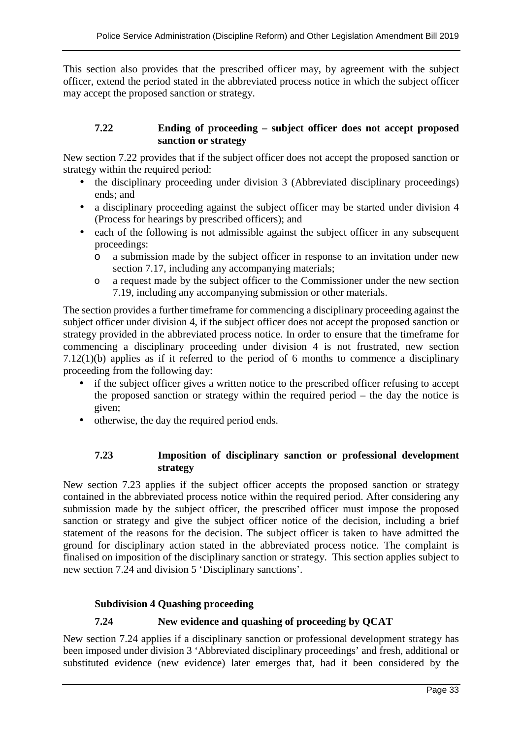This section also provides that the prescribed officer may, by agreement with the subject officer, extend the period stated in the abbreviated process notice in which the subject officer may accept the proposed sanction or strategy.

### 7.22 Ending of proceeding – subject officer does not accept proposed sanction or strategy

New section 7.22 provides that if the subject officer does not accept the proposed sanction or strategy within the required period:

- the disciplinary proceeding under division 3 (Abbreviated disciplinary proceedings) ends; and
- a disciplinary proceeding against the subject officer may be started under division 4 (Process for hearings by prescribed officers); and
- each of the following is not admissible against the subject officer in any subsequent proceedings:
  - a submission made by the subject officer in response to an invitation under new section 7.17, including any accompanying materials;
  - a request made by the subject officer to the Commissioner under the new section 7.19, including any accompanying submission or other materials.

The section provides a further timeframe for commencing a disciplinary proceeding against the subject officer under division 4, if the subject officer does not accept the proposed sanction or strategy provided in the abbreviated process notice. In order to ensure that the timeframe for commencing a disciplinary proceeding under division 4 is not frustrated, new section 7.12(1)(b) applies as if it referred to the period of 6 months to commence a disciplinary proceeding from the following day:

- if the subject officer gives a written notice to the prescribed officer refusing to accept the proposed sanction or strategy within the required period – the day the notice is given;
- otherwise, the day the required period ends.

### 7.23 Imposition of disciplinary sanction or professional development strategy

New section 7.23 applies if the subject officer accepts the proposed sanction or strategy contained in the abbreviated process notice within the required period. After considering any submission made by the subject officer, the prescribed officer must impose the proposed sanction or strategy and give the subject officer notice of the decision, including a brief statement of the reasons for the decision. The subject officer is taken to have admitted the ground for disciplinary action stated in the abbreviated process notice. The complaint is finalised on imposition of the disciplinary sanction or strategy. This section applies subject to new section 7.24 and division 5 'Disciplinary sanctions'.

## Subdivision 4 Quashing proceeding

### 7.24 New evidence and quashing of proceeding by QCAT

New section 7.24 applies if a disciplinary sanction or professional development strategy has been imposed under division 3 'Abbreviated disciplinary proceedings' and fresh, additional or substituted evidence (new evidence) later emerges that, had it been considered by the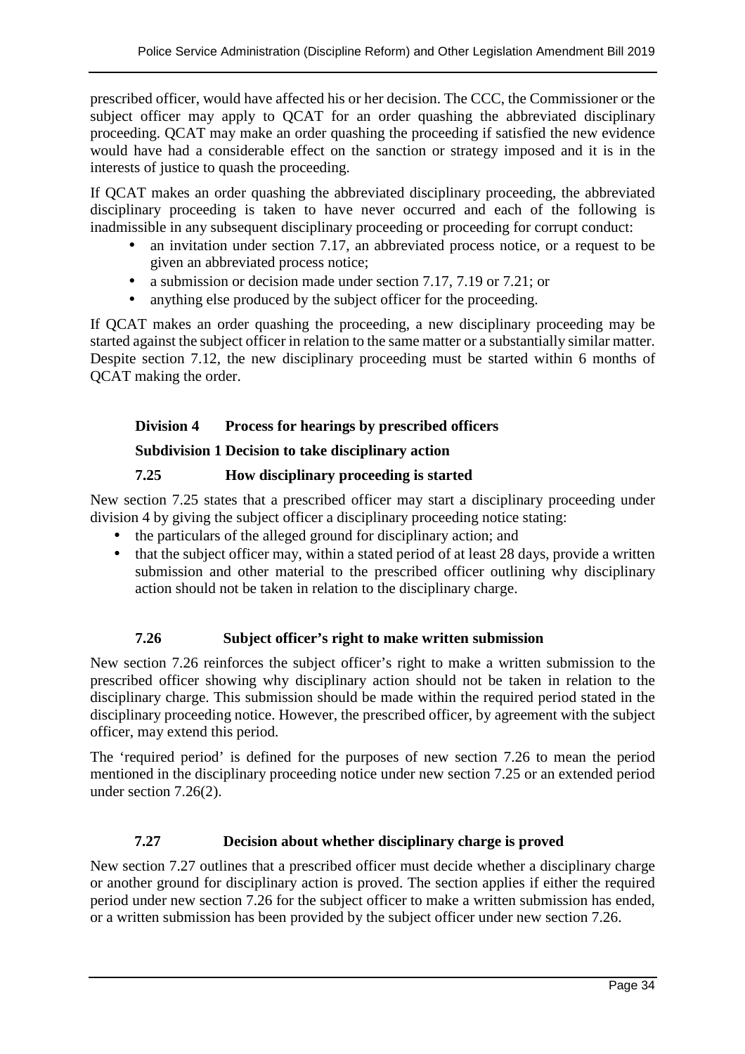prescribed officer, would have affected his or her decision. The CCC, the Commissioner or the subject officer may apply to QCAT for an order quashing the abbreviated disciplinary proceeding. QCAT may make an order quashing the proceeding if satisfied the new evidence would have had a considerable effect on the sanction or strategy imposed and it is in the interests of justice to quash the proceeding.

If QCAT makes an order quashing the abbreviated disciplinary proceeding, the abbreviated disciplinary proceeding is taken to have never occurred and each of the following is inadmissible in any subsequent disciplinary proceeding or proceeding for corrupt conduct:

- an invitation under section 7.17, an abbreviated process notice, or a request to be given an abbreviated process notice;
- a submission or decision made under section 7.17, 7.19 or 7.21; or
- anything else produced by the subject officer for the proceeding.

If QCAT makes an order quashing the proceeding, a new disciplinary proceeding may be started against the subject officer in relation to the same matter or a substantially similar matter. Despite section 7.12, the new disciplinary proceeding must be started within 6 months of QCAT making the order.

### Division 4 Process for hearings by prescribed officers

#### Subdivision 1 Decision to take disciplinary action

#### 7.25 How disciplinary proceeding is started

New section 7.25 states that a prescribed officer may start a disciplinary proceeding under division 4 by giving the subject officer a disciplinary proceeding notice stating:

- the particulars of the alleged ground for disciplinary action; and
- that the subject officer may, within a stated period of at least 28 days, provide a written submission and other material to the prescribed officer outlining why disciplinary action should not be taken in relation to the disciplinary charge.

#### 7.26 Subject officer's right to make written submission

New section 7.26 reinforces the subject officer's right to make a written submission to the prescribed officer showing why disciplinary action should not be taken in relation to the disciplinary charge. This submission should be made within the required period stated in the disciplinary proceeding notice. However, the prescribed officer, by agreement with the subject officer, may extend this period.

The 'required period' is defined for the purposes of new section 7.26 to mean the period mentioned in the disciplinary proceeding notice under new section 7.25 or an extended period under section 7.26(2).

#### 7.27 Decision about whether disciplinary charge is proved

New section 7.27 outlines that a prescribed officer must decide whether a disciplinary charge or another ground for disciplinary action is proved. The section applies if either the required period under new section 7.26 for the subject officer to make a written submission has ended, or a written submission has been provided by the subject officer under new section 7.26.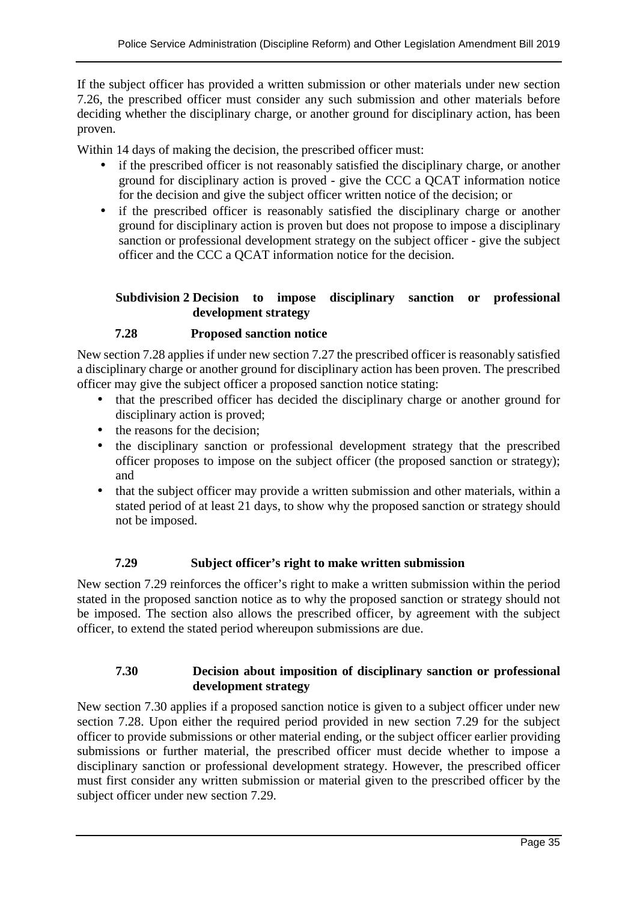If the subject officer has provided a written submission or other materials under new section 7.26, the prescribed officer must consider any such submission and other materials before deciding whether the disciplinary charge, or another ground for disciplinary action, has been proven.

Within 14 days of making the decision, the prescribed officer must:

- if the prescribed officer is not reasonably satisfied the disciplinary charge, or another ground for disciplinary action is proved - give the CCC a QCAT information notice for the decision and give the subject officer written notice of the decision; or
- if the prescribed officer is reasonably satisfied the disciplinary charge or another ground for disciplinary action is proven but does not propose to impose a disciplinary sanction or professional development strategy on the subject officer - give the subject officer and the CCC a QCAT information notice for the decision.

### Subdivision 2 Decision to impose disciplinary sanction or professional development strategy

#### 7.28 Proposed sanction notice

New section 7.28 applies if under new section 7.27 the prescribed officer is reasonably satisfied a disciplinary charge or another ground for disciplinary action has been proven. The prescribed officer may give the subject officer a proposed sanction notice stating:

- that the prescribed officer has decided the disciplinary charge or another ground for disciplinary action is proved;
- the reasons for the decision;
- the disciplinary sanction or professional development strategy that the prescribed officer proposes to impose on the subject officer (the proposed sanction or strategy); and
- that the subject officer may provide a written submission and other materials, within a stated period of at least 21 days, to show why the proposed sanction or strategy should not be imposed.

#### 7.29 Subject officer's right to make written submission

New section 7.29 reinforces the officer's right to make a written submission within the period stated in the proposed sanction notice as to why the proposed sanction or strategy should not be imposed. The section also allows the prescribed officer, by agreement with the subject officer, to extend the stated period whereupon submissions are due.

#### 7.30 Decision about imposition of disciplinary sanction or professional development strategy

New section 7.30 applies if a proposed sanction notice is given to a subject officer under new section 7.28. Upon either the required period provided in new section 7.29 for the subject officer to provide submissions or other material ending, or the subject officer earlier providing submissions or further material, the prescribed officer must decide whether to impose a disciplinary sanction or professional development strategy. However, the prescribed officer must first consider any written submission or material given to the prescribed officer by the subject officer under new section 7.29.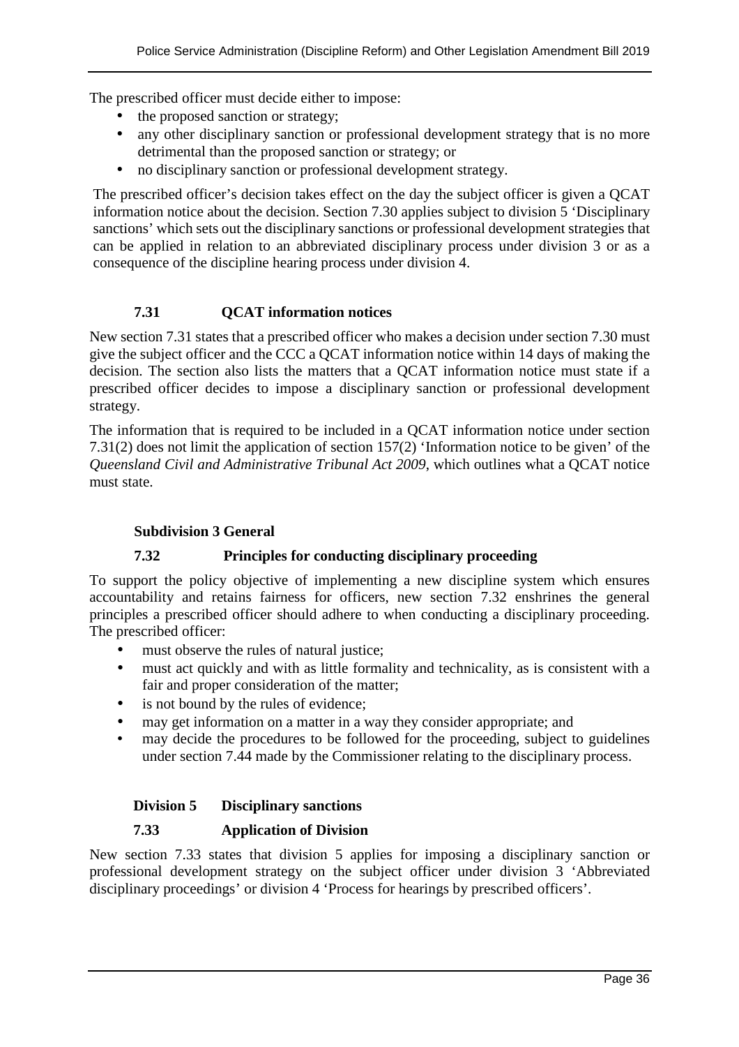The prescribed officer must decide either to impose:

- the proposed sanction or strategy;
- any other disciplinary sanction or professional development strategy that is no more detrimental than the proposed sanction or strategy; or
- no disciplinary sanction or professional development strategy.

The prescribed officer's decision takes effect on the day the subject officer is given a QCAT information notice about the decision. Section 7.30 applies subject to division 5 'Disciplinary sanctions' which sets out the disciplinary sanctions or professional development strategies that can be applied in relation to an abbreviated disciplinary process under division 3 or as a consequence of the discipline hearing process under division 4.

### 7.31 QCAT information notices

New section 7.31 states that a prescribed officer who makes a decision under section 7.30 must give the subject officer and the CCC a QCAT information notice within 14 days of making the decision. The section also lists the matters that a QCAT information notice must state if a prescribed officer decides to impose a disciplinary sanction or professional development strategy.

The information that is required to be included in a QCAT information notice under section 7.31(2) does not limit the application of section 157(2) 'Information notice to be given' of the *Queensland Civil and Administrative Tribunal Act 2009*, which outlines what a QCAT notice must state.

## Subdivision 3 General

### 7.32 Principles for conducting disciplinary proceeding

To support the policy objective of implementing a new discipline system which ensures accountability and retains fairness for officers, new section 7.32 enshrines the general principles a prescribed officer should adhere to when conducting a disciplinary proceeding. The prescribed officer:

- must observe the rules of natural justice;
- must act quickly and with as little formality and technicality, as is consistent with a fair and proper consideration of the matter;
- is not bound by the rules of evidence;
- may get information on a matter in a way they consider appropriate; and
- may decide the procedures to be followed for the proceeding, subject to guidelines under section 7.44 made by the Commissioner relating to the disciplinary process.

## Division 5 Disciplinary sanctions

### 7.33 Application of Division

New section 7.33 states that division 5 applies for imposing a disciplinary sanction or professional development strategy on the subject officer under division 3 'Abbreviated disciplinary proceedings' or division 4 'Process for hearings by prescribed officers'.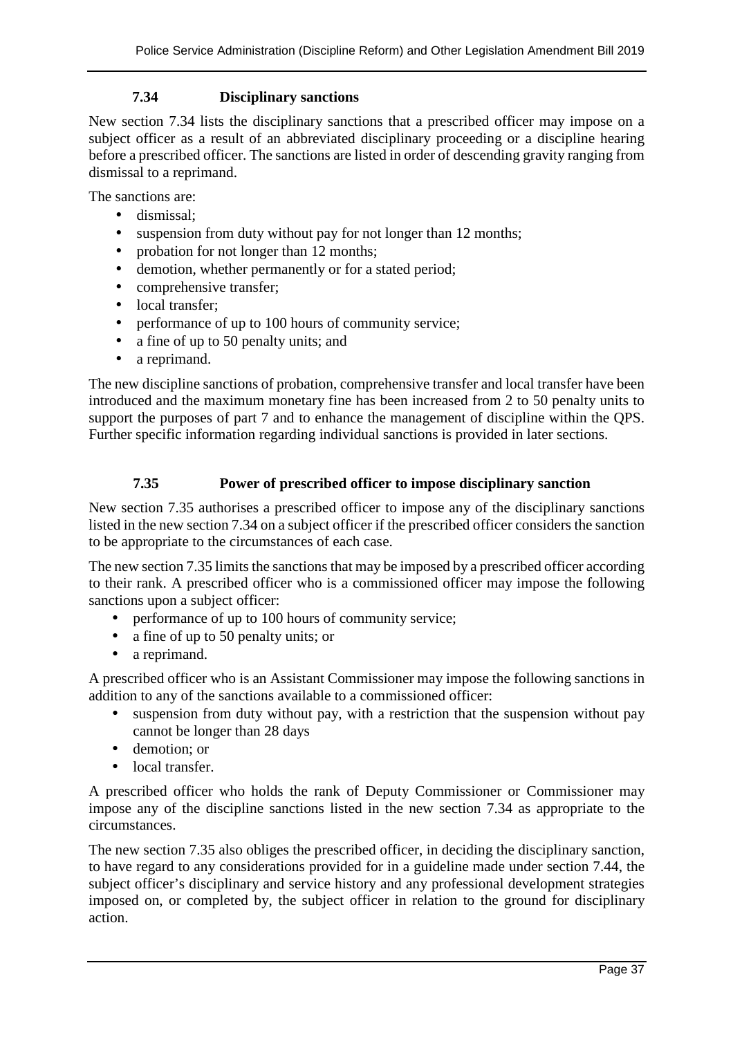### 7.34 Disciplinary sanctions

New section 7.34 lists the disciplinary sanctions that a prescribed officer may impose on a subject officer as a result of an abbreviated disciplinary proceeding or a discipline hearing before a prescribed officer. The sanctions are listed in order of descending gravity ranging from dismissal to a reprimand.

The sanctions are:

- dismissal;
- suspension from duty without pay for not longer than 12 months;
- probation for not longer than 12 months;
- demotion, whether permanently or for a stated period;
- comprehensive transfer;
- local transfer;
- performance of up to 100 hours of community service;
- a fine of up to 50 penalty units; and
- a reprimand.

The new discipline sanctions of probation, comprehensive transfer and local transfer have been introduced and the maximum monetary fine has been increased from 2 to 50 penalty units to support the purposes of part 7 and to enhance the management of discipline within the QPS. Further specific information regarding individual sanctions is provided in later sections.

### 7.35 Power of prescribed officer to impose disciplinary sanction

New section 7.35 authorises a prescribed officer to impose any of the disciplinary sanctions listed in the new section 7.34 on a subject officer if the prescribed officer considers the sanction to be appropriate to the circumstances of each case.

The new section 7.35 limits the sanctions that may be imposed by a prescribed officer according to their rank. A prescribed officer who is a commissioned officer may impose the following sanctions upon a subject officer:

- performance of up to 100 hours of community service;
- a fine of up to 50 penalty units; or
- a reprimand.

A prescribed officer who is an Assistant Commissioner may impose the following sanctions in addition to any of the sanctions available to a commissioned officer:

- suspension from duty without pay, with a restriction that the suspension without pay cannot be longer than 28 days
- demotion; or
- local transfer.

A prescribed officer who holds the rank of Deputy Commissioner or Commissioner may impose any of the discipline sanctions listed in the new section 7.34 as appropriate to the circumstances.

The new section 7.35 also obliges the prescribed officer, in deciding the disciplinary sanction, to have regard to any considerations provided for in a guideline made under section 7.44, the subject officer's disciplinary and service history and any professional development strategies imposed on, or completed by, the subject officer in relation to the ground for disciplinary action.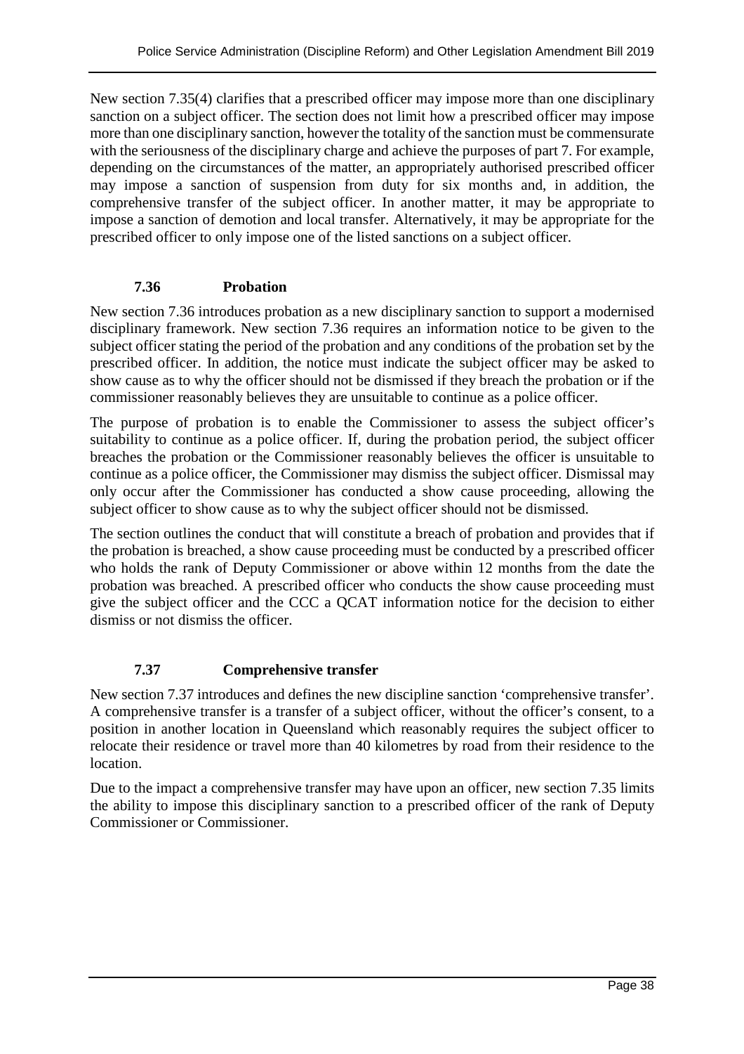New section 7.35(4) clarifies that a prescribed officer may impose more than one disciplinary sanction on a subject officer. The section does not limit how a prescribed officer may impose more than one disciplinary sanction, however the totality of the sanction must be commensurate with the seriousness of the disciplinary charge and achieve the purposes of part 7. For example, depending on the circumstances of the matter, an appropriately authorised prescribed officer may impose a sanction of suspension from duty for six months and, in addition, the comprehensive transfer of the subject officer. In another matter, it may be appropriate to impose a sanction of demotion and local transfer. Alternatively, it may be appropriate for the prescribed officer to only impose one of the listed sanctions on a subject officer.

### 7.36 Probation

New section 7.36 introduces probation as a new disciplinary sanction to support a modernised disciplinary framework. New section 7.36 requires an information notice to be given to the subject officer stating the period of the probation and any conditions of the probation set by the prescribed officer. In addition, the notice must indicate the subject officer may be asked to show cause as to why the officer should not be dismissed if they breach the probation or if the commissioner reasonably believes they are unsuitable to continue as a police officer.

The purpose of probation is to enable the Commissioner to assess the subject officer's suitability to continue as a police officer. If, during the probation period, the subject officer breaches the probation or the Commissioner reasonably believes the officer is unsuitable to continue as a police officer, the Commissioner may dismiss the subject officer. Dismissal may only occur after the Commissioner has conducted a show cause proceeding, allowing the subject officer to show cause as to why the subject officer should not be dismissed.

The section outlines the conduct that will constitute a breach of probation and provides that if the probation is breached, a show cause proceeding must be conducted by a prescribed officer who holds the rank of Deputy Commissioner or above within 12 months from the date the probation was breached. A prescribed officer who conducts the show cause proceeding must give the subject officer and the CCC a QCAT information notice for the decision to either dismiss or not dismiss the officer.

### 7.37 Comprehensive transfer

New section 7.37 introduces and defines the new discipline sanction 'comprehensive transfer'. A comprehensive transfer is a transfer of a subject officer, without the officer's consent, to a position in another location in Queensland which reasonably requires the subject officer to relocate their residence or travel more than 40 kilometres by road from their residence to the location.

Due to the impact a comprehensive transfer may have upon an officer, new section 7.35 limits the ability to impose this disciplinary sanction to a prescribed officer of the rank of Deputy Commissioner or Commissioner.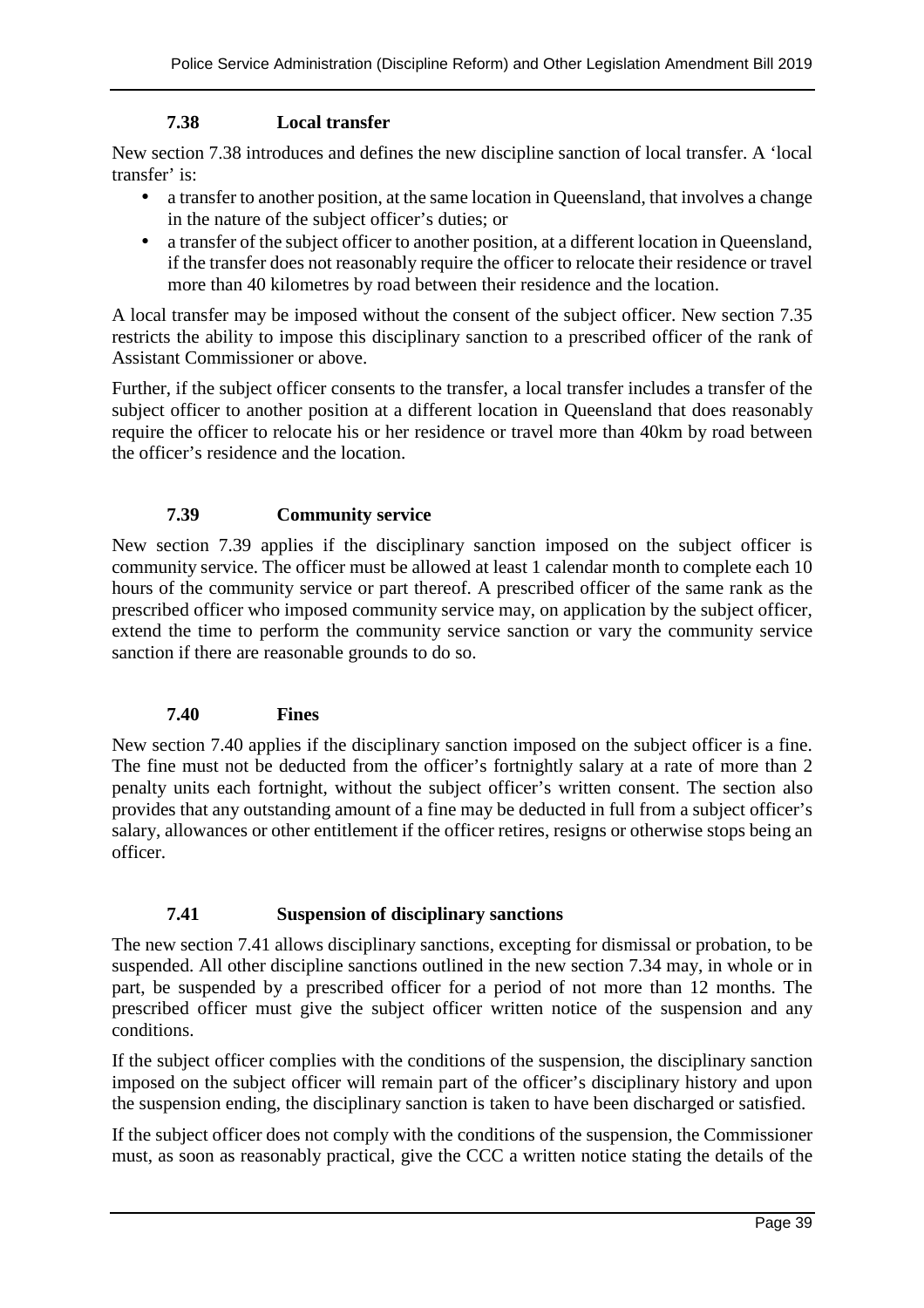### 7.38 Local transfer

New section 7.38 introduces and defines the new discipline sanction of local transfer. A 'local transfer' is:

- a transfer to another position, at the same location in Queensland, that involves a change in the nature of the subject officer's duties; or
- a transfer of the subject officer to another position, at a different location in Queensland, if the transfer does not reasonably require the officer to relocate their residence or travel more than 40 kilometres by road between their residence and the location.

A local transfer may be imposed without the consent of the subject officer. New section 7.35 restricts the ability to impose this disciplinary sanction to a prescribed officer of the rank of Assistant Commissioner or above.

Further, if the subject officer consents to the transfer, a local transfer includes a transfer of the subject officer to another position at a different location in Queensland that does reasonably require the officer to relocate his or her residence or travel more than 40km by road between the officer's residence and the location.

### 7.39 Community service

New section 7.39 applies if the disciplinary sanction imposed on the subject officer is community service. The officer must be allowed at least 1 calendar month to complete each 10 hours of the community service or part thereof. A prescribed officer of the same rank as the prescribed officer who imposed community service may, on application by the subject officer, extend the time to perform the community service sanction or vary the community service sanction if there are reasonable grounds to do so.

### 7.40 Fines

New section 7.40 applies if the disciplinary sanction imposed on the subject officer is a fine. The fine must not be deducted from the officer's fortnightly salary at a rate of more than 2 penalty units each fortnight, without the subject officer's written consent. The section also provides that any outstanding amount of a fine may be deducted in full from a subject officer's salary, allowances or other entitlement if the officer retires, resigns or otherwise stops being an officer.

### 7.41 Suspension of disciplinary sanctions

The new section 7.41 allows disciplinary sanctions, excepting for dismissal or probation, to be suspended. All other discipline sanctions outlined in the new section 7.34 may, in whole or in part, be suspended by a prescribed officer for a period of not more than 12 months. The prescribed officer must give the subject officer written notice of the suspension and any conditions.

If the subject officer complies with the conditions of the suspension, the disciplinary sanction imposed on the subject officer will remain part of the officer's disciplinary history and upon the suspension ending, the disciplinary sanction is taken to have been discharged or satisfied.

If the subject officer does not comply with the conditions of the suspension, the Commissioner must, as soon as reasonably practical, give the CCC a written notice stating the details of the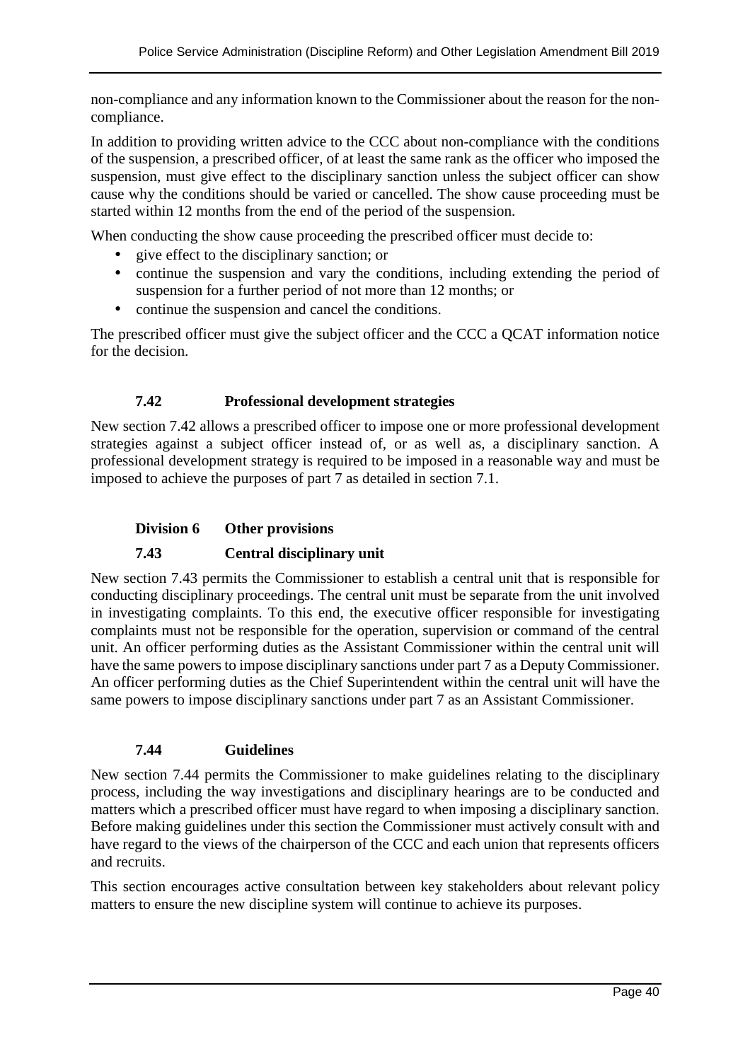non-compliance and any information known to the Commissioner about the reason for the non-compliance.

In addition to providing written advice to the CCC about non-compliance with the conditions of the suspension, a prescribed officer, of at least the same rank as the officer who imposed the suspension, must give effect to the disciplinary sanction unless the subject officer can show cause why the conditions should be varied or cancelled. The show cause proceeding must be started within 12 months from the end of the period of the suspension.

When conducting the show cause proceeding the prescribed officer must decide to:

- give effect to the disciplinary sanction; or
- continue the suspension and vary the conditions, including extending the period of suspension for a further period of not more than 12 months; or
- continue the suspension and cancel the conditions.

The prescribed officer must give the subject officer and the CCC a QCAT information notice for the decision.

### 7.42 Professional development strategies

New section 7.42 allows a prescribed officer to impose one or more professional development strategies against a subject officer instead of, or as well as, a disciplinary sanction. A professional development strategy is required to be imposed in a reasonable way and must be imposed to achieve the purposes of part 7 as detailed in section 7.1.

## Division 6 Other provisions

### 7.43 Central disciplinary unit

New section 7.43 permits the Commissioner to establish a central unit that is responsible for conducting disciplinary proceedings. The central unit must be separate from the unit involved in investigating complaints. To this end, the executive officer responsible for investigating complaints must not be responsible for the operation, supervision or command of the central unit. An officer performing duties as the Assistant Commissioner within the central unit will have the same powers to impose disciplinary sanctions under part 7 as a Deputy Commissioner. An officer performing duties as the Chief Superintendent within the central unit will have the same powers to impose disciplinary sanctions under part 7 as an Assistant Commissioner.

### 7.44 Guidelines

New section 7.44 permits the Commissioner to make guidelines relating to the disciplinary process, including the way investigations and disciplinary hearings are to be conducted and matters which a prescribed officer must have regard to when imposing a disciplinary sanction. Before making guidelines under this section the Commissioner must actively consult with and have regard to the views of the chairperson of the CCC and each union that represents officers and recruits.

This section encourages active consultation between key stakeholders about relevant policy matters to ensure the new discipline system will continue to achieve its purposes.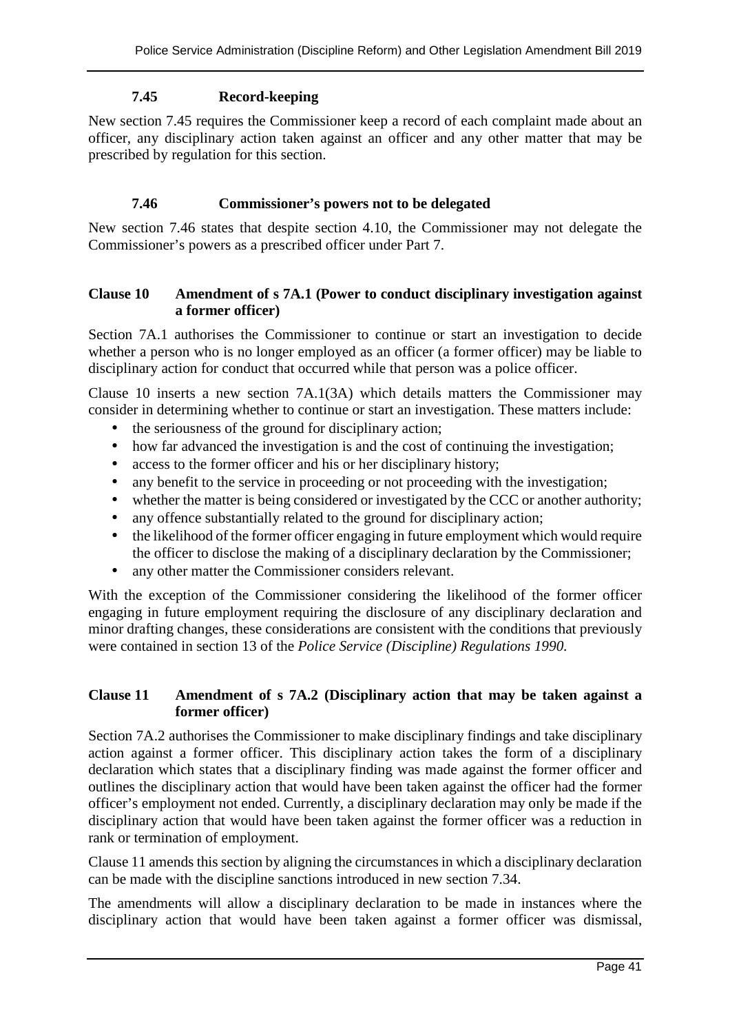#### 7.45 Record-keeping

New section 7.45 requires the Commissioner keep a record of each complaint made about an officer, any disciplinary action taken against an officer and any other matter that may be prescribed by regulation for this section.

#### 7.46 Commissioner's powers not to be delegated

New section 7.46 states that despite section 4.10, the Commissioner may not delegate the Commissioner's powers as a prescribed officer under Part 7.

### Clause 10 Amendment of s 7A.1 (Power to conduct disciplinary investigation against a former officer)

Section 7A.1 authorises the Commissioner to continue or start an investigation to decide whether a person who is no longer employed as an officer (a former officer) may be liable to disciplinary action for conduct that occurred while that person was a police officer.

Clause 10 inserts a new section 7A.1(3A) which details matters the Commissioner may consider in determining whether to continue or start an investigation. These matters include:

- the seriousness of the ground for disciplinary action;
- how far advanced the investigation is and the cost of continuing the investigation;
- access to the former officer and his or her disciplinary history;
- any benefit to the service in proceeding or not proceeding with the investigation;
- whether the matter is being considered or investigated by the CCC or another authority;
- any offence substantially related to the ground for disciplinary action;
- the likelihood of the former officer engaging in future employment which would require the officer to disclose the making of a disciplinary declaration by the Commissioner;
- any other matter the Commissioner considers relevant.

With the exception of the Commissioner considering the likelihood of the former officer engaging in future employment requiring the disclosure of any disciplinary declaration and minor drafting changes, these considerations are consistent with the conditions that previously were contained in section 13 of the *Police Service (Discipline) Regulations 1990*.

### Clause 11 Amendment of s 7A.2 (Disciplinary action that may be taken against a former officer)

Section 7A.2 authorises the Commissioner to make disciplinary findings and take disciplinary action against a former officer. This disciplinary action takes the form of a disciplinary declaration which states that a disciplinary finding was made against the former officer and outlines the disciplinary action that would have been taken against the officer had the former officer's employment not ended. Currently, a disciplinary declaration may only be made if the disciplinary action that would have been taken against the former officer was a reduction in rank or termination of employment.

Clause 11 amends this section by aligning the circumstances in which a disciplinary declaration can be made with the discipline sanctions introduced in new section 7.34.

The amendments will allow a disciplinary declaration to be made in instances where the disciplinary action that would have been taken against a former officer was dismissal,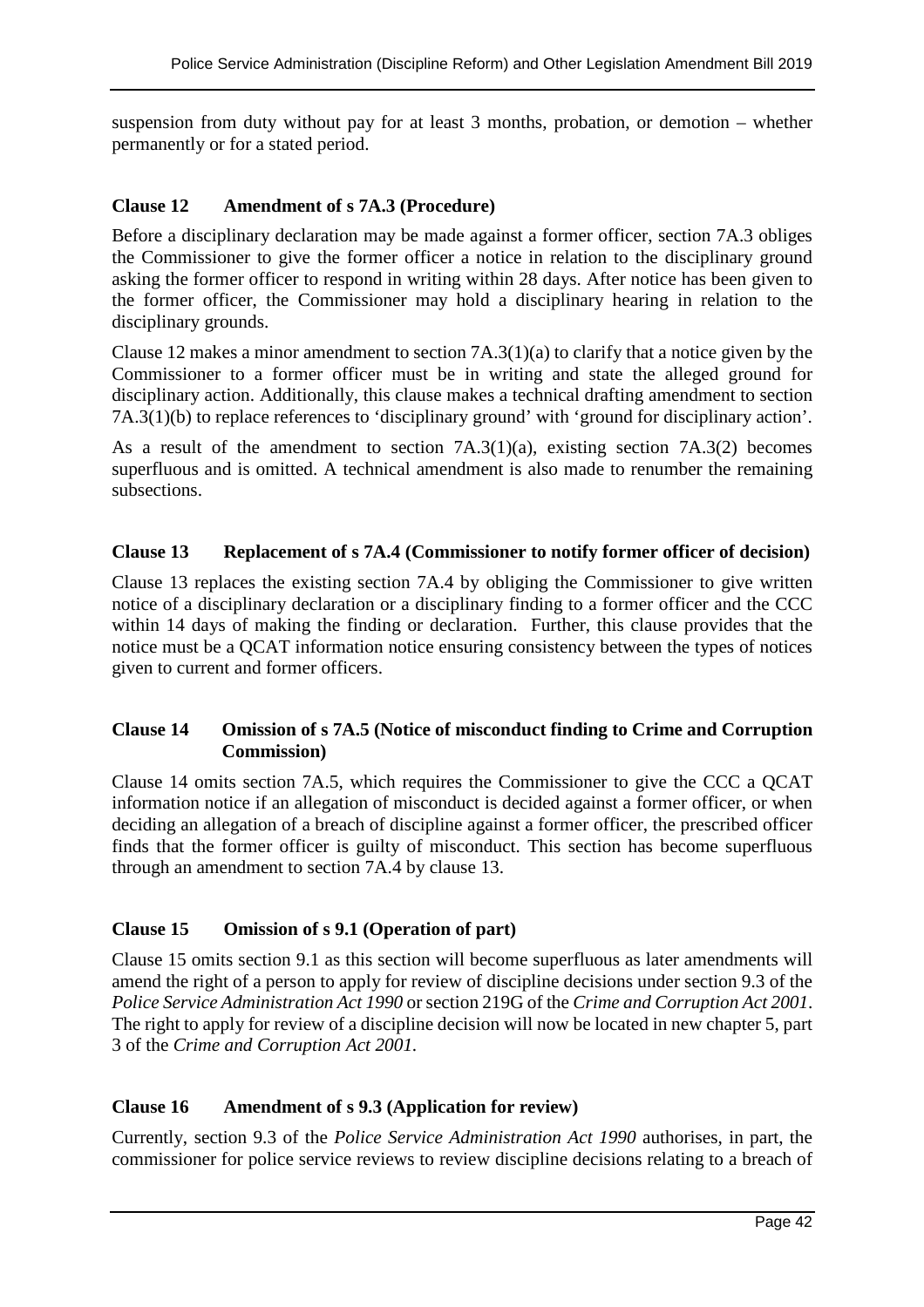suspension from duty without pay for at least 3 months, probation, or demotion – whether permanently or for a stated period.

### Clause 12 Amendment of s 7A.3 (Procedure)

Before a disciplinary declaration may be made against a former officer, section 7A.3 obliges the Commissioner to give the former officer a notice in relation to the disciplinary ground asking the former officer to respond in writing within 28 days. After notice has been given to the former officer, the Commissioner may hold a disciplinary hearing in relation to the disciplinary grounds.

Clause 12 makes a minor amendment to section 7A.3(1)(a) to clarify that a notice given by the Commissioner to a former officer must be in writing and state the alleged ground for disciplinary action. Additionally, this clause makes a technical drafting amendment to section 7A.3(1)(b) to replace references to 'disciplinary ground' with 'ground for disciplinary action'.

As a result of the amendment to section 7A.3(1)(a), existing section 7A.3(2) becomes superfluous and is omitted. A technical amendment is also made to renumber the remaining subsections.

### Clause 13 Replacement of s 7A.4 (Commissioner to notify former officer of decision)

Clause 13 replaces the existing section 7A.4 by obliging the Commissioner to give written notice of a disciplinary declaration or a disciplinary finding to a former officer and the CCC within 14 days of making the finding or declaration. Further, this clause provides that the notice must be a QCAT information notice ensuring consistency between the types of notices given to current and former officers.

### Clause 14 Omission of s 7A.5 (Notice of misconduct finding to Crime and Corruption Commission)

Clause 14 omits section 7A.5, which requires the Commissioner to give the CCC a QCAT information notice if an allegation of misconduct is decided against a former officer, or when deciding an allegation of a breach of discipline against a former officer, the prescribed officer finds that the former officer is guilty of misconduct. This section has become superfluous through an amendment to section 7A.4 by clause 13.

### Clause 15 Omission of s 9.1 (Operation of part)

Clause 15 omits section 9.1 as this section will become superfluous as later amendments will amend the right of a person to apply for review of discipline decisions under section 9.3 of the *Police Service Administration Act 1990* or section 219G of the *Crime and Corruption Act 2001*. The right to apply for review of a discipline decision will now be located in new chapter 5, part 3 of the *Crime and Corruption Act 2001*.

### Clause 16 Amendment of s 9.3 (Application for review)

Currently, section 9.3 of the *Police Service Administration Act 1990* authorises, in part, the commissioner for police service reviews to review discipline decisions relating to a breach of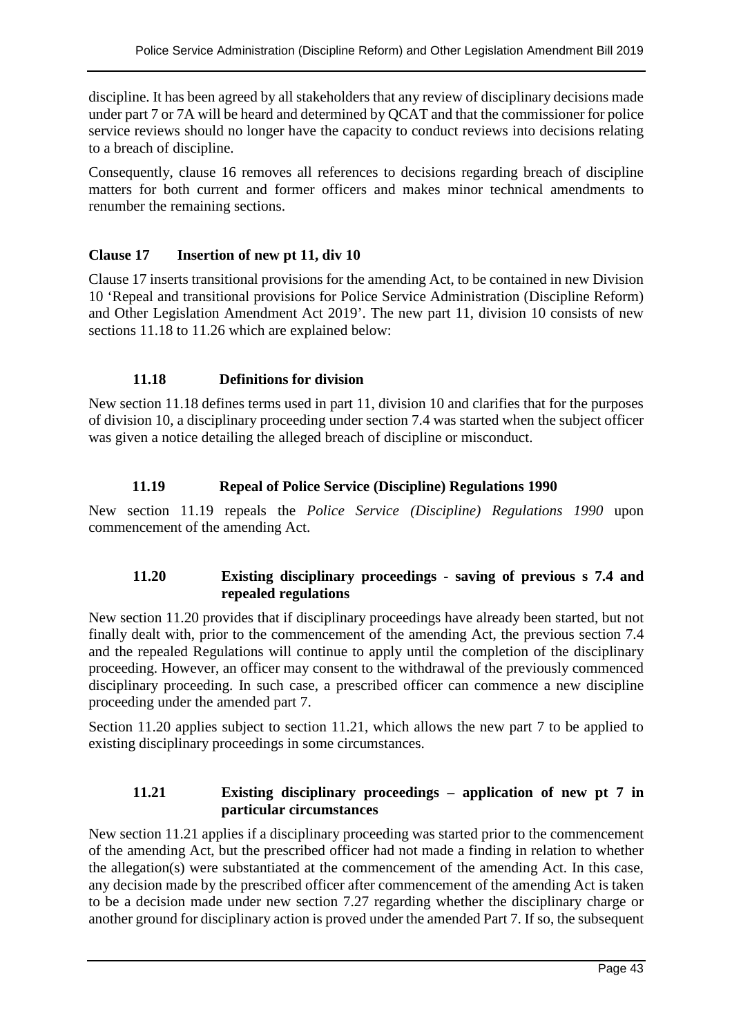discipline. It has been agreed by all stakeholders that any review of disciplinary decisions made under part 7 or 7A will be heard and determined by QCAT and that the commissioner for police service reviews should no longer have the capacity to conduct reviews into decisions relating to a breach of discipline.

Consequently, clause 16 removes all references to decisions regarding breach of discipline matters for both current and former officers and makes minor technical amendments to renumber the remaining sections.

## Clause 17 Insertion of new pt 11, div 10

Clause 17 inserts transitional provisions for the amending Act, to be contained in new Division 10 'Repeal and transitional provisions for Police Service Administration (Discipline Reform) and Other Legislation Amendment Act 2019'. The new part 11, division 10 consists of new sections 11.18 to 11.26 which are explained below:

### 11.18 Definitions for division

New section 11.18 defines terms used in part 11, division 10 and clarifies that for the purposes of division 10, a disciplinary proceeding under section 7.4 was started when the subject officer was given a notice detailing the alleged breach of discipline or misconduct.

### 11.19 Repeal of Police Service (Discipline) Regulations 1990

New section 11.19 repeals the *Police Service (Discipline) Regulations 1990* upon commencement of the amending Act.

### 11.20 Existing disciplinary proceedings - saving of previous s 7.4 and repealed regulations

New section 11.20 provides that if disciplinary proceedings have already been started, but not finally dealt with, prior to the commencement of the amending Act, the previous section 7.4 and the repealed Regulations will continue to apply until the completion of the disciplinary proceeding. However, an officer may consent to the withdrawal of the previously commenced disciplinary proceeding. In such case, a prescribed officer can commence a new discipline proceeding under the amended part 7.

Section 11.20 applies subject to section 11.21, which allows the new part 7 to be applied to existing disciplinary proceedings in some circumstances.

### 11.21 Existing disciplinary proceedings – application of new pt 7 in particular circumstances

New section 11.21 applies if a disciplinary proceeding was started prior to the commencement of the amending Act, but the prescribed officer had not made a finding in relation to whether the allegation(s) were substantiated at the commencement of the amending Act. In this case, any decision made by the prescribed officer after commencement of the amending Act is taken to be a decision made under new section 7.27 regarding whether the disciplinary charge or another ground for disciplinary action is proved under the amended Part 7. If so, the subsequent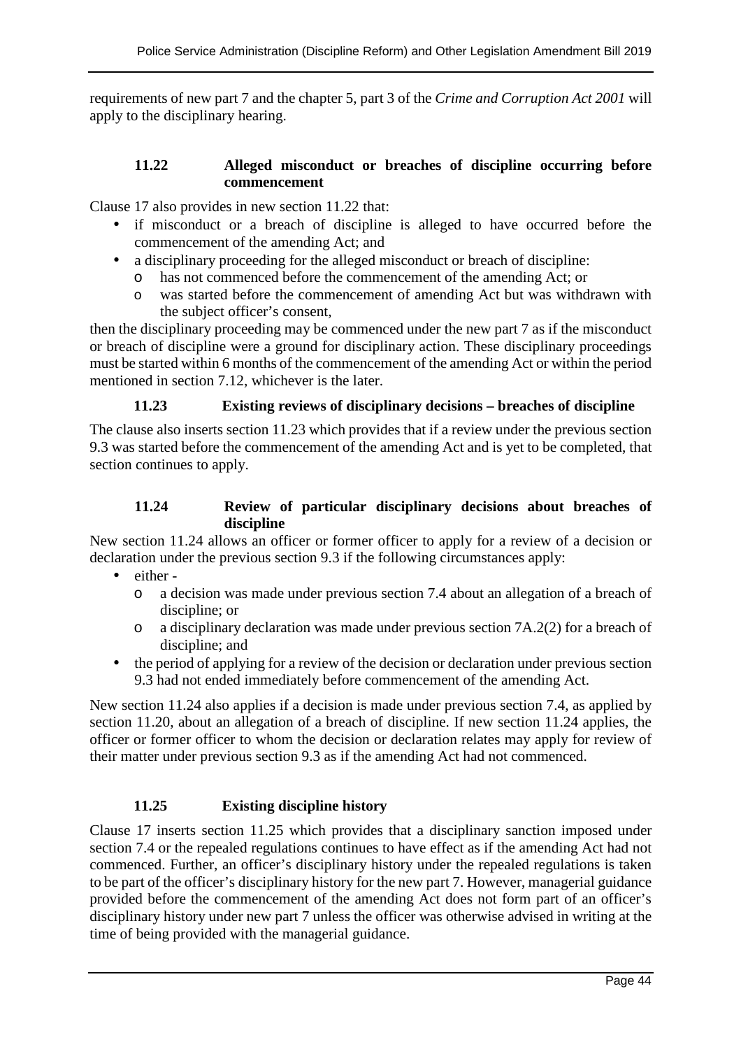requirements of new part 7 and the chapter 5, part 3 of the *Crime and Corruption Act 2001* will apply to the disciplinary hearing.

### 11.22 Alleged misconduct or breaches of discipline occurring before commencement

Clause 17 also provides in new section 11.22 that:

- if misconduct or a breach of discipline is alleged to have occurred before the commencement of the amending Act; and
- a disciplinary proceeding for the alleged misconduct or breach of discipline:
  - has not commenced before the commencement of the amending Act; or
  - was started before the commencement of amending Act but was withdrawn with the subject officer's consent,

then the disciplinary proceeding may be commenced under the new part 7 as if the misconduct or breach of discipline were a ground for disciplinary action. These disciplinary proceedings must be started within 6 months of the commencement of the amending Act or within the period mentioned in section 7.12, whichever is the later.

### 11.23 Existing reviews of disciplinary decisions – breaches of discipline

The clause also inserts section 11.23 which provides that if a review under the previous section 9.3 was started before the commencement of the amending Act and is yet to be completed, that section continues to apply.

### 11.24 Review of particular disciplinary decisions about breaches of discipline

New section 11.24 allows an officer or former officer to apply for a review of a decision or declaration under the previous section 9.3 if the following circumstances apply:

- either -
  - a decision was made under previous section 7.4 about an allegation of a breach of discipline; or
  - a disciplinary declaration was made under previous section 7A.2(2) for a breach of discipline; and
- the period of applying for a review of the decision or declaration under previous section 9.3 had not ended immediately before commencement of the amending Act.

New section 11.24 also applies if a decision is made under previous section 7.4, as applied by section 11.20, about an allegation of a breach of discipline. If new section 11.24 applies, the officer or former officer to whom the decision or declaration relates may apply for review of their matter under previous section 9.3 as if the amending Act had not commenced.

### 11.25 Existing discipline history

Clause 17 inserts section 11.25 which provides that a disciplinary sanction imposed under section 7.4 or the repealed regulations continues to have effect as if the amending Act had not commenced. Further, an officer's disciplinary history under the repealed regulations is taken to be part of the officer's disciplinary history for the new part 7. However, managerial guidance provided before the commencement of the amending Act does not form part of an officer's disciplinary history under new part 7 unless the officer was otherwise advised in writing at the time of being provided with the managerial guidance.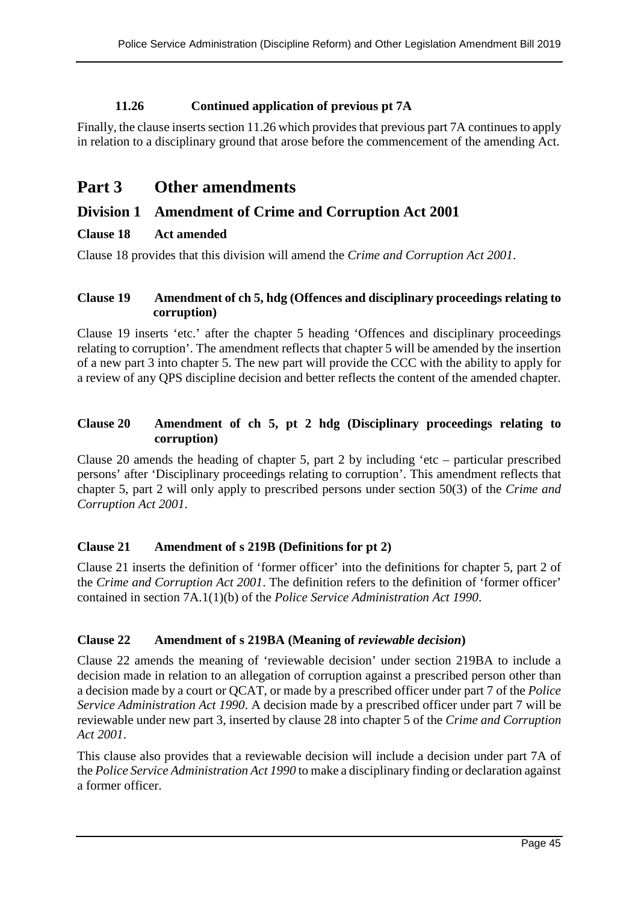#### 11.26 Continued application of previous pt 7A

Finally, the clause inserts section 11.26 which provides that previous part 7A continues to apply in relation to a disciplinary ground that arose before the commencement of the amending Act.

# Part 3 Other amendments

## Division 1 Amendment of Crime and Corruption Act 2001

### Clause 18 Act amended

Clause 18 provides that this division will amend the *Crime and Corruption Act 2001*.

### Clause 19 Amendment of ch 5, hdg (Offences and disciplinary proceedings relating to corruption)

Clause 19 inserts 'etc.' after the chapter 5 heading 'Offences and disciplinary proceedings relating to corruption'. The amendment reflects that chapter 5 will be amended by the insertion of a new part 3 into chapter 5. The new part will provide the CCC with the ability to apply for a review of any QPS discipline decision and better reflects the content of the amended chapter.

### Clause 20 Amendment of ch 5, pt 2 hdg (Disciplinary proceedings relating to corruption)

Clause 20 amends the heading of chapter 5, part 2 by including 'etc – particular prescribed persons' after 'Disciplinary proceedings relating to corruption'. This amendment reflects that chapter 5, part 2 will only apply to prescribed persons under section 50(3) of the *Crime and Corruption Act 2001*.

### Clause 21 Amendment of s 219B (Definitions for pt 2)

Clause 21 inserts the definition of 'former officer' into the definitions for chapter 5, part 2 of the *Crime and Corruption Act 2001*. The definition refers to the definition of 'former officer' contained in section 7A.1(1)(b) of the *Police Service Administration Act 1990*.

### Clause 22 Amendment of s 219BA (Meaning of *reviewable decision*)

Clause 22 amends the meaning of 'reviewable decision' under section 219BA to include a decision made in relation to an allegation of corruption against a prescribed person other than a decision made by a court or QCAT, or made by a prescribed officer under part 7 of the *Police Service Administration Act 1990*. A decision made by a prescribed officer under part 7 will be reviewable under new part 3, inserted by clause 28 into chapter 5 of the *Crime and Corruption Act 2001*.

This clause also provides that a reviewable decision will include a decision under part 7A of the *Police Service Administration Act 1990* to make a disciplinary finding or declaration against a former officer.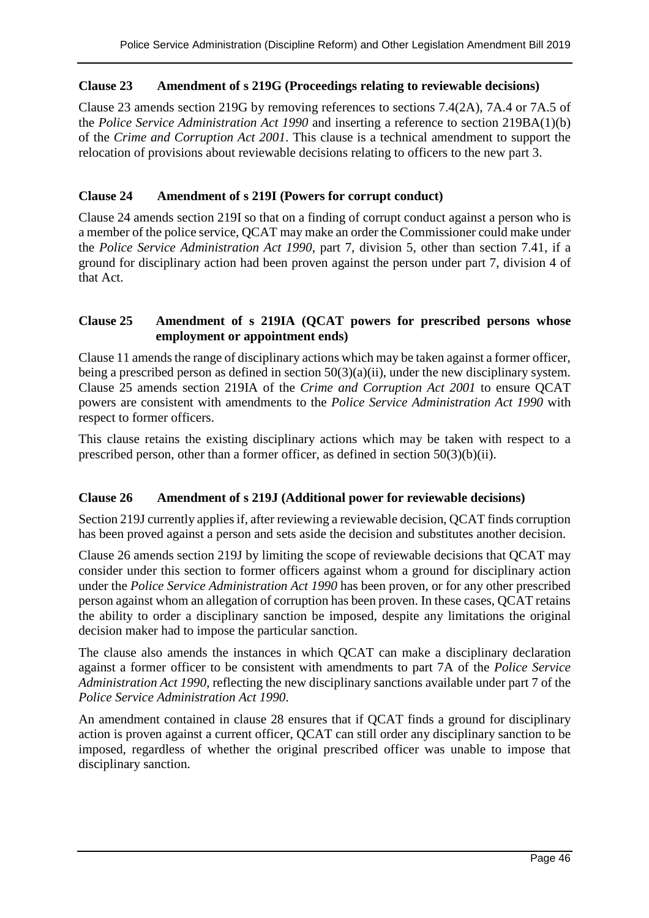### Clause 23 Amendment of s 219G (Proceedings relating to reviewable decisions)

Clause 23 amends section 219G by removing references to sections 7.4(2A), 7A.4 or 7A.5 of the *Police Service Administration Act 1990* and inserting a reference to section 219BA(1)(b) of the *Crime and Corruption Act 2001*. This clause is a technical amendment to support the relocation of provisions about reviewable decisions relating to officers to the new part 3.

### Clause 24 Amendment of s 219I (Powers for corrupt conduct)

Clause 24 amends section 219I so that on a finding of corrupt conduct against a person who is a member of the police service, QCAT may make an order the Commissioner could make under the *Police Service Administration Act 1990*, part 7, division 5, other than section 7.41, if a ground for disciplinary action had been proven against the person under part 7, division 4 of that Act.

### Clause 25 Amendment of s 219IA (QCAT powers for prescribed persons whose employment or appointment ends)

Clause 11 amends the range of disciplinary actions which may be taken against a former officer, being a prescribed person as defined in section 50(3)(a)(ii), under the new disciplinary system. Clause 25 amends section 219IA of the *Crime and Corruption Act 2001* to ensure QCAT powers are consistent with amendments to the *Police Service Administration Act 1990* with respect to former officers.

This clause retains the existing disciplinary actions which may be taken with respect to a prescribed person, other than a former officer, as defined in section 50(3)(b)(ii).

### Clause 26 Amendment of s 219J (Additional power for reviewable decisions)

Section 219J currently applies if, after reviewing a reviewable decision, QCAT finds corruption has been proved against a person and sets aside the decision and substitutes another decision.

Clause 26 amends section 219J by limiting the scope of reviewable decisions that QCAT may consider under this section to former officers against whom a ground for disciplinary action under the *Police Service Administration Act 1990* has been proven, or for any other prescribed person against whom an allegation of corruption has been proven. In these cases, QCAT retains the ability to order a disciplinary sanction be imposed, despite any limitations the original decision maker had to impose the particular sanction.

The clause also amends the instances in which QCAT can make a disciplinary declaration against a former officer to be consistent with amendments to part 7A of the *Police Service Administration Act 1990*, reflecting the new disciplinary sanctions available under part 7 of the *Police Service Administration Act 1990*.

An amendment contained in clause 28 ensures that if QCAT finds a ground for disciplinary action is proven against a current officer, QCAT can still order any disciplinary sanction to be imposed, regardless of whether the original prescribed officer was unable to impose that disciplinary sanction.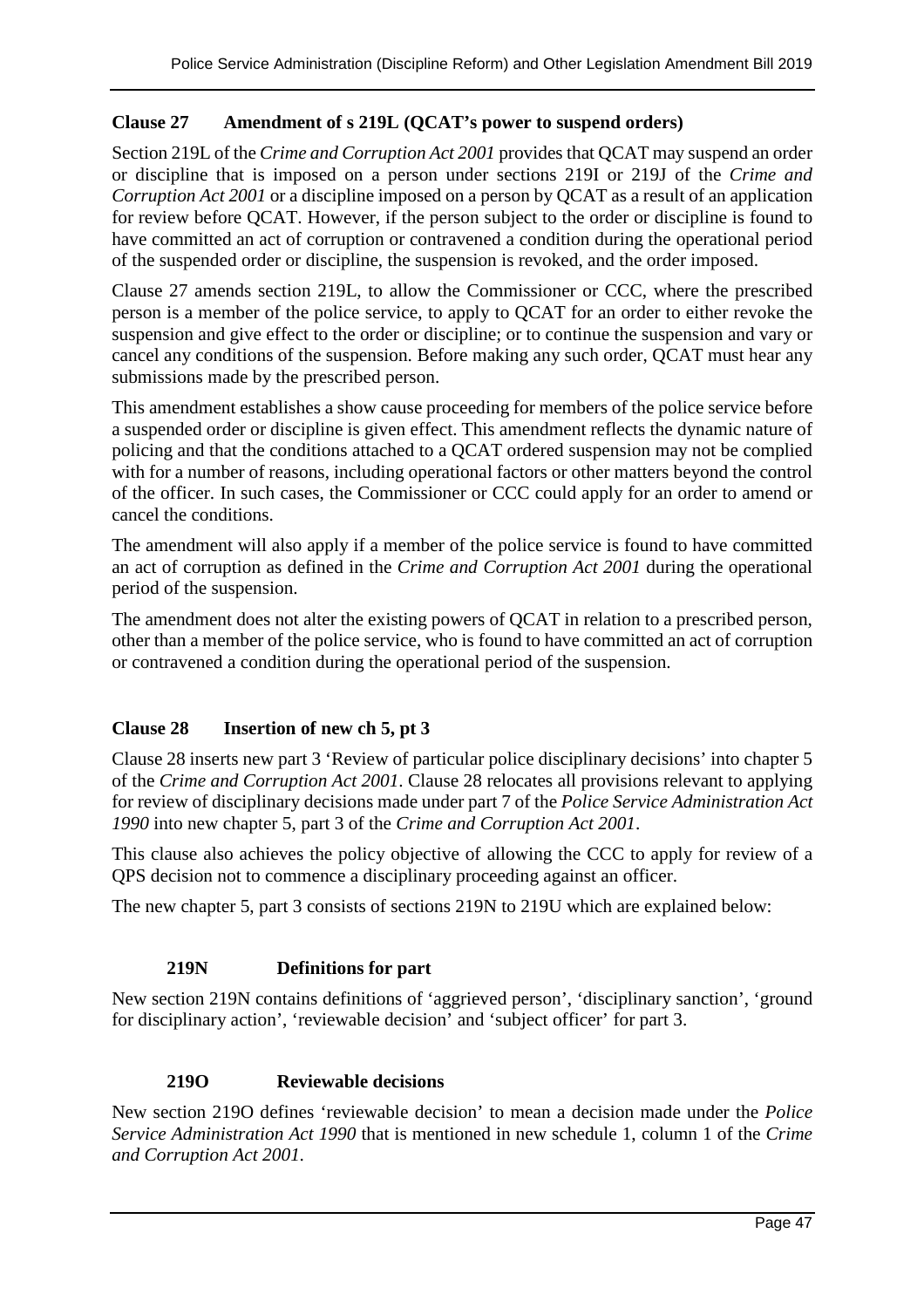### Clause 27 Amendment of s 219L (QCAT's power to suspend orders)

Section 219L of the *Crime and Corruption Act 2001* provides that QCAT may suspend an order or discipline that is imposed on a person under sections 219I or 219J of the *Crime and Corruption Act 2001* or a discipline imposed on a person by QCAT as a result of an application for review before QCAT. However, if the person subject to the order or discipline is found to have committed an act of corruption or contravened a condition during the operational period of the suspended order or discipline, the suspension is revoked, and the order imposed.

Clause 27 amends section 219L, to allow the Commissioner or CCC, where the prescribed person is a member of the police service, to apply to QCAT for an order to either revoke the suspension and give effect to the order or discipline; or to continue the suspension and vary or cancel any conditions of the suspension. Before making any such order, QCAT must hear any submissions made by the prescribed person.

This amendment establishes a show cause proceeding for members of the police service before a suspended order or discipline is given effect. This amendment reflects the dynamic nature of policing and that the conditions attached to a QCAT ordered suspension may not be complied with for a number of reasons, including operational factors or other matters beyond the control of the officer. In such cases, the Commissioner or CCC could apply for an order to amend or cancel the conditions.

The amendment will also apply if a member of the police service is found to have committed an act of corruption as defined in the *Crime and Corruption Act 2001* during the operational period of the suspension.

The amendment does not alter the existing powers of QCAT in relation to a prescribed person, other than a member of the police service, who is found to have committed an act of corruption or contravened a condition during the operational period of the suspension.

### Clause 28 Insertion of new ch 5, pt 3

Clause 28 inserts new part 3 'Review of particular police disciplinary decisions' into chapter 5 of the *Crime and Corruption Act 2001*. Clause 28 relocates all provisions relevant to applying for review of disciplinary decisions made under part 7 of the *Police Service Administration Act 1990* into new chapter 5, part 3 of the *Crime and Corruption Act 2001*.

This clause also achieves the policy objective of allowing the CCC to apply for review of a QPS decision not to commence a disciplinary proceeding against an officer.

The new chapter 5, part 3 consists of sections 219N to 219U which are explained below:

#### 219N Definitions for part

New section 219N contains definitions of 'aggrieved person', 'disciplinary sanction', 'ground for disciplinary action', 'reviewable decision' and 'subject officer' for part 3.

#### 219O Reviewable decisions

New section 219O defines 'reviewable decision' to mean a decision made under the *Police Service Administration Act 1990* that is mentioned in new schedule 1, column 1 of the *Crime and Corruption Act 2001*.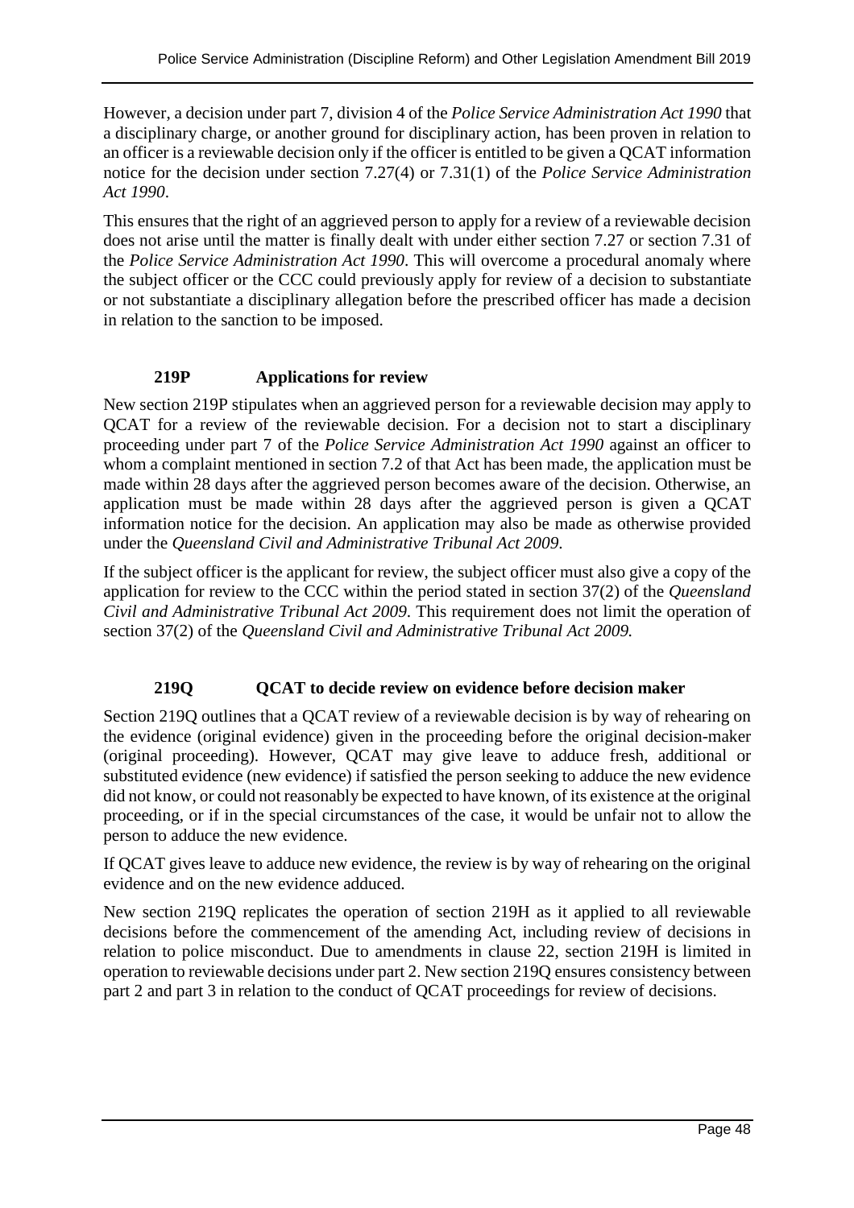However, a decision under part 7, division 4 of the *Police Service Administration Act 1990* that a disciplinary charge, or another ground for disciplinary action, has been proven in relation to an officer is a reviewable decision only if the officer is entitled to be given a QCAT information notice for the decision under section 7.27(4) or 7.31(1) of the *Police Service Administration Act 1990*.

This ensures that the right of an aggrieved person to apply for a review of a reviewable decision does not arise until the matter is finally dealt with under either section 7.27 or section 7.31 of the *Police Service Administration Act 1990*. This will overcome a procedural anomaly where the subject officer or the CCC could previously apply for review of a decision to substantiate or not substantiate a disciplinary allegation before the prescribed officer has made a decision in relation to the sanction to be imposed.

### 219P Applications for review

New section 219P stipulates when an aggrieved person for a reviewable decision may apply to QCAT for a review of the reviewable decision. For a decision not to start a disciplinary proceeding under part 7 of the *Police Service Administration Act 1990* against an officer to whom a complaint mentioned in section 7.2 of that Act has been made, the application must be made within 28 days after the aggrieved person becomes aware of the decision. Otherwise, an application must be made within 28 days after the aggrieved person is given a QCAT information notice for the decision. An application may also be made as otherwise provided under the *Queensland Civil and Administrative Tribunal Act 2009*.

If the subject officer is the applicant for review, the subject officer must also give a copy of the application for review to the CCC within the period stated in section 37(2) of the *Queensland Civil and Administrative Tribunal Act 2009*. This requirement does not limit the operation of section 37(2) of the *Queensland Civil and Administrative Tribunal Act 2009.*

### 219Q QCAT to decide review on evidence before decision maker

Section 219Q outlines that a QCAT review of a reviewable decision is by way of rehearing on the evidence (original evidence) given in the proceeding before the original decision-maker (original proceeding). However, QCAT may give leave to adduce fresh, additional or substituted evidence (new evidence) if satisfied the person seeking to adduce the new evidence did not know, or could not reasonably be expected to have known, of its existence at the original proceeding, or if in the special circumstances of the case, it would be unfair not to allow the person to adduce the new evidence.

If QCAT gives leave to adduce new evidence, the review is by way of rehearing on the original evidence and on the new evidence adduced.

New section 219Q replicates the operation of section 219H as it applied to all reviewable decisions before the commencement of the amending Act, including review of decisions in relation to police misconduct. Due to amendments in clause 22, section 219H is limited in operation to reviewable decisions under part 2. New section 219Q ensures consistency between part 2 and part 3 in relation to the conduct of QCAT proceedings for review of decisions.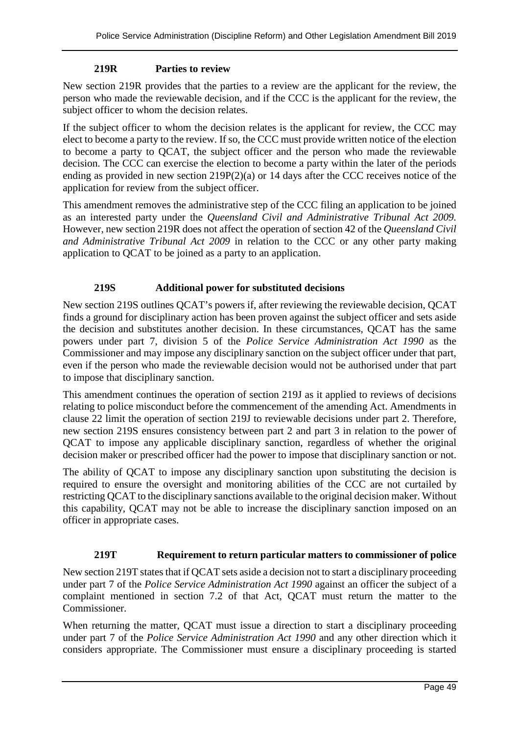#### 219R Parties to review

New section 219R provides that the parties to a review are the applicant for the review, the person who made the reviewable decision, and if the CCC is the applicant for the review, the subject officer to whom the decision relates.

If the subject officer to whom the decision relates is the applicant for review, the CCC may elect to become a party to the review. If so, the CCC must provide written notice of the election to become a party to QCAT, the subject officer and the person who made the reviewable decision. The CCC can exercise the election to become a party within the later of the periods ending as provided in new section 219P(2)(a) or 14 days after the CCC receives notice of the application for review from the subject officer.

This amendment removes the administrative step of the CCC filing an application to be joined as an interested party under the *Queensland Civil and Administrative Tribunal Act 2009.* However, new section 219R does not affect the operation of section 42 of the *Queensland Civil and Administrative Tribunal Act 2009* in relation to the CCC or any other party making application to QCAT to be joined as a party to an application.

#### 219S Additional power for substituted decisions

New section 219S outlines QCAT's powers if, after reviewing the reviewable decision, QCAT finds a ground for disciplinary action has been proven against the subject officer and sets aside the decision and substitutes another decision. In these circumstances, QCAT has the same powers under part 7, division 5 of the *Police Service Administration Act 1990* as the Commissioner and may impose any disciplinary sanction on the subject officer under that part, even if the person who made the reviewable decision would not be authorised under that part to impose that disciplinary sanction.

This amendment continues the operation of section 219J as it applied to reviews of decisions relating to police misconduct before the commencement of the amending Act. Amendments in clause 22 limit the operation of section 219J to reviewable decisions under part 2. Therefore, new section 219S ensures consistency between part 2 and part 3 in relation to the power of QCAT to impose any applicable disciplinary sanction, regardless of whether the original decision maker or prescribed officer had the power to impose that disciplinary sanction or not.

The ability of QCAT to impose any disciplinary sanction upon substituting the decision is required to ensure the oversight and monitoring abilities of the CCC are not curtailed by restricting QCAT to the disciplinary sanctions available to the original decision maker. Without this capability, QCAT may not be able to increase the disciplinary sanction imposed on an officer in appropriate cases.

#### 219T Requirement to return particular matters to commissioner of police

New section 219T states that if QCAT sets aside a decision not to start a disciplinary proceeding under part 7 of the *Police Service Administration Act 1990* against an officer the subject of a complaint mentioned in section 7.2 of that Act, QCAT must return the matter to the Commissioner.

When returning the matter, QCAT must issue a direction to start a disciplinary proceeding under part 7 of the *Police Service Administration Act 1990* and any other direction which it considers appropriate. The Commissioner must ensure a disciplinary proceeding is started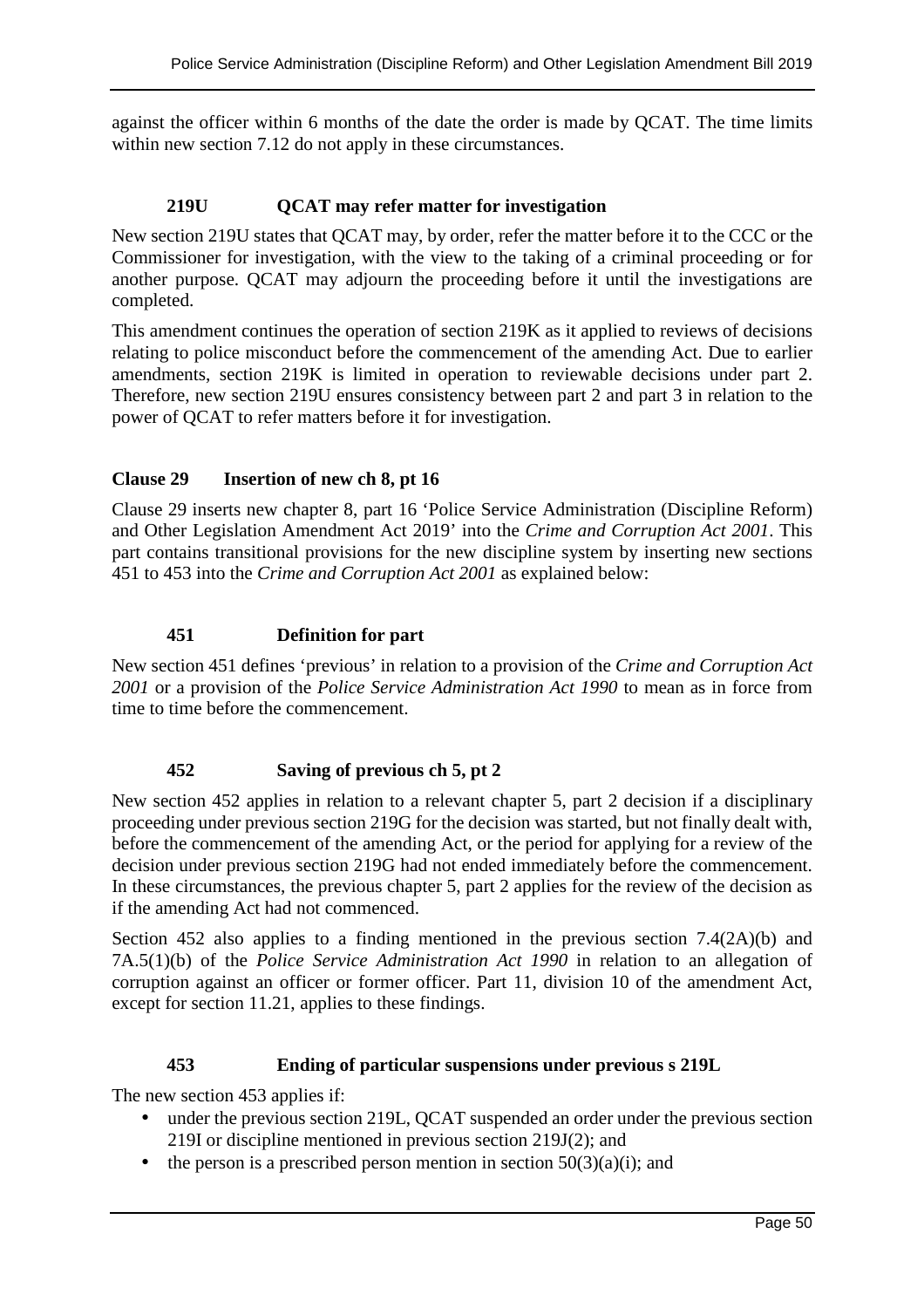against the officer within 6 months of the date the order is made by QCAT. The time limits within new section 7.12 do not apply in these circumstances.

#### 219U QCAT may refer matter for investigation

New section 219U states that QCAT may, by order, refer the matter before it to the CCC or the Commissioner for investigation, with the view to the taking of a criminal proceeding or for another purpose. QCAT may adjourn the proceeding before it until the investigations are completed.

This amendment continues the operation of section 219K as it applied to reviews of decisions relating to police misconduct before the commencement of the amending Act. Due to earlier amendments, section 219K is limited in operation to reviewable decisions under part 2. Therefore, new section 219U ensures consistency between part 2 and part 3 in relation to the power of QCAT to refer matters before it for investigation.

### Clause 29 Insertion of new ch 8, pt 16

Clause 29 inserts new chapter 8, part 16 'Police Service Administration (Discipline Reform) and Other Legislation Amendment Act 2019' into the *Crime and Corruption Act 2001*. This part contains transitional provisions for the new discipline system by inserting new sections 451 to 453 into the *Crime and Corruption Act 2001* as explained below:

#### 451 Definition for part

New section 451 defines 'previous' in relation to a provision of the *Crime and Corruption Act 2001* or a provision of the *Police Service Administration Act 1990* to mean as in force from time to time before the commencement.

#### 452 Saving of previous ch 5, pt 2

New section 452 applies in relation to a relevant chapter 5, part 2 decision if a disciplinary proceeding under previous section 219G for the decision was started, but not finally dealt with, before the commencement of the amending Act, or the period for applying for a review of the decision under previous section 219G had not ended immediately before the commencement. In these circumstances, the previous chapter 5, part 2 applies for the review of the decision as if the amending Act had not commenced.

Section 452 also applies to a finding mentioned in the previous section 7.4(2A)(b) and 7A.5(1)(b) of the *Police Service Administration Act 1990* in relation to an allegation of corruption against an officer or former officer. Part 11, division 10 of the amendment Act, except for section 11.21, applies to these findings.

#### 453 Ending of particular suspensions under previous s 219L

The new section 453 applies if:

- under the previous section 219L, QCAT suspended an order under the previous section 219I or discipline mentioned in previous section 219J(2); and
- the person is a prescribed person mention in section 50(3)(a)(i); and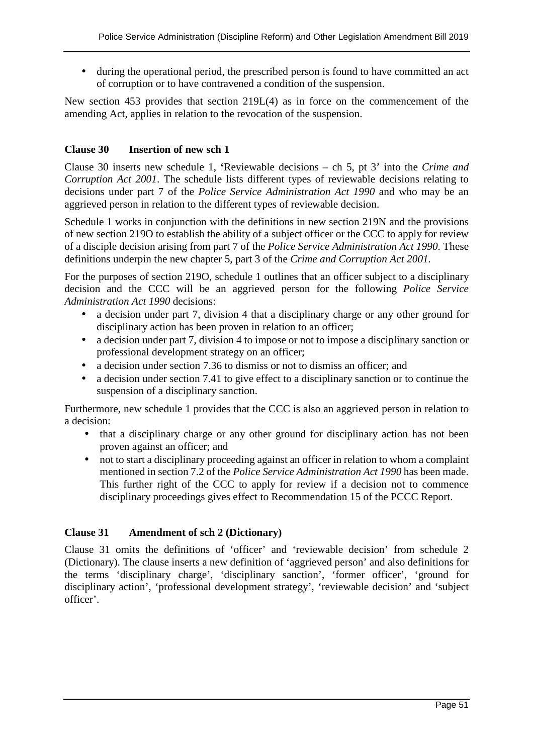- during the operational period, the prescribed person is found to have committed an act of corruption or to have contravened a condition of the suspension.

New section 453 provides that section 219L(4) as in force on the commencement of the amending Act, applies in relation to the revocation of the suspension.

### Clause 30 Insertion of new sch 1

Clause 30 inserts new schedule 1, 'Reviewable decisions – ch 5, pt 3' into the *Crime and Corruption Act 2001*. The schedule lists different types of reviewable decisions relating to decisions under part 7 of the *Police Service Administration Act 1990* and who may be an aggrieved person in relation to the different types of reviewable decision.

Schedule 1 works in conjunction with the definitions in new section 219N and the provisions of new section 219O to establish the ability of a subject officer or the CCC to apply for review of a disciple decision arising from part 7 of the *Police Service Administration Act 1990*. These definitions underpin the new chapter 5, part 3 of the *Crime and Corruption Act 2001*.

For the purposes of section 219O, schedule 1 outlines that an officer subject to a disciplinary decision and the CCC will be an aggrieved person for the following *Police Service Administration Act 1990* decisions:

- a decision under part 7, division 4 that a disciplinary charge or any other ground for disciplinary action has been proven in relation to an officer;
- a decision under part 7, division 4 to impose or not to impose a disciplinary sanction or professional development strategy on an officer;
- a decision under section 7.36 to dismiss or not to dismiss an officer; and
- a decision under section 7.41 to give effect to a disciplinary sanction or to continue the suspension of a disciplinary sanction.

Furthermore, new schedule 1 provides that the CCC is also an aggrieved person in relation to a decision:

- that a disciplinary charge or any other ground for disciplinary action has not been proven against an officer; and
- not to start a disciplinary proceeding against an officer in relation to whom a complaint mentioned in section 7.2 of the *Police Service Administration Act 1990* has been made. This further right of the CCC to apply for review if a decision not to commence disciplinary proceedings gives effect to Recommendation 15 of the PCCC Report.

### Clause 31 Amendment of sch 2 (Dictionary)

Clause 31 omits the definitions of 'officer' and 'reviewable decision' from schedule 2 (Dictionary). The clause inserts a new definition of 'aggrieved person' and also definitions for the terms 'disciplinary charge', 'disciplinary sanction', 'former officer', 'ground for disciplinary action', 'professional development strategy', 'reviewable decision' and 'subject officer'.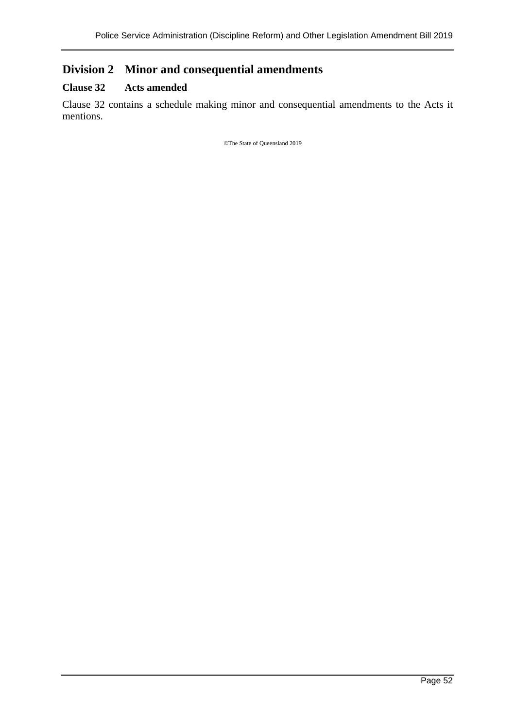## Division 2 Minor and consequential amendments

### Clause 32 Acts amended

Clause 32 contains a schedule making minor and consequential amendments to the Acts it mentions.

©The State of Queensland 2019